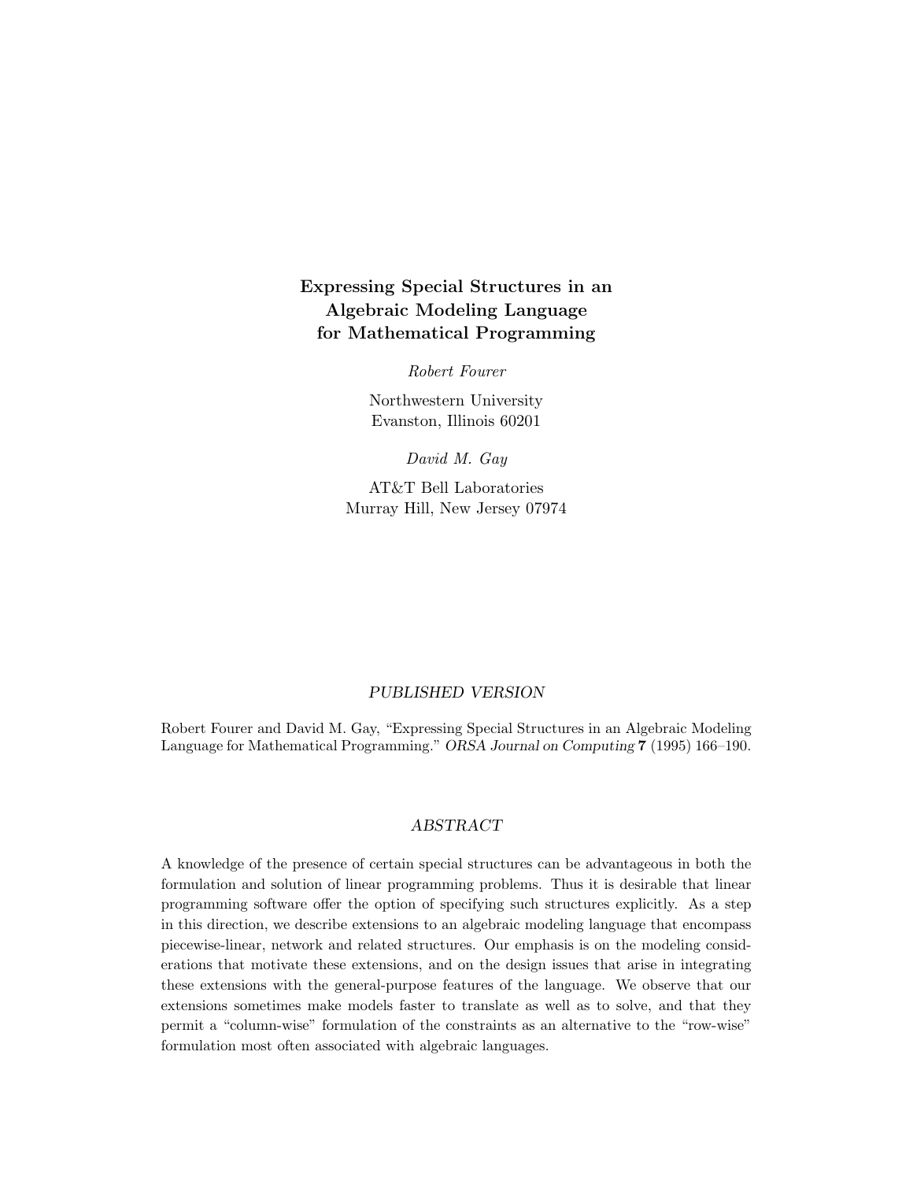# Expressing Special Structures in an Algebraic Modeling Language for Mathematical Programming

*Robert Fourer*

Northwestern University
Evanston, Illinois 60201

*David M. Gay*

AT&T Bell Laboratories
Murray Hill, New Jersey 07974

*PUBLISHED VERSION*

Robert Fourer and David M. Gay, "Expressing Special Structures in an Algebraic Modeling Language for Mathematical Programming." *ORSA Journal on Computing* **7** (1995) 166–190.

*ABSTRACT*

A knowledge of the presence of certain special structures can be advantageous in both the formulation and solution of linear programming problems. Thus it is desirable that linear programming software offer the option of specifying such structures explicitly. As a step in this direction, we describe extensions to an algebraic modeling language that encompass piecewise-linear, network and related structures. Our emphasis is on the modeling considerations that motivate these extensions, and on the design issues that arise in integrating these extensions with the general-purpose features of the language. We observe that our extensions sometimes make models faster to translate as well as to solve, and that they permit a "column-wise" formulation of the constraints as an alternative to the "row-wise" formulation most often associated with algebraic languages.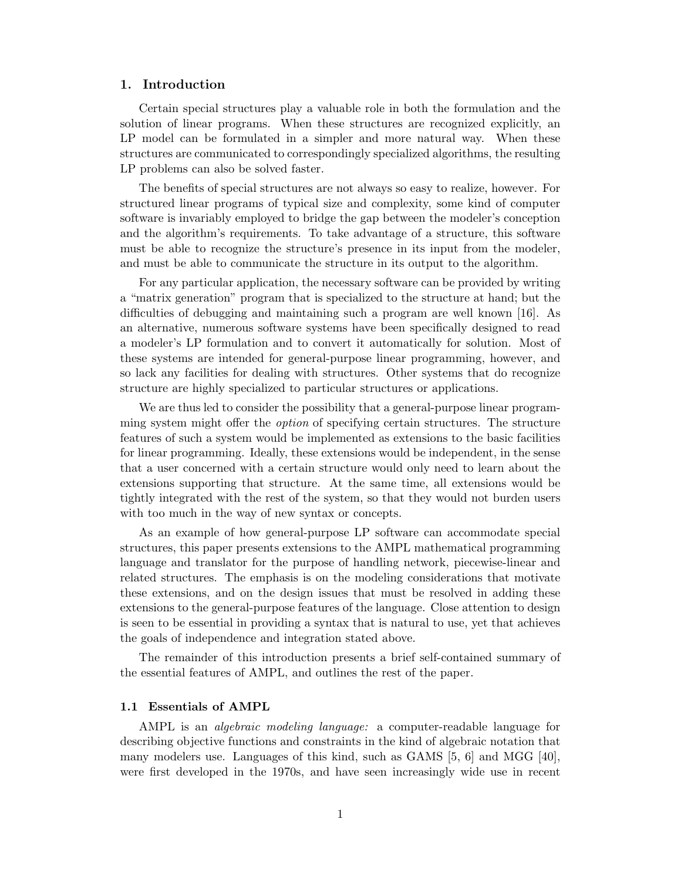## 1. Introduction

Certain special structures play a valuable role in both the formulation and the solution of linear programs. When these structures are recognized explicitly, an LP model can be formulated in a simpler and more natural way. When these structures are communicated to correspondingly specialized algorithms, the resulting LP problems can also be solved faster.

The benefits of special structures are not always so easy to realize, however. For structured linear programs of typical size and complexity, some kind of computer software is invariably employed to bridge the gap between the modeler's conception and the algorithm's requirements. To take advantage of a structure, this software must be able to recognize the structure's presence in its input from the modeler, and must be able to communicate the structure in its output to the algorithm.

For any particular application, the necessary software can be provided by writing a "matrix generation" program that is specialized to the structure at hand; but the difficulties of debugging and maintaining such a program are well known [16]. As an alternative, numerous software systems have been specifically designed to read a modeler's LP formulation and to convert it automatically for solution. Most of these systems are intended for general-purpose linear programming, however, and so lack any facilities for dealing with structures. Other systems that do recognize structure are highly specialized to particular structures or applications.

We are thus led to consider the possibility that a general-purpose linear programming system might offer the *option* of specifying certain structures. The structure features of such a system would be implemented as extensions to the basic facilities for linear programming. Ideally, these extensions would be independent, in the sense that a user concerned with a certain structure would only need to learn about the extensions supporting that structure. At the same time, all extensions would be tightly integrated with the rest of the system, so that they would not burden users with too much in the way of new syntax or concepts.

As an example of how general-purpose LP software can accommodate special structures, this paper presents extensions to the AMPL mathematical programming language and translator for the purpose of handling network, piecewise-linear and related structures. The emphasis is on the modeling considerations that motivate these extensions, and on the design issues that must be resolved in adding these extensions to the general-purpose features of the language. Close attention to design is seen to be essential in providing a syntax that is natural to use, yet that achieves the goals of independence and integration stated above.

The remainder of this introduction presents a brief self-contained summary of the essential features of AMPL, and outlines the rest of the paper.

### 1.1 Essentials of AMPL

AMPL is an *algebraic modeling language:* a computer-readable language for describing objective functions and constraints in the kind of algebraic notation that many modelers use. Languages of this kind, such as GAMS [5, 6] and MGG [40], were first developed in the 1970s, and have seen increasingly wide use in recent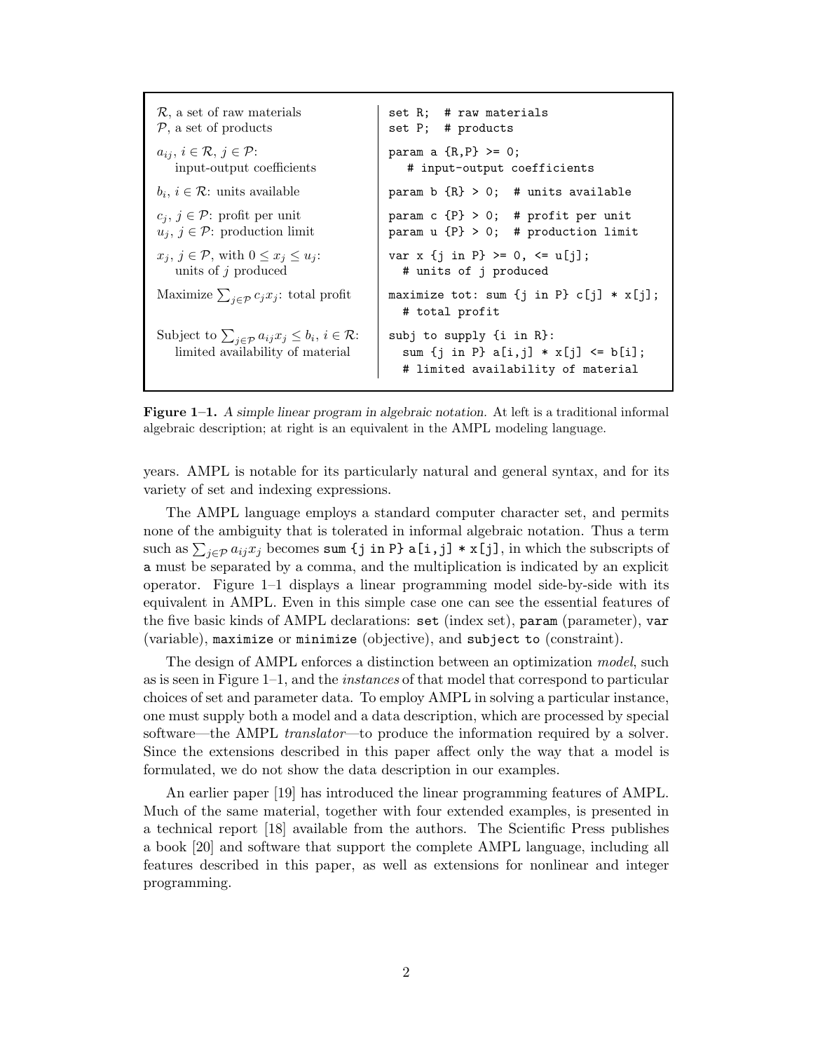| | |
|---|---|
| $\mathcal{R}$, a set of raw materials<br>$\mathcal{P}$, a set of products | `set R;  # raw materials`<br>`set P;  # products` |
| $a_{ij}$, $i \in \mathcal{R}$, $j \in \mathcal{P}$:<br>input-output coefficients | `param a {R,P} >= 0;`<br>`# input-output coefficients` |
| $b_i$, $i \in \mathcal{R}$: units available | `param b {R} > 0;  # units available` |
| $c_j$, $j \in \mathcal{P}$: profit per unit<br>$u_j$, $j \in \mathcal{P}$: production limit | `param c {P} > 0;  # profit per unit`<br>`param u {P} > 0;  # production limit` |
| $x_j$, $j \in \mathcal{P}$, with $0 \le x_j \le u_j$:<br>units of $j$ produced | `var x {j in P} >= 0, <= u[j];`<br>`# units of j produced` |
| Maximize $\sum_{j \in \mathcal{P}} c_j x_j$: total profit | `maximize tot: sum {j in P} c[j] * x[j];`<br>`# total profit` |
| Subject to $\sum_{j \in \mathcal{P}} a_{ij} x_j \le b_i$, $i \in \mathcal{R}$:<br>limited availability of material | `subj to supply {i in R}:`<br>`sum {j in P} a[i,j] * x[j] <= b[i];`<br>`# limited availability of material` |

**Figure 1–1.** *A simple linear program in algebraic notation.* At left is a traditional informal algebraic description; at right is an equivalent in the AMPL modeling language.

years. AMPL is notable for its particularly natural and general syntax, and for its variety of set and indexing expressions.

The AMPL language employs a standard computer character set, and permits none of the ambiguity that is tolerated in informal algebraic notation. Thus a term such as $\sum_{j \in \mathcal{P}} a_{ij} x_j$ becomes `sum {j in P} a[i,j] * x[j]`, in which the subscripts of `a` must be separated by a comma, and the multiplication is indicated by an explicit operator. Figure 1–1 displays a linear programming model side-by-side with its equivalent in AMPL. Even in this simple case one can see the essential features of the five basic kinds of AMPL declarations: `set` (index set), `param` (parameter), `var` (variable), `maximize` or `minimize` (objective), and `subject to` (constraint).

The design of AMPL enforces a distinction between an optimization *model*, such as is seen in Figure 1–1, and the *instances* of that model that correspond to particular choices of set and parameter data. To employ AMPL in solving a particular instance, one must supply both a model and a data description, which are processed by special software—the AMPL *translator*—to produce the information required by a solver. Since the extensions described in this paper affect only the way that a model is formulated, we do not show the data description in our examples.

An earlier paper [19] has introduced the linear programming features of AMPL. Much of the same material, together with four extended examples, is presented in a technical report [18] available from the authors. The Scientific Press publishes a book [20] and software that support the complete AMPL language, including all features described in this paper, as well as extensions for nonlinear and integer programming.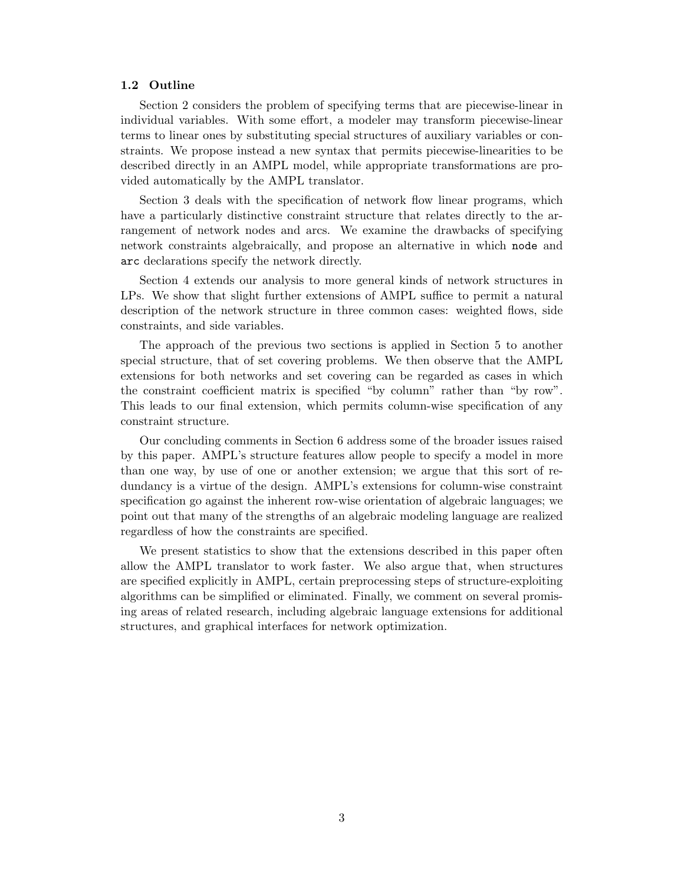### 1.2 Outline

Section 2 considers the problem of specifying terms that are piecewise-linear in individual variables. With some effort, a modeler may transform piecewise-linear terms to linear ones by substituting special structures of auxiliary variables or constraints. We propose instead a new syntax that permits piecewise-linearities to be described directly in an AMPL model, while appropriate transformations are provided automatically by the AMPL translator.

Section 3 deals with the specification of network flow linear programs, which have a particularly distinctive constraint structure that relates directly to the arrangement of network nodes and arcs. We examine the drawbacks of specifying network constraints algebraically, and propose an alternative in which `node` and `arc` declarations specify the network directly.

Section 4 extends our analysis to more general kinds of network structures in LPs. We show that slight further extensions of AMPL suffice to permit a natural description of the network structure in three common cases: weighted flows, side constraints, and side variables.

The approach of the previous two sections is applied in Section 5 to another special structure, that of set covering problems. We then observe that the AMPL extensions for both networks and set covering can be regarded as cases in which the constraint coefficient matrix is specified "by column" rather than "by row". This leads to our final extension, which permits column-wise specification of any constraint structure.

Our concluding comments in Section 6 address some of the broader issues raised by this paper. AMPL's structure features allow people to specify a model in more than one way, by use of one or another extension; we argue that this sort of redundancy is a virtue of the design. AMPL's extensions for column-wise constraint specification go against the inherent row-wise orientation of algebraic languages; we point out that many of the strengths of an algebraic modeling language are realized regardless of how the constraints are specified.

We present statistics to show that the extensions described in this paper often allow the AMPL translator to work faster. We also argue that, when structures are specified explicitly in AMPL, certain preprocessing steps of structure-exploiting algorithms can be simplified or eliminated. Finally, we comment on several promising areas of related research, including algebraic language extensions for additional structures, and graphical interfaces for network optimization.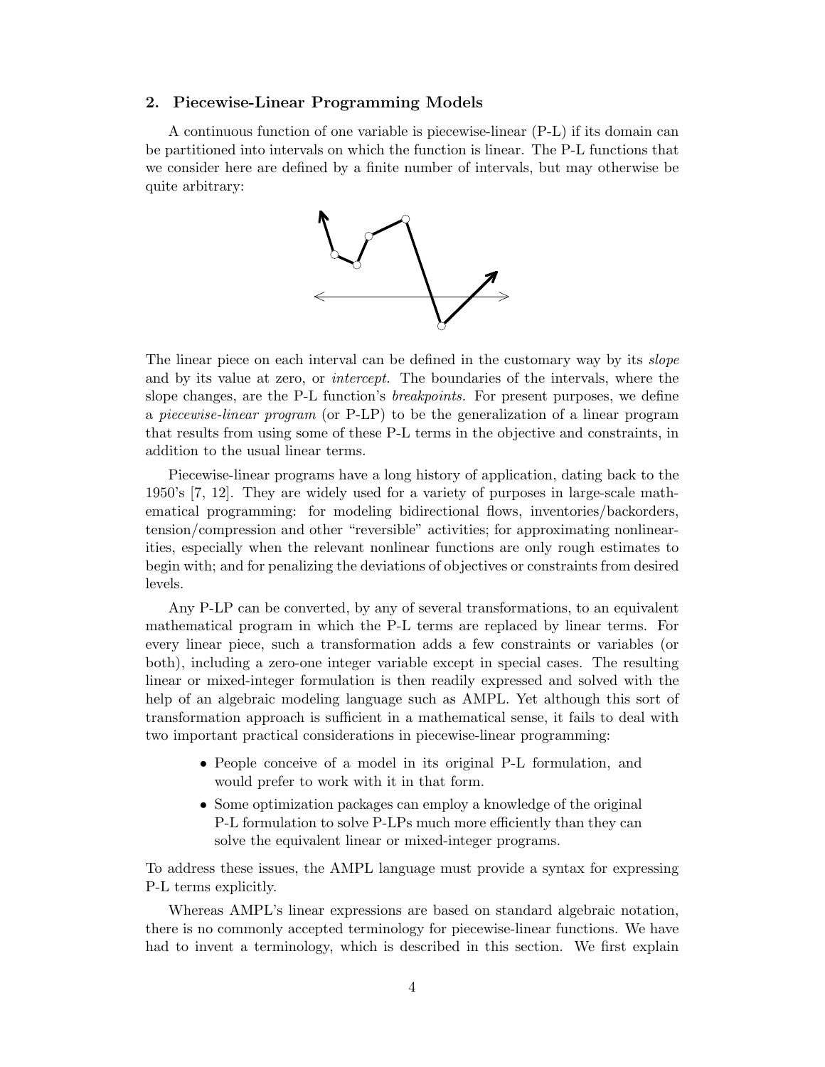## 2. Piecewise-Linear Programming Models

A continuous function of one variable is piecewise-linear (P-L) if its domain can be partitioned into intervals on which the function is linear. The P-L functions that we consider here are defined by a finite number of intervals, but may otherwise be quite arbitrary:

The linear piece on each interval can be defined in the customary way by its *slope* and by its value at zero, or *intercept*. The boundaries of the intervals, where the slope changes, are the P-L function's *breakpoints*. For present purposes, we define a *piecewise-linear program* (or P-LP) to be the generalization of a linear program that results from using some of these P-L terms in the objective and constraints, in addition to the usual linear terms.

Piecewise-linear programs have a long history of application, dating back to the 1950's [7, 12]. They are widely used for a variety of purposes in large-scale mathematical programming: for modeling bidirectional flows, inventories/backorders, tension/compression and other "reversible" activities; for approximating nonlinearities, especially when the relevant nonlinear functions are only rough estimates to begin with; and for penalizing the deviations of objectives or constraints from desired levels.

Any P-LP can be converted, by any of several transformations, to an equivalent mathematical program in which the P-L terms are replaced by linear terms. For every linear piece, such a transformation adds a few constraints or variables (or both), including a zero-one integer variable except in special cases. The resulting linear or mixed-integer formulation is then readily expressed and solved with the help of an algebraic modeling language such as AMPL. Yet although this sort of transformation approach is sufficient in a mathematical sense, it fails to deal with two important practical considerations in piecewise-linear programming:

- People conceive of a model in its original P-L formulation, and would prefer to work with it in that form.
- Some optimization packages can employ a knowledge of the original P-L formulation to solve P-LPs much more efficiently than they can solve the equivalent linear or mixed-integer programs.

To address these issues, the AMPL language must provide a syntax for expressing P-L terms explicitly.

Whereas AMPL's linear expressions are based on standard algebraic notation, there is no commonly accepted terminology for piecewise-linear functions. We have had to invent a terminology, which is described in this section. We first explain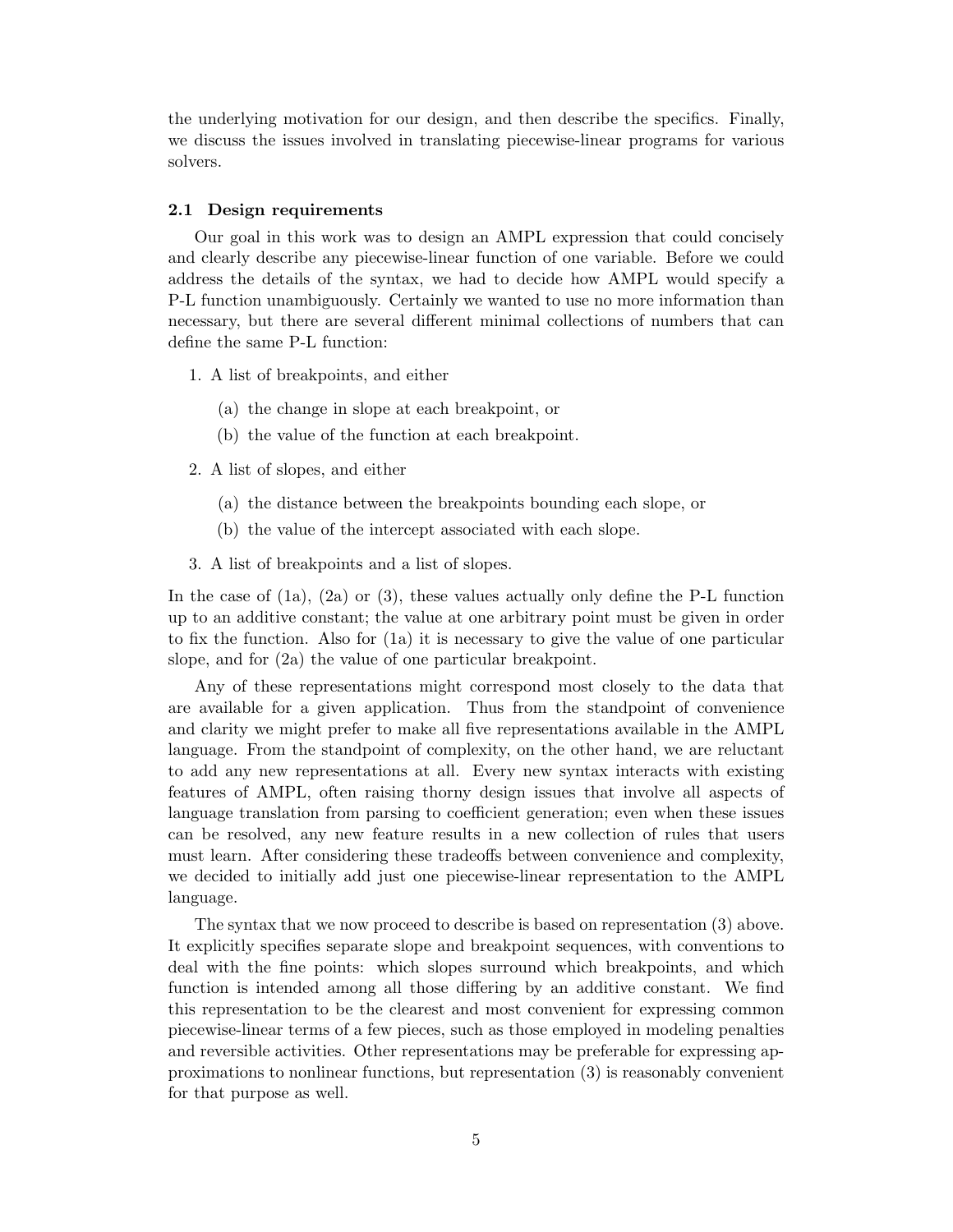the underlying motivation for our design, and then describe the specifics. Finally, we discuss the issues involved in translating piecewise-linear programs for various solvers.

### 2.1 Design requirements

Our goal in this work was to design an AMPL expression that could concisely and clearly describe any piecewise-linear function of one variable. Before we could address the details of the syntax, we had to decide how AMPL would specify a P-L function unambiguously. Certainly we wanted to use no more information than necessary, but there are several different minimal collections of numbers that can define the same P-L function:

1. A list of breakpoints, and either
   - (a) the change in slope at each breakpoint, or
   - (b) the value of the function at each breakpoint.
2. A list of slopes, and either
   - (a) the distance between the breakpoints bounding each slope, or
   - (b) the value of the intercept associated with each slope.
3. A list of breakpoints and a list of slopes.

In the case of (1a), (2a) or (3), these values actually only define the P-L function up to an additive constant; the value at one arbitrary point must be given in order to fix the function. Also for (1a) it is necessary to give the value of one particular slope, and for (2a) the value of one particular breakpoint.

Any of these representations might correspond most closely to the data that are available for a given application. Thus from the standpoint of convenience and clarity we might prefer to make all five representations available in the AMPL language. From the standpoint of complexity, on the other hand, we are reluctant to add any new representations at all. Every new syntax interacts with existing features of AMPL, often raising thorny design issues that involve all aspects of language translation from parsing to coefficient generation; even when these issues can be resolved, any new feature results in a new collection of rules that users must learn. After considering these tradeoffs between convenience and complexity, we decided to initially add just one piecewise-linear representation to the AMPL language.

The syntax that we now proceed to describe is based on representation (3) above. It explicitly specifies separate slope and breakpoint sequences, with conventions to deal with the fine points: which slopes surround which breakpoints, and which function is intended among all those differing by an additive constant. We find this representation to be the clearest and most convenient for expressing common piecewise-linear terms of a few pieces, such as those employed in modeling penalties and reversible activities. Other representations may be preferable for expressing approximations to nonlinear functions, but representation (3) is reasonably convenient for that purpose as well.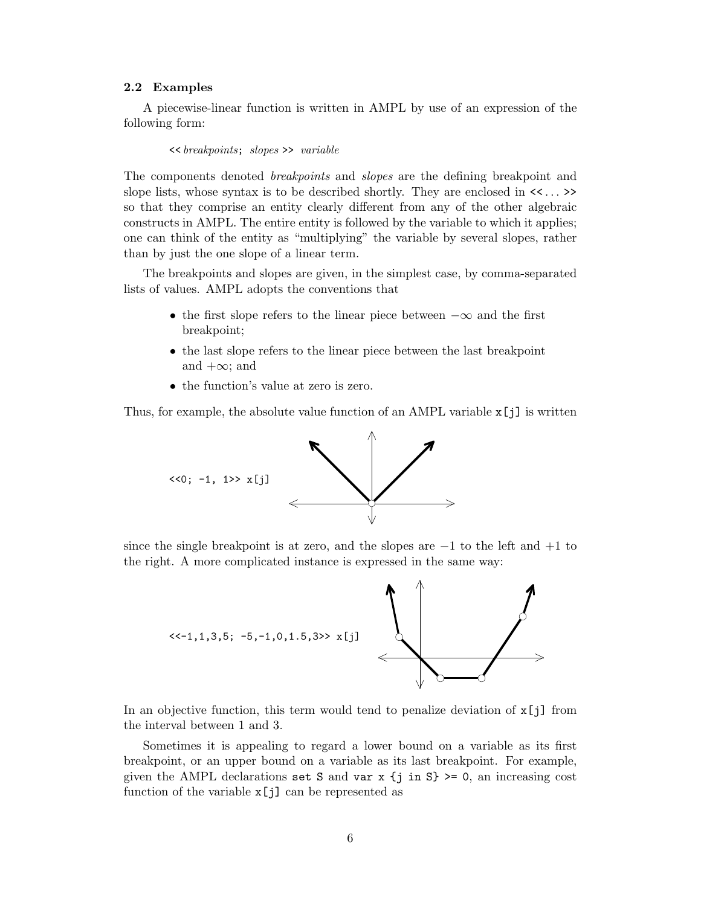### 2.2 Examples

A piecewise-linear function is written in AMPL by use of an expression of the following form:

```
<< breakpoints; slopes >> variable
```

The components denoted *breakpoints* and *slopes* are the defining breakpoint and slope lists, whose syntax is to be described shortly. They are enclosed in `<<`... `>>` so that they comprise an entity clearly different from any of the other algebraic constructs in AMPL. The entire entity is followed by the variable to which it applies; one can think of the entity as "multiplying" the variable by several slopes, rather than by just the one slope of a linear term.

The breakpoints and slopes are given, in the simplest case, by comma-separated lists of values. AMPL adopts the conventions that

- the first slope refers to the linear piece between $-\infty$ and the first breakpoint;
- the last slope refers to the linear piece between the last breakpoint and $+\infty$; and
- the function's value at zero is zero.

Thus, for example, the absolute value function of an AMPL variable `x[j]` is written

```
<<0; -1, 1>> x[j]
```

since the single breakpoint is at zero, and the slopes are $-1$ to the left and $+1$ to the right. A more complicated instance is expressed in the same way:

```
<<-1,1,3,5; -5,-1,0,1.5,3>> x[j]
```

In an objective function, this term would tend to penalize deviation of `x[j]` from the interval between 1 and 3.

Sometimes it is appealing to regard a lower bound on a variable as its first breakpoint, or an upper bound on a variable as its last breakpoint. For example, given the AMPL declarations `set S` and `var x {j in S} >= 0`, an increasing cost function of the variable `x[j]` can be represented as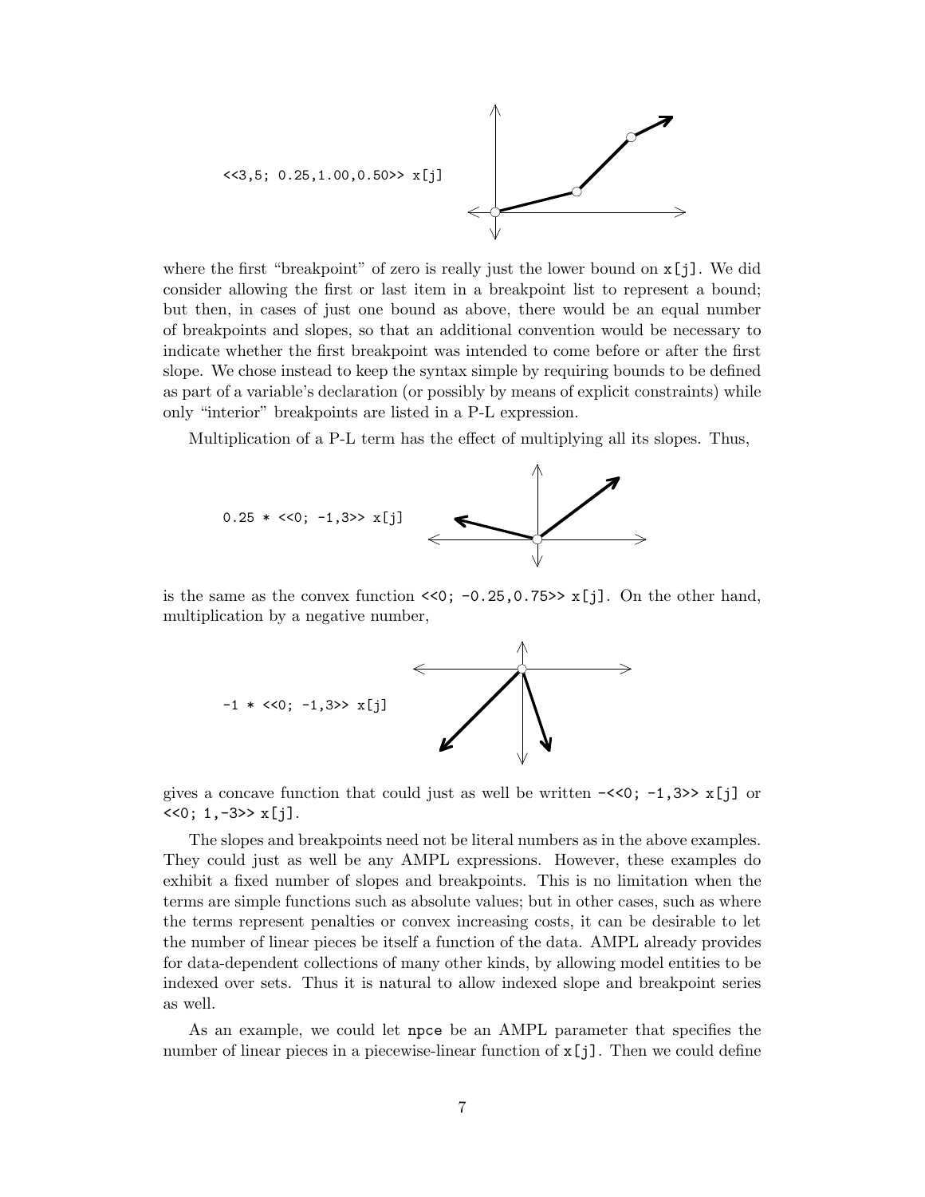```
<<3,5; 0.25,1.00,0.50>> x[j]
```

where the first "breakpoint" of zero is really just the lower bound on `x[j]`. We did consider allowing the first or last item in a breakpoint list to represent a bound; but then, in cases of just one bound as above, there would be an equal number of breakpoints and slopes, so that an additional convention would be necessary to indicate whether the first breakpoint was intended to come before or after the first slope. We chose instead to keep the syntax simple by requiring bounds to be defined as part of a variable's declaration (or possibly by means of explicit constraints) while only "interior" breakpoints are listed in a P-L expression.

Multiplication of a P-L term has the effect of multiplying all its slopes. Thus,

```
0.25 * <<0; -1,3>> x[j]
```

is the same as the convex function `<<0; -0.25,0.75>> x[j]`. On the other hand, multiplication by a negative number,

```
-1 * <<0; -1,3>> x[j]
```

gives a concave function that could just as well be written `-<<0; -1,3>> x[j]` or `<<0; 1,-3>> x[j]`.

The slopes and breakpoints need not be literal numbers as in the above examples. They could just as well be any AMPL expressions. However, these examples do exhibit a fixed number of slopes and breakpoints. This is no limitation when the terms are simple functions such as absolute values; but in other cases, such as where the terms represent penalties or convex increasing costs, it can be desirable to let the number of linear pieces be itself a function of the data. AMPL already provides for data-dependent collections of many other kinds, by allowing model entities to be indexed over sets. Thus it is natural to allow indexed slope and breakpoint series as well.

As an example, we could let `npce` be an AMPL parameter that specifies the number of linear pieces in a piecewise-linear function of `x[j]`. Then we could define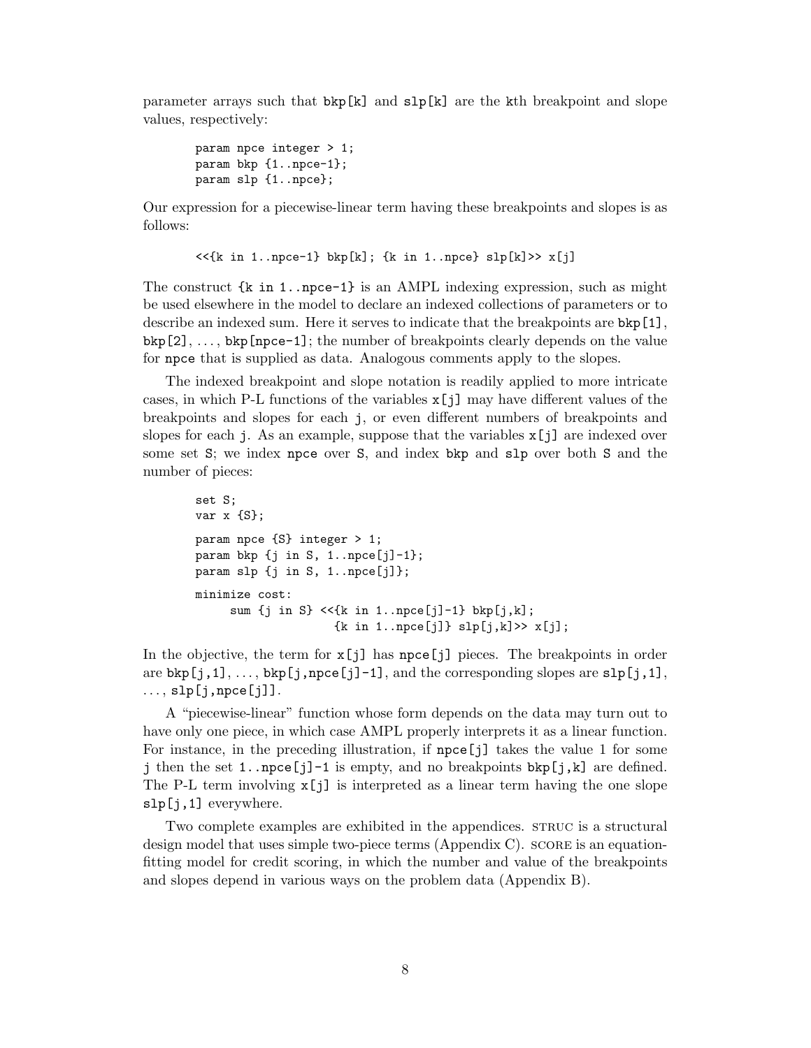parameter arrays such that `bkp[k]` and `slp[k]` are the `k`th breakpoint and slope values, respectively:

```
param npce integer > 1;
param bkp {1..npce-1};
param slp {1..npce};
```

Our expression for a piecewise-linear term having these breakpoints and slopes is as follows:

```
<<{k in 1..npce-1} bkp[k]; {k in 1..npce} slp[k]>> x[j]
```

The construct `{k in 1..npce-1}` is an AMPL indexing expression, such as might be used elsewhere in the model to declare an indexed collections of parameters or to describe an indexed sum. Here it serves to indicate that the breakpoints are `bkp[1]`, `bkp[2]`, ..., `bkp[npce-1]`; the number of breakpoints clearly depends on the value for `npce` that is supplied as data. Analogous comments apply to the slopes.

The indexed breakpoint and slope notation is readily applied to more intricate cases, in which P-L functions of the variables `x[j]` may have different values of the breakpoints and slopes for each `j`, or even different numbers of breakpoints and slopes for each `j`. As an example, suppose that the variables `x[j]` are indexed over some set `S`; we index `npce` over `S`, and index `bkp` and `slp` over both `S` and the number of pieces:

```
set S;
var x {S};

param npce {S} integer > 1;
param bkp {j in S, 1..npce[j]-1};
param slp {j in S, 1..npce[j]};

minimize cost:
     sum {j in S} <<{k in 1..npce[j]-1} bkp[j,k];
                    {k in 1..npce[j]} slp[j,k]>> x[j];
```

In the objective, the term for `x[j]` has `npce[j]` pieces. The breakpoints in order are `bkp[j,1]`, ..., `bkp[j,npce[j]-1]`, and the corresponding slopes are `slp[j,1]`, ..., `slp[j,npce[j]]`.

A "piecewise-linear" function whose form depends on the data may turn out to have only one piece, in which case AMPL properly interprets it as a linear function. For instance, in the preceding illustration, if `npce[j]` takes the value 1 for some `j` then the set `1..npce[j]-1` is empty, and no breakpoints `bkp[j,k]` are defined. The P-L term involving `x[j]` is interpreted as a linear term having the one slope `slp[j,1]` everywhere.

Two complete examples are exhibited in the appendices. STRUC is a structural design model that uses simple two-piece terms (Appendix C). SCORE is an equation-fitting model for credit scoring, in which the number and value of the breakpoints and slopes depend in various ways on the problem data (Appendix B).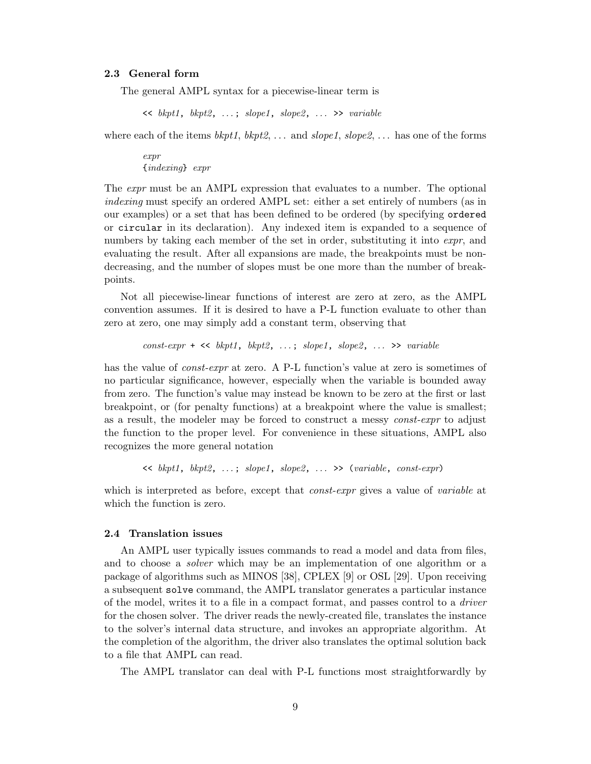### 2.3 General form

The general AMPL syntax for a piecewise-linear term is

```
<< bkpt1, bkpt2, ...; slope1, slope2, ... >> variable
```

where each of the items *bkpt1*, *bkpt2*, ... and *slope1*, *slope2*, ... has one of the forms

```
expr
{indexing} expr
```

The *expr* must be an AMPL expression that evaluates to a number. The optional *indexing* must specify an ordered AMPL set: either a set entirely of numbers (as in our examples) or a set that has been defined to be ordered (by specifying `ordered` or `circular` in its declaration). Any indexed item is expanded to a sequence of numbers by taking each member of the set in order, substituting it into *expr*, and evaluating the result. After all expansions are made, the breakpoints must be nondecreasing, and the number of slopes must be one more than the number of breakpoints.

Not all piecewise-linear functions of interest are zero at zero, as the AMPL convention assumes. If it is desired to have a P-L function evaluate to other than zero at zero, one may simply add a constant term, observing that

```
const-expr + << bkpt1, bkpt2, ...; slope1, slope2, ... >> variable
```

has the value of *const-expr* at zero. A P-L function's value at zero is sometimes of no particular significance, however, especially when the variable is bounded away from zero. The function's value may instead be known to be zero at the first or last breakpoint, or (for penalty functions) at a breakpoint where the value is smallest; as a result, the modeler may be forced to construct a messy *const-expr* to adjust the function to the proper level. For convenience in these situations, AMPL also recognizes the more general notation

```
<< bkpt1, bkpt2, ...; slope1, slope2, ... >> (variable, const-expr)
```

which is interpreted as before, except that *const-expr* gives a value of *variable* at which the function is zero.

### 2.4 Translation issues

An AMPL user typically issues commands to read a model and data from files, and to choose a *solver* which may be an implementation of one algorithm or a package of algorithms such as MINOS [38], CPLEX [9] or OSL [29]. Upon receiving a subsequent `solve` command, the AMPL translator generates a particular instance of the model, writes it to a file in a compact format, and passes control to a *driver* for the chosen solver. The driver reads the newly-created file, translates the instance to the solver's internal data structure, and invokes an appropriate algorithm. At the completion of the algorithm, the driver also translates the optimal solution back to a file that AMPL can read.

The AMPL translator can deal with P-L functions most straightforwardly by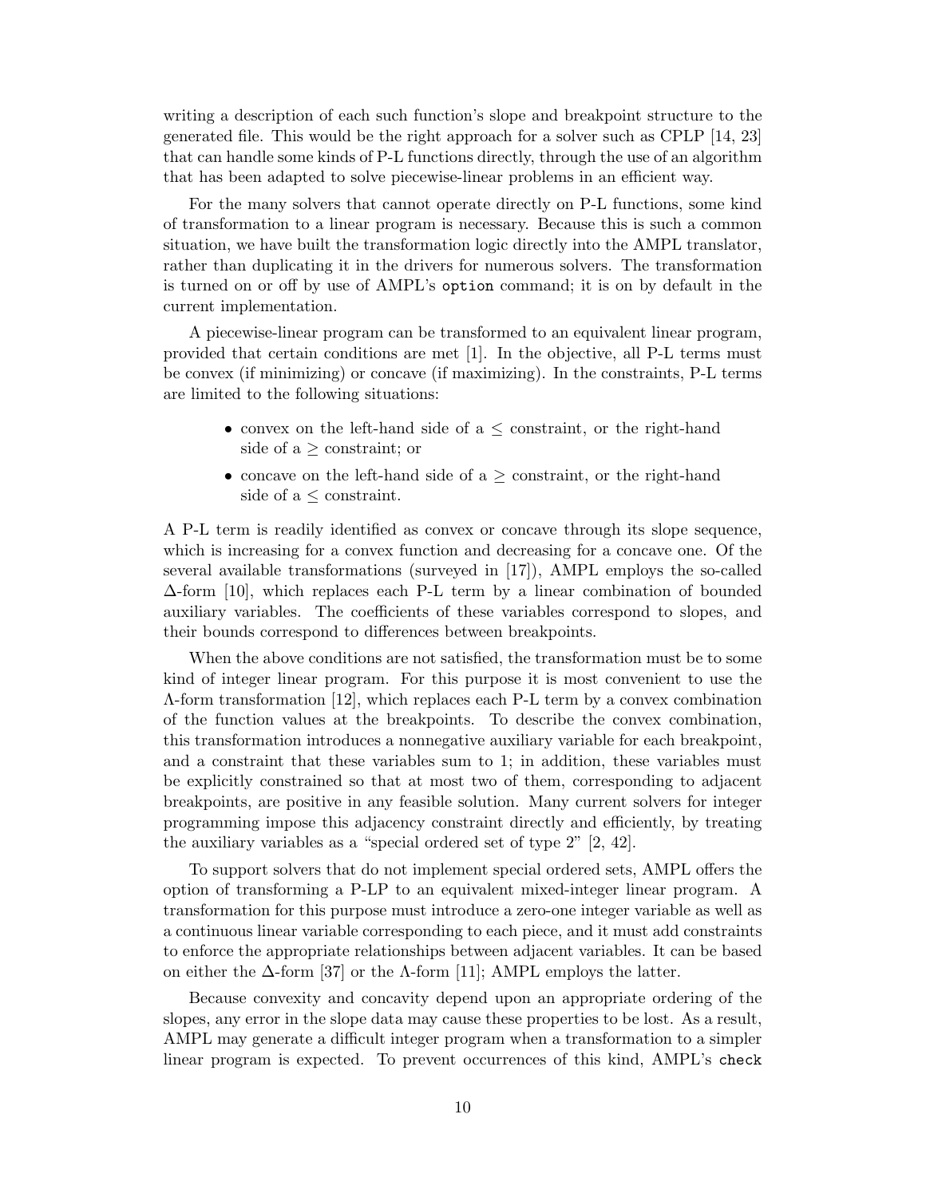writing a description of each such function's slope and breakpoint structure to the generated file. This would be the right approach for a solver such as CPLP [14, 23] that can handle some kinds of P-L functions directly, through the use of an algorithm that has been adapted to solve piecewise-linear problems in an efficient way.

For the many solvers that cannot operate directly on P-L functions, some kind of transformation to a linear program is necessary. Because this is such a common situation, we have built the transformation logic directly into the AMPL translator, rather than duplicating it in the drivers for numerous solvers. The transformation is turned on or off by use of AMPL's `option` command; it is on by default in the current implementation.

A piecewise-linear program can be transformed to an equivalent linear program, provided that certain conditions are met [1]. In the objective, all P-L terms must be convex (if minimizing) or concave (if maximizing). In the constraints, P-L terms are limited to the following situations:

- convex on the left-hand side of a $\leq$ constraint, or the right-hand side of a $\geq$ constraint; or
- concave on the left-hand side of a $\geq$ constraint, or the right-hand side of a $\leq$ constraint.

A P-L term is readily identified as convex or concave through its slope sequence, which is increasing for a convex function and decreasing for a concave one. Of the several available transformations (surveyed in [17]), AMPL employs the so-called $\Delta$-form [10], which replaces each P-L term by a linear combination of bounded auxiliary variables. The coefficients of these variables correspond to slopes, and their bounds correspond to differences between breakpoints.

When the above conditions are not satisfied, the transformation must be to some kind of integer linear program. For this purpose it is most convenient to use the $\Lambda$-form transformation [12], which replaces each P-L term by a convex combination of the function values at the breakpoints. To describe the convex combination, this transformation introduces a nonnegative auxiliary variable for each breakpoint, and a constraint that these variables sum to 1; in addition, these variables must be explicitly constrained so that at most two of them, corresponding to adjacent breakpoints, are positive in any feasible solution. Many current solvers for integer programming impose this adjacency constraint directly and efficiently, by treating the auxiliary variables as a "special ordered set of type 2" [2, 42].

To support solvers that do not implement special ordered sets, AMPL offers the option of transforming a P-LP to an equivalent mixed-integer linear program. A transformation for this purpose must introduce a zero-one integer variable as well as a continuous linear variable corresponding to each piece, and it must add constraints to enforce the appropriate relationships between adjacent variables. It can be based on either the $\Delta$-form [37] or the $\Lambda$-form [11]; AMPL employs the latter.

Because convexity and concavity depend upon an appropriate ordering of the slopes, any error in the slope data may cause these properties to be lost. As a result, AMPL may generate a difficult integer program when a transformation to a simpler linear program is expected. To prevent occurrences of this kind, AMPL's `check`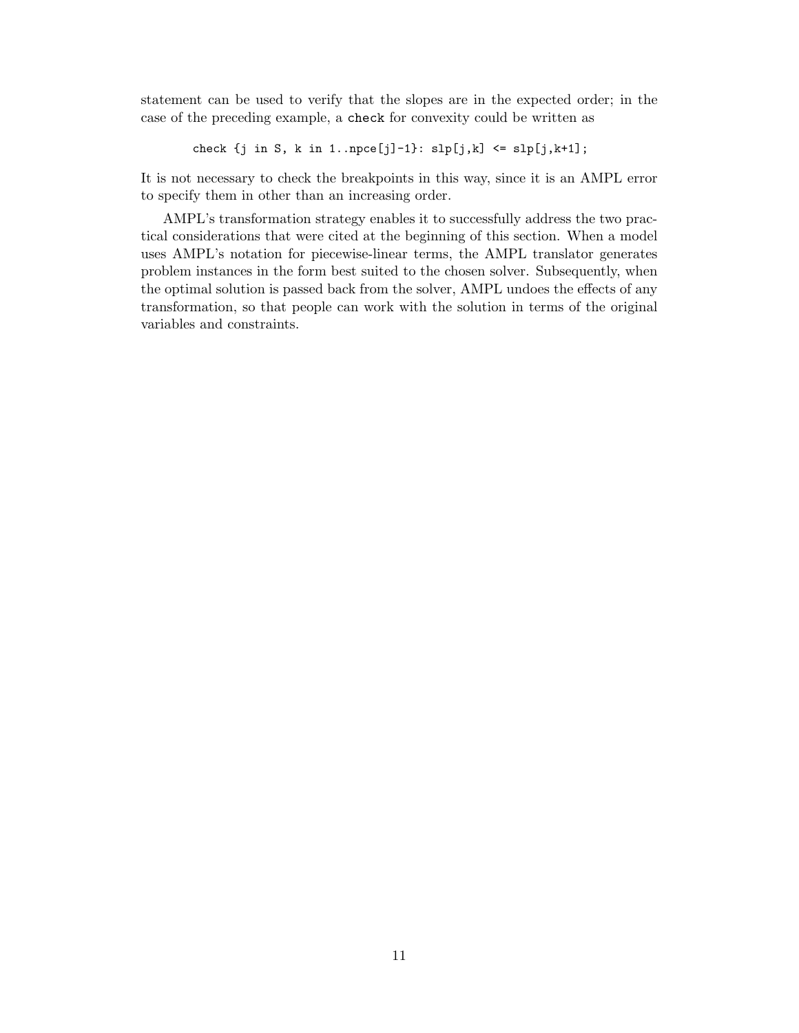statement can be used to verify that the slopes are in the expected order; in the case of the preceding example, a `check` for convexity could be written as

```
check {j in S, k in 1..npce[j]-1}: slp[j,k] <= slp[j,k+1];
```

It is not necessary to check the breakpoints in this way, since it is an AMPL error to specify them in other than an increasing order.

AMPL's transformation strategy enables it to successfully address the two practical considerations that were cited at the beginning of this section. When a model uses AMPL's notation for piecewise-linear terms, the AMPL translator generates problem instances in the form best suited to the chosen solver. Subsequently, when the optimal solution is passed back from the solver, AMPL undoes the effects of any transformation, so that people can work with the solution in terms of the original variables and constraints.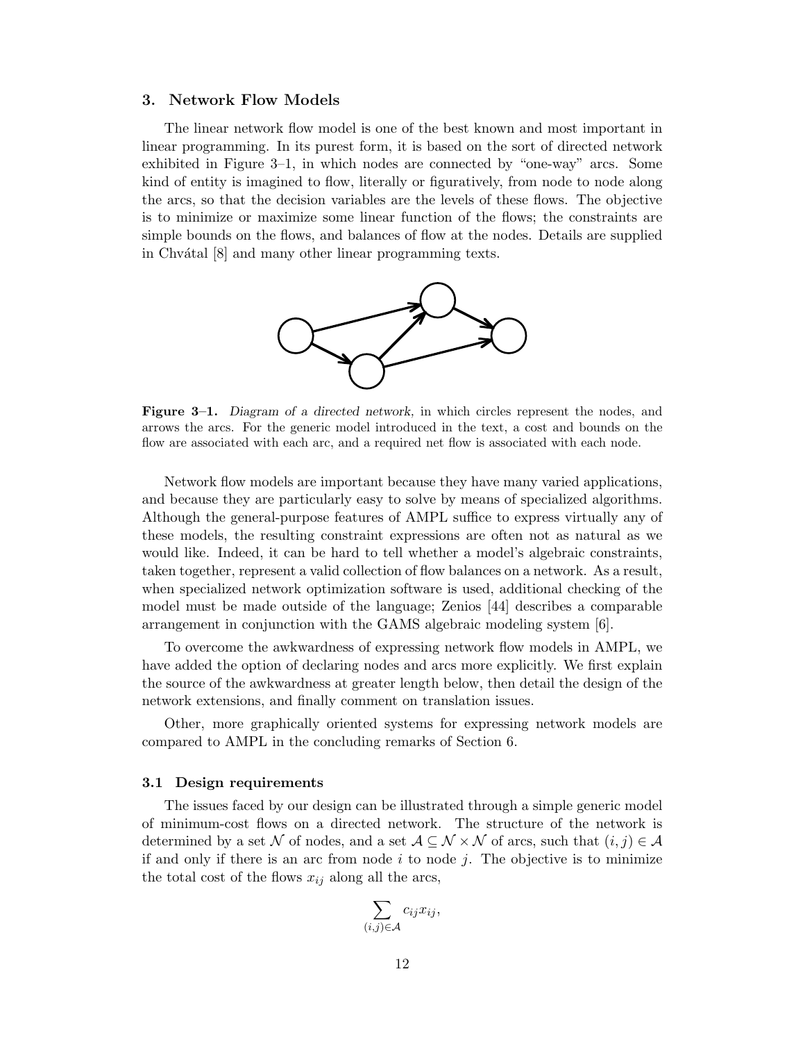## 3. Network Flow Models

The linear network flow model is one of the best known and most important in linear programming. In its purest form, it is based on the sort of directed network exhibited in Figure 3–1, in which nodes are connected by "one-way" arcs. Some kind of entity is imagined to flow, literally or figuratively, from node to node along the arcs, so that the decision variables are the levels of these flows. The objective is to minimize or maximize some linear function of the flows; the constraints are simple bounds on the flows, and balances of flow at the nodes. Details are supplied in Chvátal [8] and many other linear programming texts.

**Figure 3–1.** *Diagram of a directed network,* in which circles represent the nodes, and arrows the arcs. For the generic model introduced in the text, a cost and bounds on the flow are associated with each arc, and a required net flow is associated with each node.

Network flow models are important because they have many varied applications, and because they are particularly easy to solve by means of specialized algorithms. Although the general-purpose features of AMPL suffice to express virtually any of these models, the resulting constraint expressions are often not as natural as we would like. Indeed, it can be hard to tell whether a model's algebraic constraints, taken together, represent a valid collection of flow balances on a network. As a result, when specialized network optimization software is used, additional checking of the model must be made outside of the language; Zenios [44] describes a comparable arrangement in conjunction with the GAMS algebraic modeling system [6].

To overcome the awkwardness of expressing network flow models in AMPL, we have added the option of declaring nodes and arcs more explicitly. We first explain the source of the awkwardness at greater length below, then detail the design of the network extensions, and finally comment on translation issues.

Other, more graphically oriented systems for expressing network models are compared to AMPL in the concluding remarks of Section 6.

### 3.1 Design requirements

The issues faced by our design can be illustrated through a simple generic model of minimum-cost flows on a directed network. The structure of the network is determined by a set $\mathcal{N}$ of nodes, and a set $\mathcal{A} \subseteq \mathcal{N} \times \mathcal{N}$ of arcs, such that $(i,j) \in \mathcal{A}$ if and only if there is an arc from node $i$ to node $j$. The objective is to minimize the total cost of the flows $x_{ij}$ along all the arcs,

$$\sum_{(i,j)\in\mathcal{A}} c_{ij} x_{ij},$$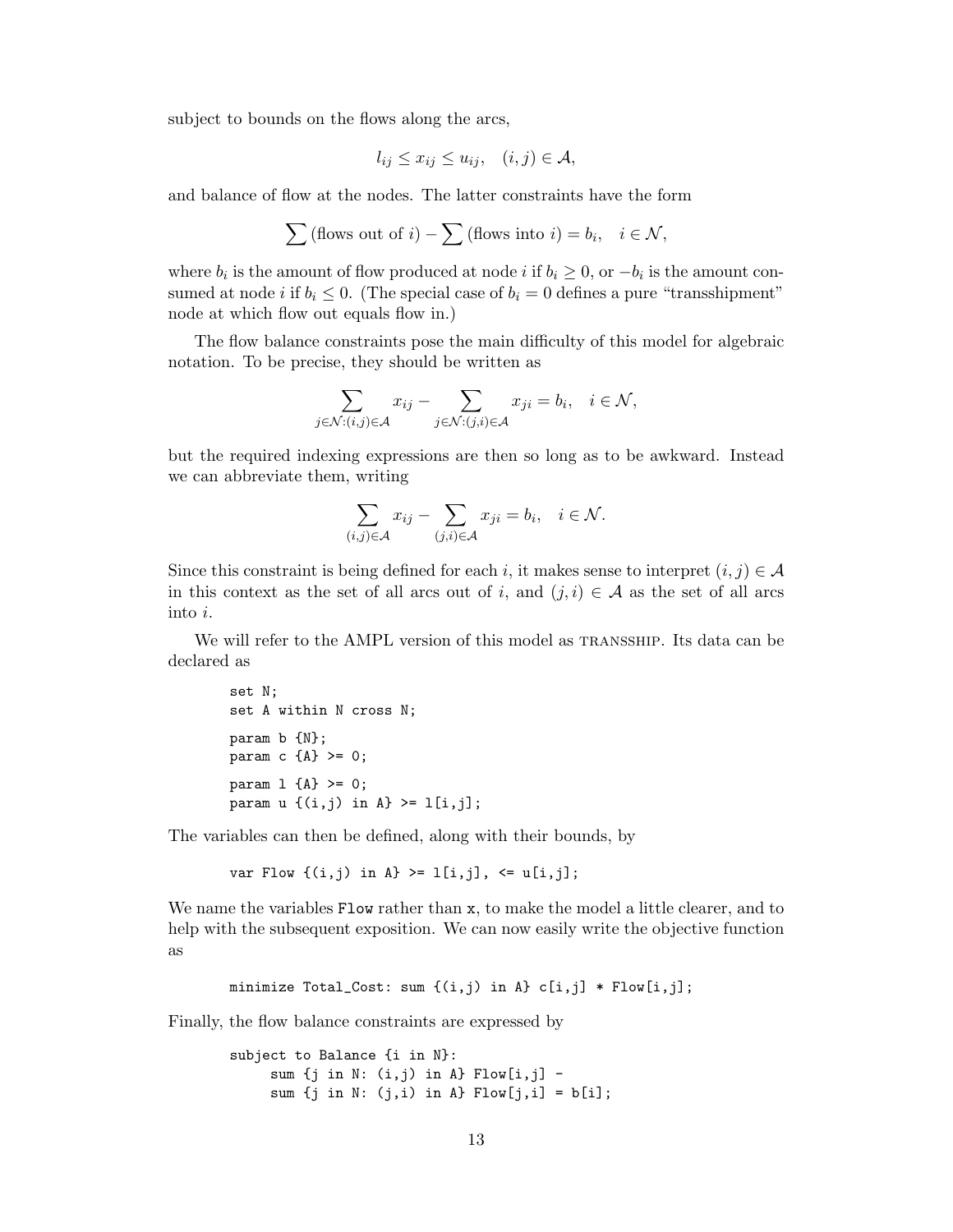subject to bounds on the flows along the arcs,

$$l_{ij} \le x_{ij} \le u_{ij}, \quad (i,j) \in \mathcal{A},$$

and balance of flow at the nodes. The latter constraints have the form

$$\sum (\text{flows out of } i) - \sum (\text{flows into } i) = b_i, \quad i \in \mathcal{N},$$

where $b_i$ is the amount of flow produced at node $i$ if $b_i \ge 0$, or $-b_i$ is the amount consumed at node $i$ if $b_i \le 0$. (The special case of $b_i = 0$ defines a pure "transshipment" node at which flow out equals flow in.)

The flow balance constraints pose the main difficulty of this model for algebraic notation. To be precise, they should be written as

$$\sum_{j \in \mathcal{N}:(i,j) \in \mathcal{A}} x_{ij} - \sum_{j \in \mathcal{N}:(j,i) \in \mathcal{A}} x_{ji} = b_i, \quad i \in \mathcal{N},$$

but the required indexing expressions are then so long as to be awkward. Instead we can abbreviate them, writing

$$\sum_{(i,j) \in \mathcal{A}} x_{ij} - \sum_{(j,i) \in \mathcal{A}} x_{ji} = b_i, \quad i \in \mathcal{N}.$$

Since this constraint is being defined for each $i$, it makes sense to interpret $(i,j) \in \mathcal{A}$ in this context as the set of all arcs out of $i$, and $(j,i) \in \mathcal{A}$ as the set of all arcs into $i$.

We will refer to the AMPL version of this model as TRANSSHIP. Its data can be declared as

```
set N;
set A within N cross N;

param b {N};
param c {A} >= 0;

param l {A} >= 0;
param u {(i,j) in A} >= l[i,j];
```

The variables can then be defined, along with their bounds, by

```
var Flow {(i,j) in A} >= l[i,j], <= u[i,j];
```

We name the variables `Flow` rather than `x`, to make the model a little clearer, and to help with the subsequent exposition. We can now easily write the objective function as

```
minimize Total_Cost: sum {(i,j) in A} c[i,j] * Flow[i,j];
```

Finally, the flow balance constraints are expressed by

```
subject to Balance {i in N}:
     sum {j in N: (i,j) in A} Flow[i,j] -
     sum {j in N: (j,i) in A} Flow[j,i] = b[i];
```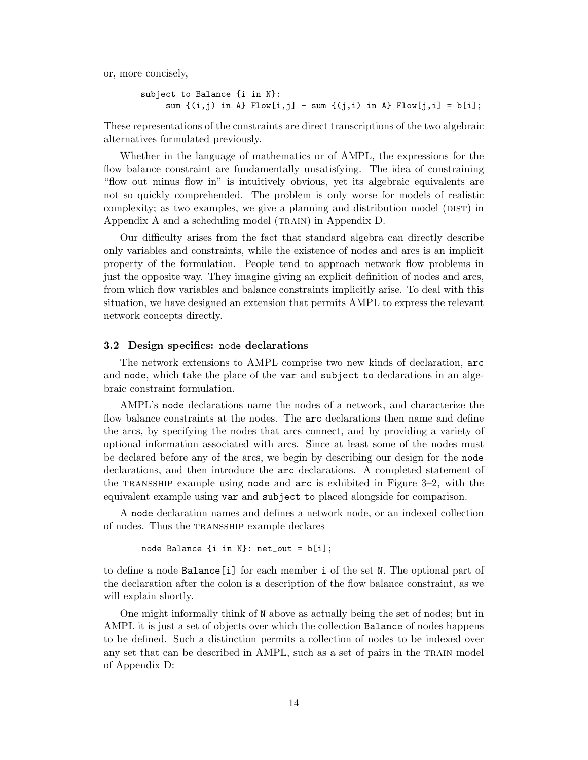or, more concisely,

```
subject to Balance {i in N}:
     sum {(i,j) in A} Flow[i,j] - sum {(j,i) in A} Flow[j,i] = b[i];
```

These representations of the constraints are direct transcriptions of the two algebraic alternatives formulated previously.

Whether in the language of mathematics or of AMPL, the expressions for the flow balance constraint are fundamentally unsatisfying. The idea of constraining "flow out minus flow in" is intuitively obvious, yet its algebraic equivalents are not so quickly comprehended. The problem is only worse for models of realistic complexity; as two examples, we give a planning and distribution model (DIST) in Appendix A and a scheduling model (TRAIN) in Appendix D.

Our difficulty arises from the fact that standard algebra can directly describe only variables and constraints, while the existence of nodes and arcs is an implicit property of the formulation. People tend to approach network flow problems in just the opposite way. They imagine giving an explicit definition of nodes and arcs, from which flow variables and balance constraints implicitly arise. To deal with this situation, we have designed an extension that permits AMPL to express the relevant network concepts directly.

### 3.2 Design specifics: `node` declarations

The network extensions to AMPL comprise two new kinds of declaration, `arc` and `node`, which take the place of the `var` and `subject to` declarations in an algebraic constraint formulation.

AMPL's `node` declarations name the nodes of a network, and characterize the flow balance constraints at the nodes. The `arc` declarations then name and define the arcs, by specifying the nodes that arcs connect, and by providing a variety of optional information associated with arcs. Since at least some of the nodes must be declared before any of the arcs, we begin by describing our design for the `node` declarations, and then introduce the `arc` declarations. A completed statement of the TRANSSHIP example using `node` and `arc` is exhibited in Figure 3–2, with the equivalent example using `var` and `subject to` placed alongside for comparison.

A `node` declaration names and defines a network node, or an indexed collection of nodes. Thus the TRANSSHIP example declares

```
node Balance {i in N}: net_out = b[i];
```

to define a node `Balance[i]` for each member `i` of the set `N`. The optional part of the declaration after the colon is a description of the flow balance constraint, as we will explain shortly.

One might informally think of `N` above as actually being the set of nodes; but in AMPL it is just a set of objects over which the collection `Balance` of nodes happens to be defined. Such a distinction permits a collection of nodes to be indexed over any set that can be described in AMPL, such as a set of pairs in the TRAIN model of Appendix D: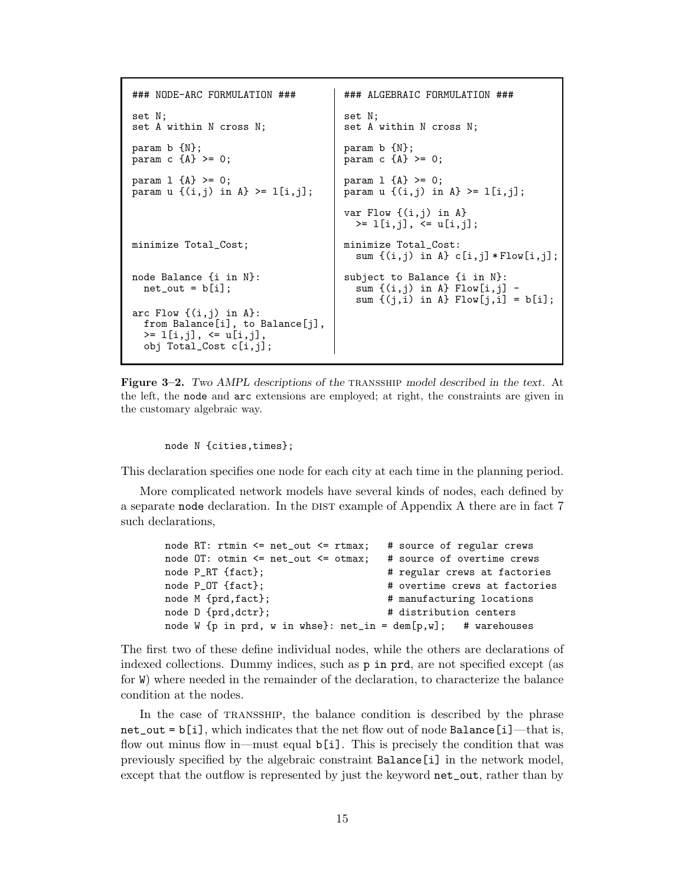```
### NODE-ARC FORMULATION ###

set N;
set A within N cross N;

param b {N};
param c {A} >= 0;

param l {A} >= 0;
param u {(i,j) in A} >= l[i,j];



minimize Total_Cost;

node Balance {i in N}:
  net_out = b[i];

arc Flow {(i,j) in A}:
  from Balance[i], to Balance[j],
  >= l[i,j], <= u[i,j],
  obj Total_Cost c[i,j];
```

```
### ALGEBRAIC FORMULATION ###

set N;
set A within N cross N;

param b {N};
param c {A} >= 0;

param l {A} >= 0;
param u {(i,j) in A} >= l[i,j];

var Flow {(i,j) in A}
  >= l[i,j], <= u[i,j];

minimize Total_Cost:
  sum {(i,j) in A} c[i,j] * Flow[i,j];

subject to Balance {i in N}:
  sum {(i,j) in A} Flow[i,j] -
  sum {(j,i) in A} Flow[j,i] = b[i];
```

**Figure 3–2.** *Two AMPL descriptions of the* TRANSSHIP *model described in the text.* At the left, the `node` and `arc` extensions are employed; at right, the constraints are given in the customary algebraic way.

```
node N {cities,times};
```

This declaration specifies one node for each city at each time in the planning period.

More complicated network models have several kinds of nodes, each defined by a separate `node` declaration. In the DIST example of Appendix A there are in fact 7 such declarations,

```
node RT: rtmin <= net_out <= rtmax;   # source of regular crews
node OT: otmin <= net_out <= otmax;   # source of overtime crews
node P_RT {fact};                     # regular crews at factories
node P_OT {fact};                     # overtime crews at factories
node M {prd,fact};                    # manufacturing locations
node D {prd,dctr};                    # distribution centers
node W {p in prd, w in whse}: net_in = dem[p,w];   # warehouses
```

The first two of these define individual nodes, while the others are declarations of indexed collections. Dummy indices, such as `p in prd`, are not specified except (as for `W`) where needed in the remainder of the declaration, to characterize the balance condition at the nodes.

In the case of TRANSSHIP, the balance condition is described by the phrase `net_out = b[i]`, which indicates that the net flow out of node `Balance[i]`—that is, flow out minus flow in—must equal `b[i]`. This is precisely the condition that was previously specified by the algebraic constraint `Balance[i]` in the network model, except that the outflow is represented by just the keyword `net_out`, rather than by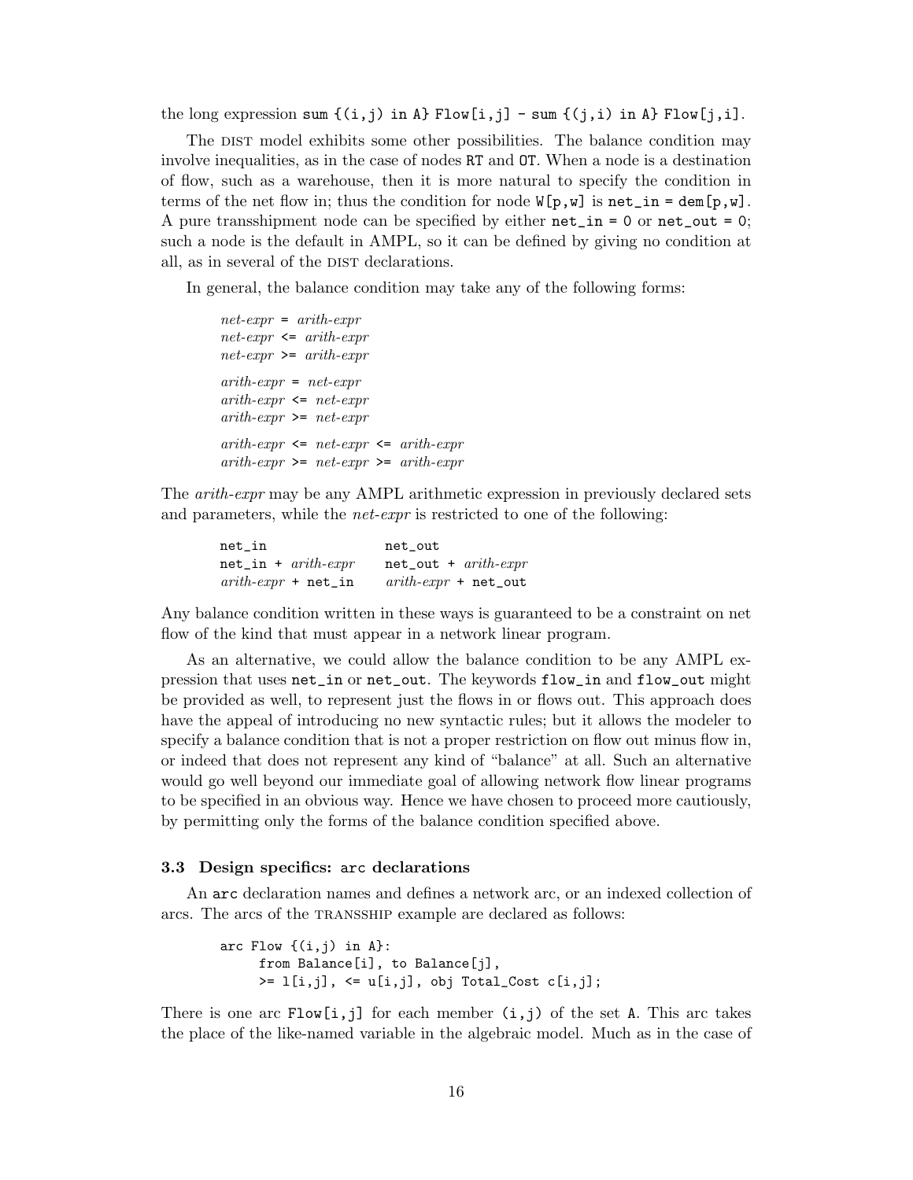the long expression `sum {(i,j) in A} Flow[i,j] - sum {(j,i) in A} Flow[j,i]`.

The DIST model exhibits some other possibilities. The balance condition may involve inequalities, as in the case of nodes `RT` and `OT`. When a node is a destination of flow, such as a warehouse, then it is more natural to specify the condition in terms of the net flow in; thus the condition for node `W[p,w]` is `net_in = dem[p,w]`. A pure transshipment node can be specified by either `net_in = 0` or `net_out = 0`; such a node is the default in AMPL, so it can be defined by giving no condition at all, as in several of the DIST declarations.

In general, the balance condition may take any of the following forms:

```
net-expr = arith-expr
net-expr <= arith-expr
net-expr >= arith-expr

arith-expr = net-expr
arith-expr <= net-expr
arith-expr >= net-expr

arith-expr <= net-expr <= arith-expr
arith-expr >= net-expr >= arith-expr
```

The *arith-expr* may be any AMPL arithmetic expression in previously declared sets and parameters, while the *net-expr* is restricted to one of the following:

```
net_in                  net_out
net_in + arith-expr     net_out + arith-expr
arith-expr + net_in     arith-expr + net_out
```

Any balance condition written in these ways is guaranteed to be a constraint on net flow of the kind that must appear in a network linear program.

As an alternative, we could allow the balance condition to be any AMPL expression that uses `net_in` or `net_out`. The keywords `flow_in` and `flow_out` might be provided as well, to represent just the flows in or flows out. This approach does have the appeal of introducing no new syntactic rules; but it allows the modeler to specify a balance condition that is not a proper restriction on flow out minus flow in, or indeed that does not represent any kind of "balance" at all. Such an alternative would go well beyond our immediate goal of allowing network flow linear programs to be specified in an obvious way. Hence we have chosen to proceed more cautiously, by permitting only the forms of the balance condition specified above.

### 3.3 Design specifics: `arc` declarations

An `arc` declaration names and defines a network arc, or an indexed collection of arcs. The arcs of the TRANSSHIP example are declared as follows:

```
arc Flow {(i,j) in A}:
     from Balance[i], to Balance[j],
     >= l[i,j], <= u[i,j], obj Total_Cost c[i,j];
```

There is one arc `Flow[i,j]` for each member `(i,j)` of the set `A`. This arc takes the place of the like-named variable in the algebraic model. Much as in the case of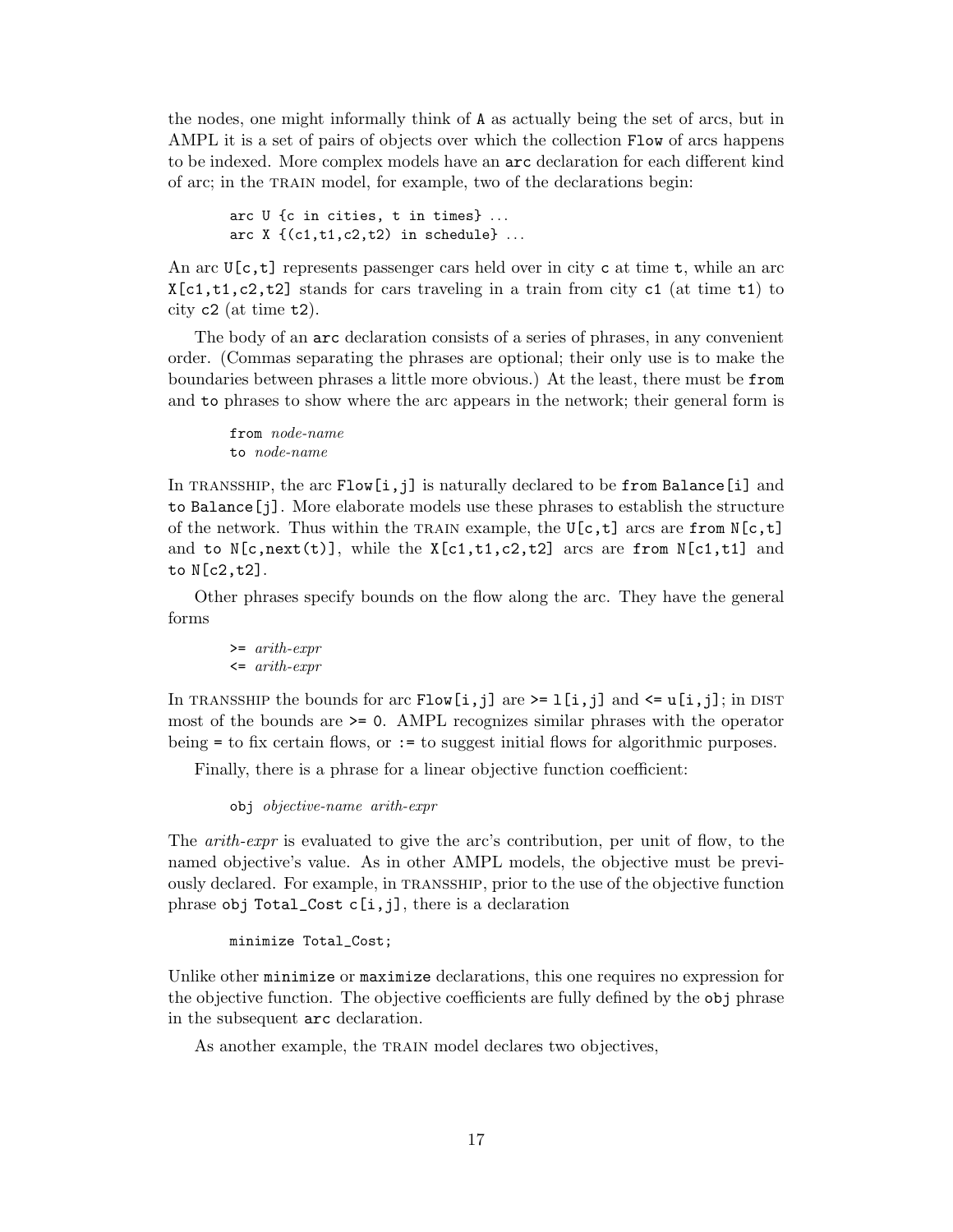the nodes, one might informally think of `A` as actually being the set of arcs, but in AMPL it is a set of pairs of objects over which the collection `Flow` of arcs happens to be indexed. More complex models have an `arc` declaration for each different kind of arc; in the TRAIN model, for example, two of the declarations begin:

```
arc U {c in cities, t in times} ...
arc X {(c1,t1,c2,t2) in schedule} ...
```

An arc `U[c,t]` represents passenger cars held over in city `c` at time `t`, while an arc `X[c1,t1,c2,t2]` stands for cars traveling in a train from city `c1` (at time `t1`) to city `c2` (at time `t2`).

The body of an `arc` declaration consists of a series of phrases, in any convenient order. (Commas separating the phrases are optional; their only use is to make the boundaries between phrases a little more obvious.) At the least, there must be `from` and `to` phrases to show where the arc appears in the network; their general form is

```
from node-name
to node-name
```

In TRANSSHIP, the arc `Flow[i,j]` is naturally declared to be `from Balance[i]` and `to Balance[j]`. More elaborate models use these phrases to establish the structure of the network. Thus within the TRAIN example, the `U[c,t]` arcs are `from N[c,t]` and `to N[c,next(t)]`, while the `X[c1,t1,c2,t2]` arcs are `from N[c1,t1]` and `to N[c2,t2]`.

Other phrases specify bounds on the flow along the arc. They have the general forms

```
>= arith-expr
<= arith-expr
```

In TRANSSHIP the bounds for arc `Flow[i,j]` are `>= l[i,j]` and `<= u[i,j]`; in DIST most of the bounds are `>= 0`. AMPL recognizes similar phrases with the operator being `=` to fix certain flows, or `:=` to suggest initial flows for algorithmic purposes.

Finally, there is a phrase for a linear objective function coefficient:

```
obj objective-name arith-expr
```

The *arith-expr* is evaluated to give the arc's contribution, per unit of flow, to the named objective's value. As in other AMPL models, the objective must be previously declared. For example, in TRANSSHIP, prior to the use of the objective function phrase `obj Total_Cost c[i,j]`, there is a declaration

```
minimize Total_Cost;
```

Unlike other `minimize` or `maximize` declarations, this one requires no expression for the objective function. The objective coefficients are fully defined by the `obj` phrase in the subsequent `arc` declaration.

As another example, the TRAIN model declares two objectives,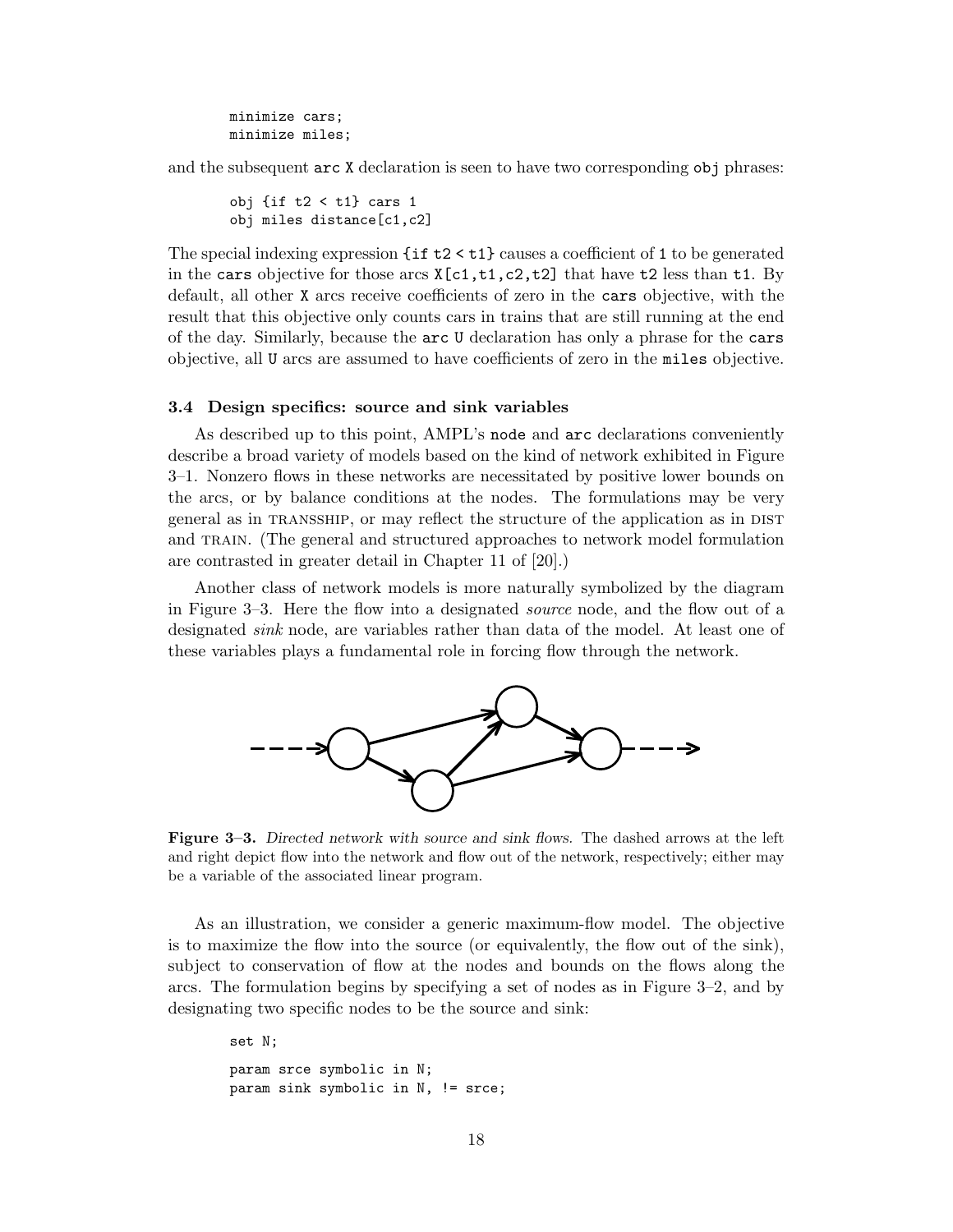```
minimize cars;
minimize miles;
```

and the subsequent `arc X` declaration is seen to have two corresponding `obj` phrases:

```
obj {if t2 < t1} cars 1
obj miles distance[c1,c2]
```

The special indexing expression `{if t2 < t1}` causes a coefficient of `1` to be generated in the `cars` objective for those arcs `X[c1,t1,c2,t2]` that have `t2` less than `t1`. By default, all other `X` arcs receive coefficients of zero in the `cars` objective, with the result that this objective only counts cars in trains that are still running at the end of the day. Similarly, because the `arc U` declaration has only a phrase for the `cars` objective, all `U` arcs are assumed to have coefficients of zero in the `miles` objective.

### 3.4 Design specifics: source and sink variables

As described up to this point, AMPL's `node` and `arc` declarations conveniently describe a broad variety of models based on the kind of network exhibited in Figure 3–1. Nonzero flows in these networks are necessitated by positive lower bounds on the arcs, or by balance conditions at the nodes. The formulations may be very general as in TRANSSHIP, or may reflect the structure of the application as in DIST and TRAIN. (The general and structured approaches to network model formulation are contrasted in greater detail in Chapter 11 of [20].)

Another class of network models is more naturally symbolized by the diagram in Figure 3–3. Here the flow into a designated *source* node, and the flow out of a designated *sink* node, are variables rather than data of the model. At least one of these variables plays a fundamental role in forcing flow through the network.

**Figure 3–3.** *Directed network with source and sink flows.* The dashed arrows at the left and right depict flow into the network and flow out of the network, respectively; either may be a variable of the associated linear program.

As an illustration, we consider a generic maximum-flow model. The objective is to maximize the flow into the source (or equivalently, the flow out of the sink), subject to conservation of flow at the nodes and bounds on the flows along the arcs. The formulation begins by specifying a set of nodes as in Figure 3–2, and by designating two specific nodes to be the source and sink:

```
set N;

param srce symbolic in N;
param sink symbolic in N, != srce;
```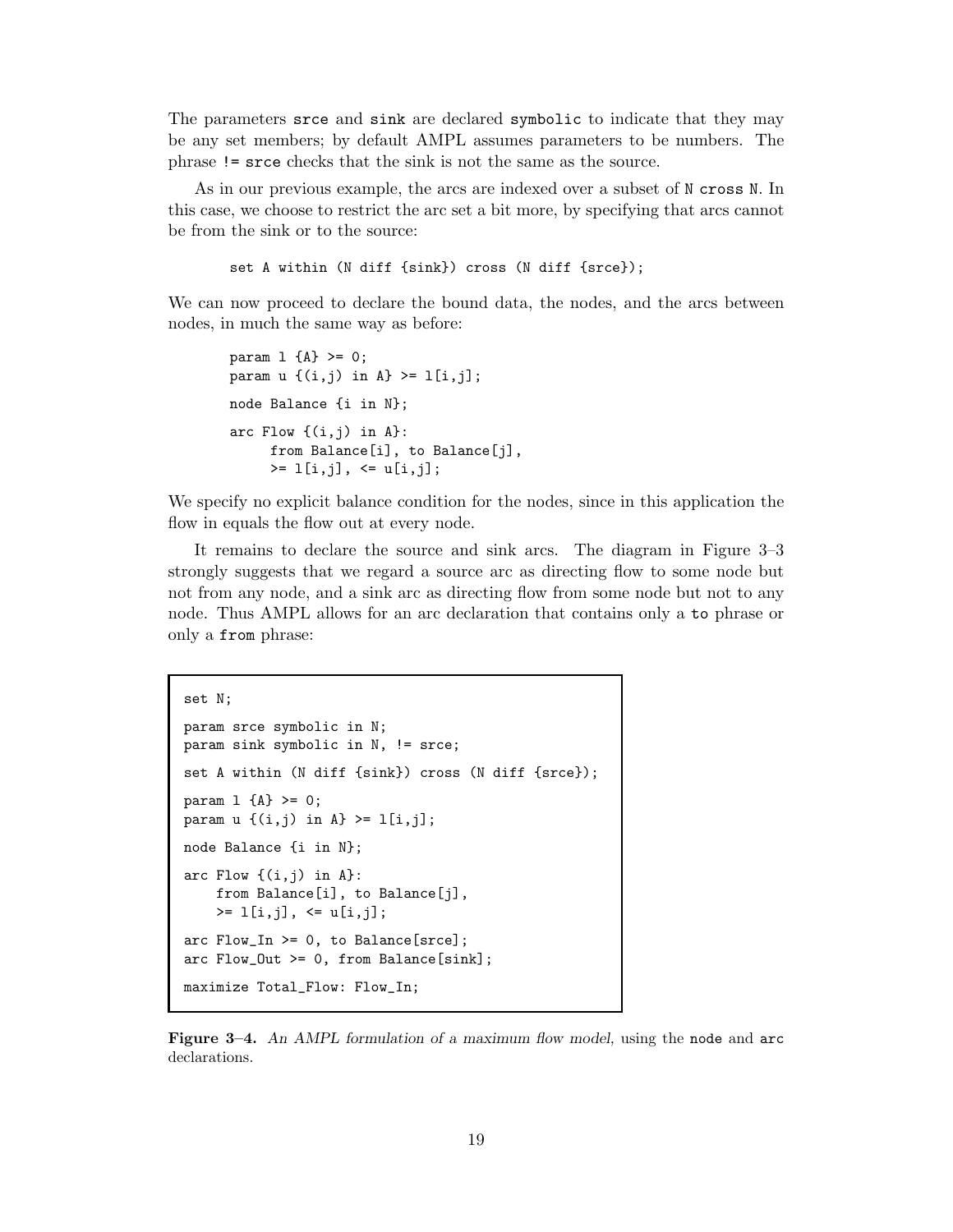The parameters `srce` and `sink` are declared `symbolic` to indicate that they may be any set members; by default AMPL assumes parameters to be numbers. The phrase `!= srce` checks that the sink is not the same as the source.

As in our previous example, the arcs are indexed over a subset of `N cross N`. In this case, we choose to restrict the arc set a bit more, by specifying that arcs cannot be from the sink or to the source:

```
set A within (N diff {sink}) cross (N diff {srce});
```

We can now proceed to declare the bound data, the nodes, and the arcs between nodes, in much the same way as before:

```
param l {A} >= 0;
param u {(i,j) in A} >= l[i,j];

node Balance {i in N};

arc Flow {(i,j) in A}:
     from Balance[i], to Balance[j],
     >= l[i,j], <= u[i,j];
```

We specify no explicit balance condition for the nodes, since in this application the flow in equals the flow out at every node.

It remains to declare the source and sink arcs. The diagram in Figure 3–3 strongly suggests that we regard a source arc as directing flow to some node but not from any node, and a sink arc as directing flow from some node but not to any node. Thus AMPL allows for an arc declaration that contains only a `to` phrase or only a `from` phrase:

```
set N;

param srce symbolic in N;
param sink symbolic in N, != srce;

set A within (N diff {sink}) cross (N diff {srce});

param l {A} >= 0;
param u {(i,j) in A} >= l[i,j];

node Balance {i in N};

arc Flow {(i,j) in A}:
    from Balance[i], to Balance[j],
    >= l[i,j], <= u[i,j];

arc Flow_In >= 0, to Balance[srce];
arc Flow_Out >= 0, from Balance[sink];

maximize Total_Flow: Flow_In;
```

**Figure 3–4.** *An AMPL formulation of a maximum flow model,* using the `node` and `arc` declarations.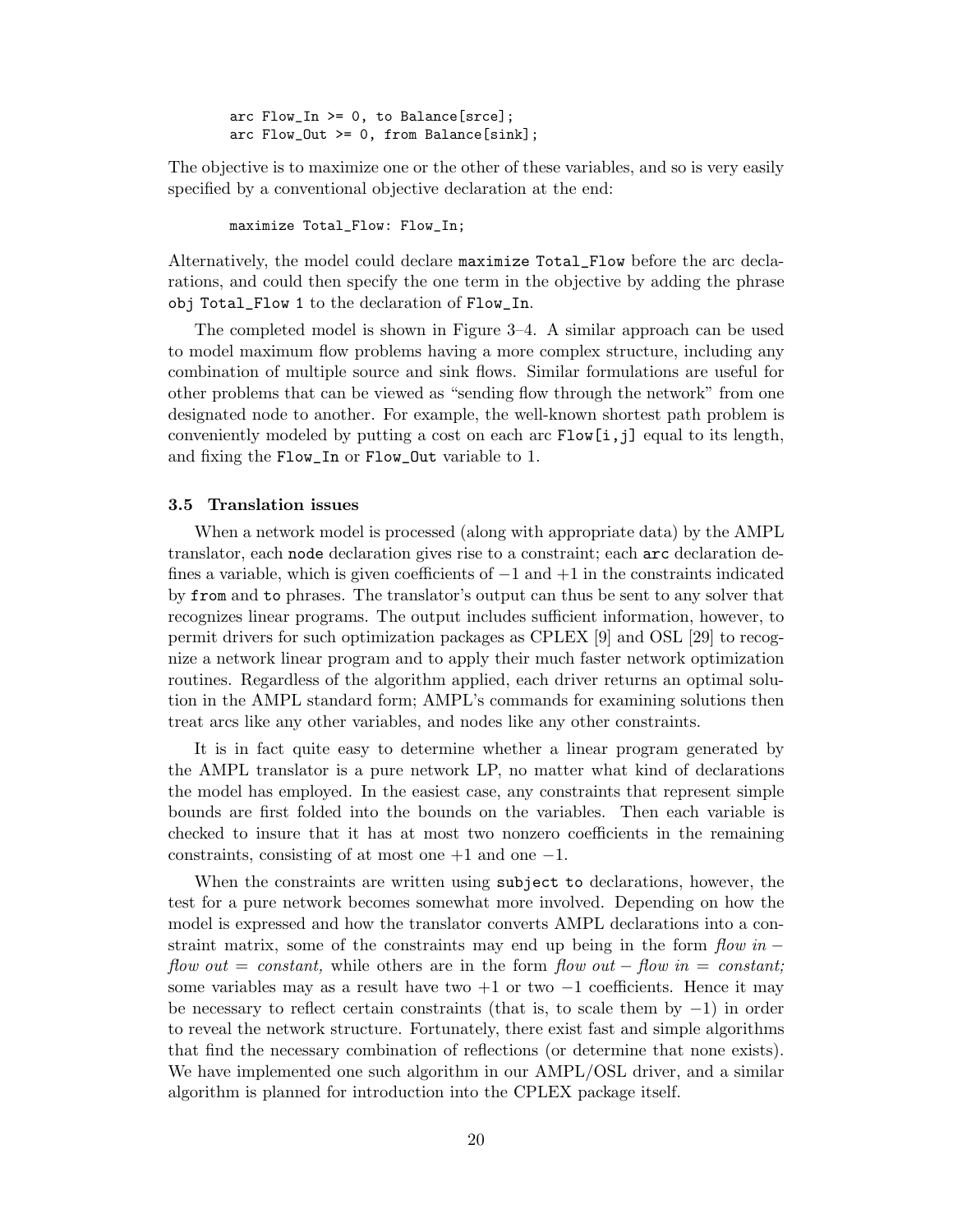```
arc Flow_In >= 0, to Balance[srce];
arc Flow_Out >= 0, from Balance[sink];
```

The objective is to maximize one or the other of these variables, and so is very easily specified by a conventional objective declaration at the end:

```
maximize Total_Flow: Flow_In;
```

Alternatively, the model could declare `maximize Total_Flow` before the arc declarations, and could then specify the one term in the objective by adding the phrase `obj Total_Flow 1` to the declaration of `Flow_In`.

The completed model is shown in Figure 3–4. A similar approach can be used to model maximum flow problems having a more complex structure, including any combination of multiple source and sink flows. Similar formulations are useful for other problems that can be viewed as "sending flow through the network" from one designated node to another. For example, the well-known shortest path problem is conveniently modeled by putting a cost on each arc `Flow[i,j]` equal to its length, and fixing the `Flow_In` or `Flow_Out` variable to 1.

### 3.5 Translation issues

When a network model is processed (along with appropriate data) by the AMPL translator, each `node` declaration gives rise to a constraint; each `arc` declaration defines a variable, which is given coefficients of $-1$ and $+1$ in the constraints indicated by `from` and `to` phrases. The translator's output can thus be sent to any solver that recognizes linear programs. The output includes sufficient information, however, to permit drivers for such optimization packages as CPLEX [9] and OSL [29] to recognize a network linear program and to apply their much faster network optimization routines. Regardless of the algorithm applied, each driver returns an optimal solution in the AMPL standard form; AMPL's commands for examining solutions then treat arcs like any other variables, and nodes like any other constraints.

It is in fact quite easy to determine whether a linear program generated by the AMPL translator is a pure network LP, no matter what kind of declarations the model has employed. In the easiest case, any constraints that represent simple bounds are first folded into the bounds on the variables. Then each variable is checked to insure that it has at most two nonzero coefficients in the remaining constraints, consisting of at most one $+1$ and one $-1$.

When the constraints are written using `subject to` declarations, however, the test for a pure network becomes somewhat more involved. Depending on how the model is expressed and how the translator converts AMPL declarations into a constraint matrix, some of the constraints may end up being in the form *flow in* $-$ *flow out* $=$ *constant,* while others are in the form *flow out* $-$ *flow in* $=$ *constant;* some variables may as a result have two $+1$ or two $-1$ coefficients. Hence it may be necessary to reflect certain constraints (that is, to scale them by $-1$) in order to reveal the network structure. Fortunately, there exist fast and simple algorithms that find the necessary combination of reflections (or determine that none exists). We have implemented one such algorithm in our AMPL/OSL driver, and a similar algorithm is planned for introduction into the CPLEX package itself.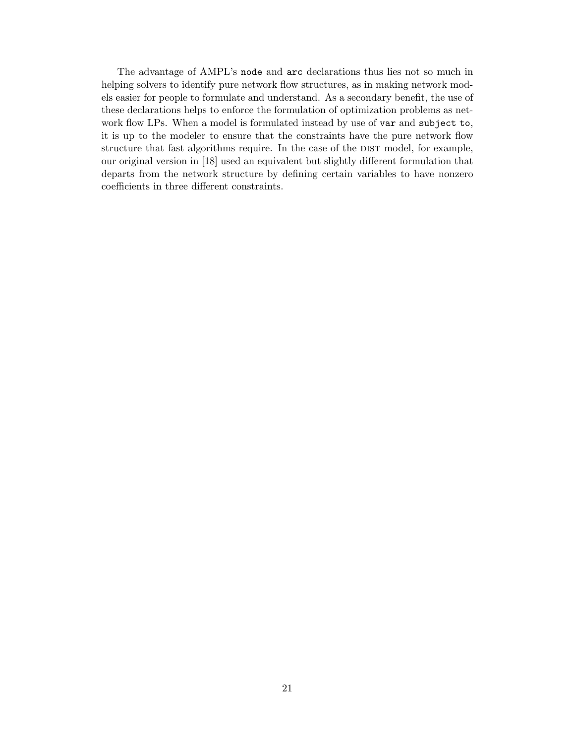The advantage of AMPL's `node` and `arc` declarations thus lies not so much in helping solvers to identify pure network flow structures, as in making network models easier for people to formulate and understand. As a secondary benefit, the use of these declarations helps to enforce the formulation of optimization problems as network flow LPs. When a model is formulated instead by use of `var` and `subject to`, it is up to the modeler to ensure that the constraints have the pure network flow structure that fast algorithms require. In the case of the DIST model, for example, our original version in [18] used an equivalent but slightly different formulation that departs from the network structure by defining certain variables to have nonzero coefficients in three different constraints.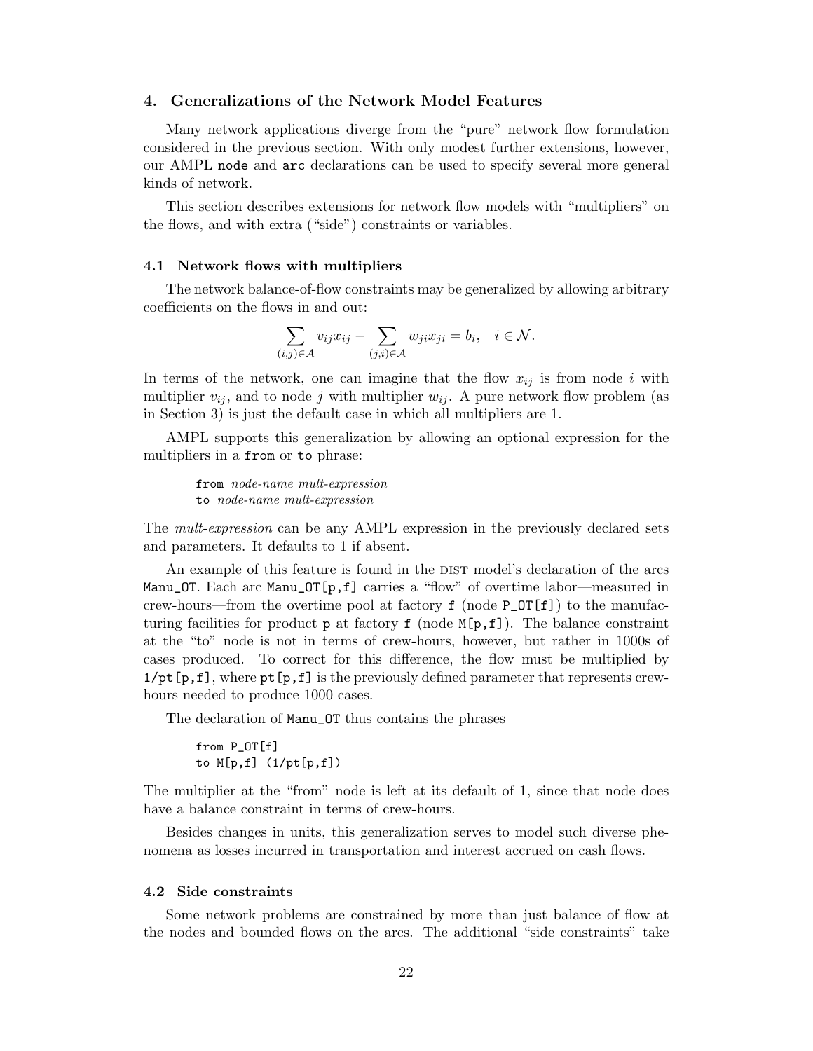## 4. Generalizations of the Network Model Features

Many network applications diverge from the "pure" network flow formulation considered in the previous section. With only modest further extensions, however, our AMPL `node` and `arc` declarations can be used to specify several more general kinds of network.

This section describes extensions for network flow models with "multipliers" on the flows, and with extra ("side") constraints or variables.

### 4.1 Network flows with multipliers

The network balance-of-flow constraints may be generalized by allowing arbitrary coefficients on the flows in and out:

$$\sum_{(i,j)\in\mathcal{A}} v_{ij}x_{ij} - \sum_{(j,i)\in\mathcal{A}} w_{ji}x_{ji} = b_i, \quad i \in \mathcal{N}.$$

In terms of the network, one can imagine that the flow $x_{ij}$ is from node $i$ with multiplier $v_{ij}$, and to node $j$ with multiplier $w_{ij}$. A pure network flow problem (as in Section 3) is just the default case in which all multipliers are 1.

AMPL supports this generalization by allowing an optional expression for the multipliers in a `from` or `to` phrase:

```
from node-name mult-expression
to node-name mult-expression
```

The *mult-expression* can be any AMPL expression in the previously declared sets and parameters. It defaults to 1 if absent.

An example of this feature is found in the DIST model's declaration of the arcs `Manu_OT`. Each arc `Manu_OT[p,f]` carries a "flow" of overtime labor—measured in crew-hours—from the overtime pool at factory `f` (node `P_OT[f]`) to the manufacturing facilities for product `p` at factory `f` (node `M[p,f]`). The balance constraint at the "to" node is not in terms of crew-hours, however, but rather in 1000s of cases produced. To correct for this difference, the flow must be multiplied by `1/pt[p,f]`, where `pt[p,f]` is the previously defined parameter that represents crew-hours needed to produce 1000 cases.

The declaration of `Manu_OT` thus contains the phrases

```
from P_OT[f]
to M[p,f] (1/pt[p,f])
```

The multiplier at the "from" node is left at its default of 1, since that node does have a balance constraint in terms of crew-hours.

Besides changes in units, this generalization serves to model such diverse phenomena as losses incurred in transportation and interest accrued on cash flows.

### 4.2 Side constraints

Some network problems are constrained by more than just balance of flow at the nodes and bounded flows on the arcs. The additional "side constraints" take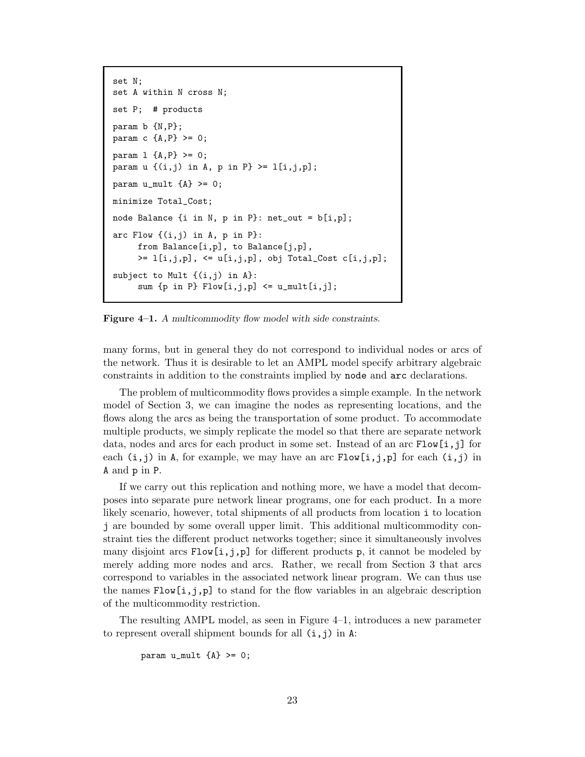```
set N;
set A within N cross N;

set P;  # products

param b {N,P};
param c {A,P} >= 0;

param l {A,P} >= 0;
param u {(i,j) in A, p in P} >= l[i,j,p];

param u_mult {A} >= 0;

minimize Total_Cost;

node Balance {i in N, p in P}: net_out = b[i,p];

arc Flow {(i,j) in A, p in P}:
     from Balance[i,p], to Balance[j,p],
     >= l[i,j,p], <= u[i,j,p], obj Total_Cost c[i,j,p];

subject to Mult {(i,j) in A}:
     sum {p in P} Flow[i,j,p] <= u_mult[i,j];
```

**Figure 4–1.** *A multicommodity flow model with side constraints.*

many forms, but in general they do not correspond to individual nodes or arcs of the network. Thus it is desirable to let an AMPL model specify arbitrary algebraic constraints in addition to the constraints implied by `node` and `arc` declarations.

The problem of multicommodity flows provides a simple example. In the network model of Section 3, we can imagine the nodes as representing locations, and the flows along the arcs as being the transportation of some product. To accommodate multiple products, we simply replicate the model so that there are separate network data, nodes and arcs for each product in some set. Instead of an arc `Flow[i,j]` for each `(i,j)` in `A`, for example, we may have an arc `Flow[i,j,p]` for each `(i,j)` in `A` and `p` in `P`.

If we carry out this replication and nothing more, we have a model that decomposes into separate pure network linear programs, one for each product. In a more likely scenario, however, total shipments of all products from location `i` to location `j` are bounded by some overall upper limit. This additional multicommodity constraint ties the different product networks together; since it simultaneously involves many disjoint arcs `Flow[i,j,p]` for different products `p`, it cannot be modeled by merely adding more nodes and arcs. Rather, we recall from Section 3 that arcs correspond to variables in the associated network linear program. We can thus use the names `Flow[i,j,p]` to stand for the flow variables in an algebraic description of the multicommodity restriction.

The resulting AMPL model, as seen in Figure 4–1, introduces a new parameter to represent overall shipment bounds for all `(i,j)` in `A`:

```
param u_mult {A} >= 0;
```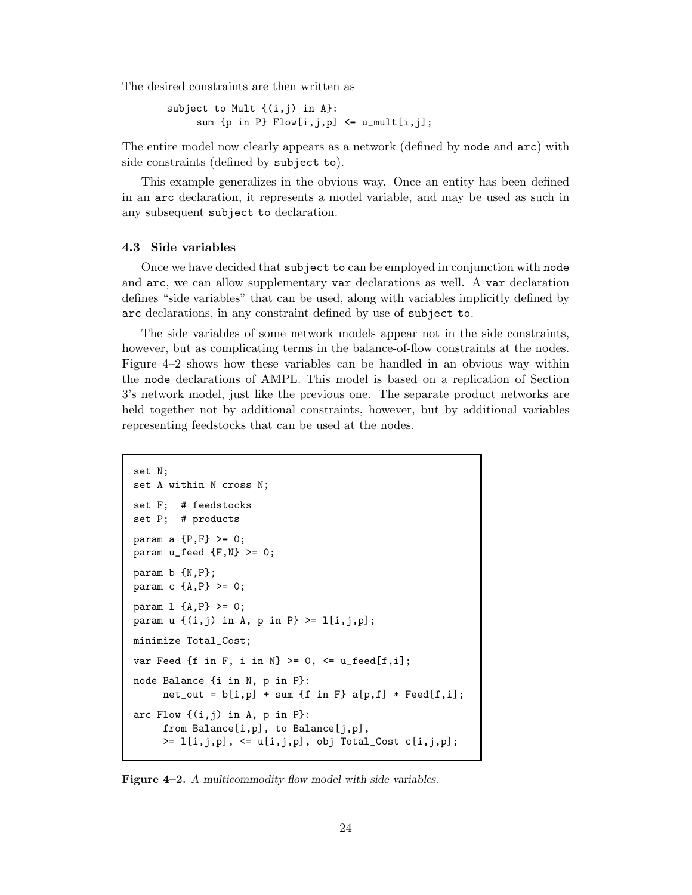The desired constraints are then written as

```
subject to Mult {(i,j) in A}:
     sum {p in P} Flow[i,j,p] <= u_mult[i,j];
```

The entire model now clearly appears as a network (defined by `node` and `arc`) with side constraints (defined by `subject to`).

This example generalizes in the obvious way. Once an entity has been defined in an `arc` declaration, it represents a model variable, and may be used as such in any subsequent `subject to` declaration.

### 4.3 Side variables

Once we have decided that `subject to` can be employed in conjunction with `node` and `arc`, we can allow supplementary `var` declarations as well. A `var` declaration defines "side variables" that can be used, along with variables implicitly defined by `arc` declarations, in any constraint defined by use of `subject to`.

The side variables of some network models appear not in the side constraints, however, but as complicating terms in the balance-of-flow constraints at the nodes. Figure 4–2 shows how these variables can be handled in an obvious way within the `node` declarations of AMPL. This model is based on a replication of Section 3's network model, just like the previous one. The separate product networks are held together not by additional constraints, however, but by additional variables representing feedstocks that can be used at the nodes.

```
set N;
set A within N cross N;

set F;  # feedstocks
set P;  # products

param a {P,F} >= 0;
param u_feed {F,N} >= 0;

param b {N,P};
param c {A,P} >= 0;

param l {A,P} >= 0;
param u {(i,j) in A, p in P} >= l[i,j,p];

minimize Total_Cost;

var Feed {f in F, i in N} >= 0, <= u_feed[f,i];

node Balance {i in N, p in P}:
     net_out = b[i,p] + sum {f in F} a[p,f] * Feed[f,i];

arc Flow {(i,j) in A, p in P}:
     from Balance[i,p], to Balance[j,p],
     >= l[i,j,p], <= u[i,j,p], obj Total_Cost c[i,j,p];
```

**Figure 4–2.** *A multicommodity flow model with side variables.*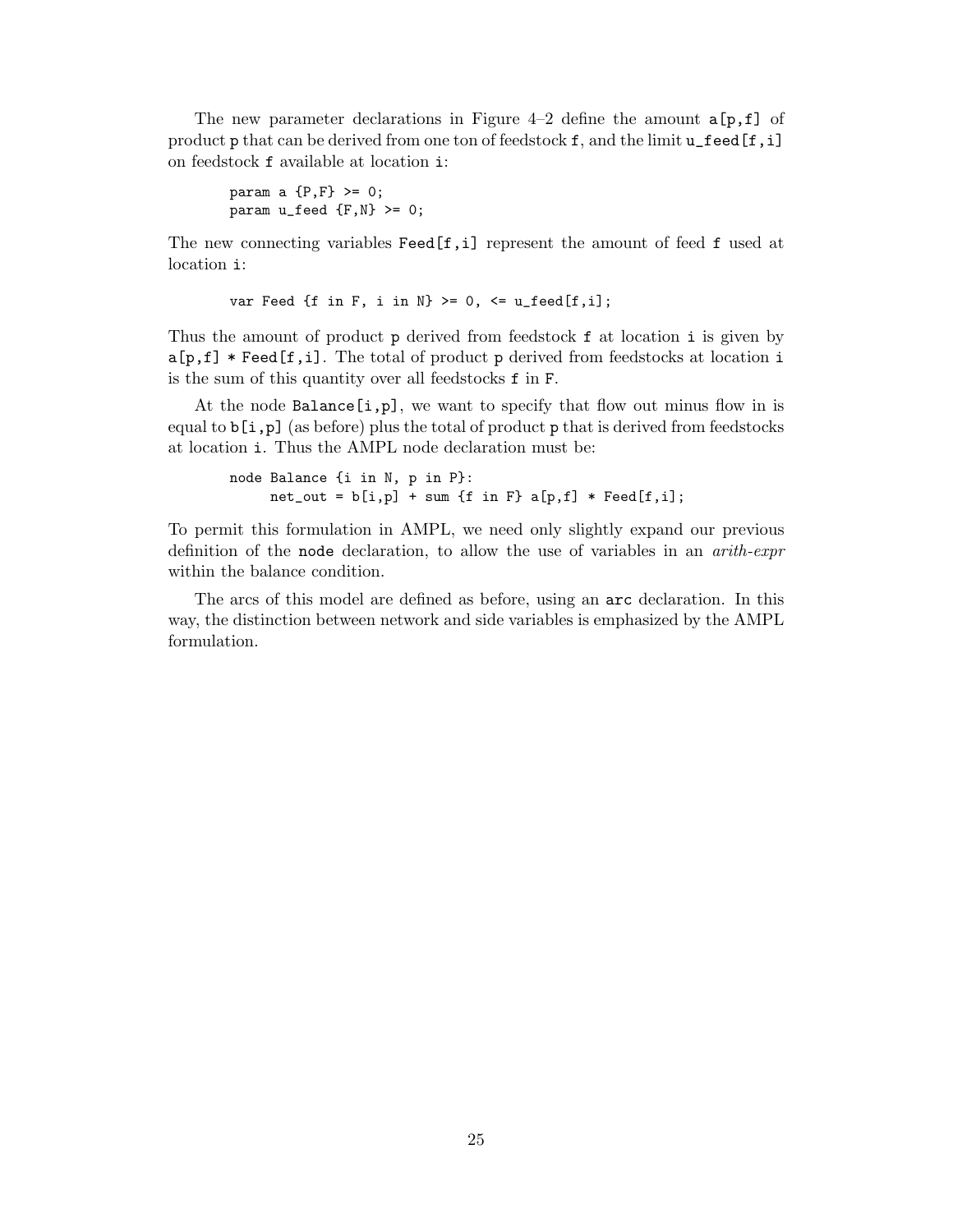The new parameter declarations in Figure 4–2 define the amount `a[p,f]` of product `p` that can be derived from one ton of feedstock `f`, and the limit `u_feed[f,i]` on feedstock `f` available at location `i`:

```
param a {P,F} >= 0;
param u_feed {F,N} >= 0;
```

The new connecting variables `Feed[f,i]` represent the amount of feed `f` used at location `i`:

```
var Feed {f in F, i in N} >= 0, <= u_feed[f,i];
```

Thus the amount of product `p` derived from feedstock `f` at location `i` is given by `a[p,f] * Feed[f,i]`. The total of product `p` derived from feedstocks at location `i` is the sum of this quantity over all feedstocks `f` in `F`.

At the node `Balance[i,p]`, we want to specify that flow out minus flow in is equal to `b[i,p]` (as before) plus the total of product `p` that is derived from feedstocks at location `i`. Thus the AMPL node declaration must be:

```
node Balance {i in N, p in P}:
     net_out = b[i,p] + sum {f in F} a[p,f] * Feed[f,i];
```

To permit this formulation in AMPL, we need only slightly expand our previous definition of the `node` declaration, to allow the use of variables in an *arith-expr* within the balance condition.

The arcs of this model are defined as before, using an `arc` declaration. In this way, the distinction between network and side variables is emphasized by the AMPL formulation.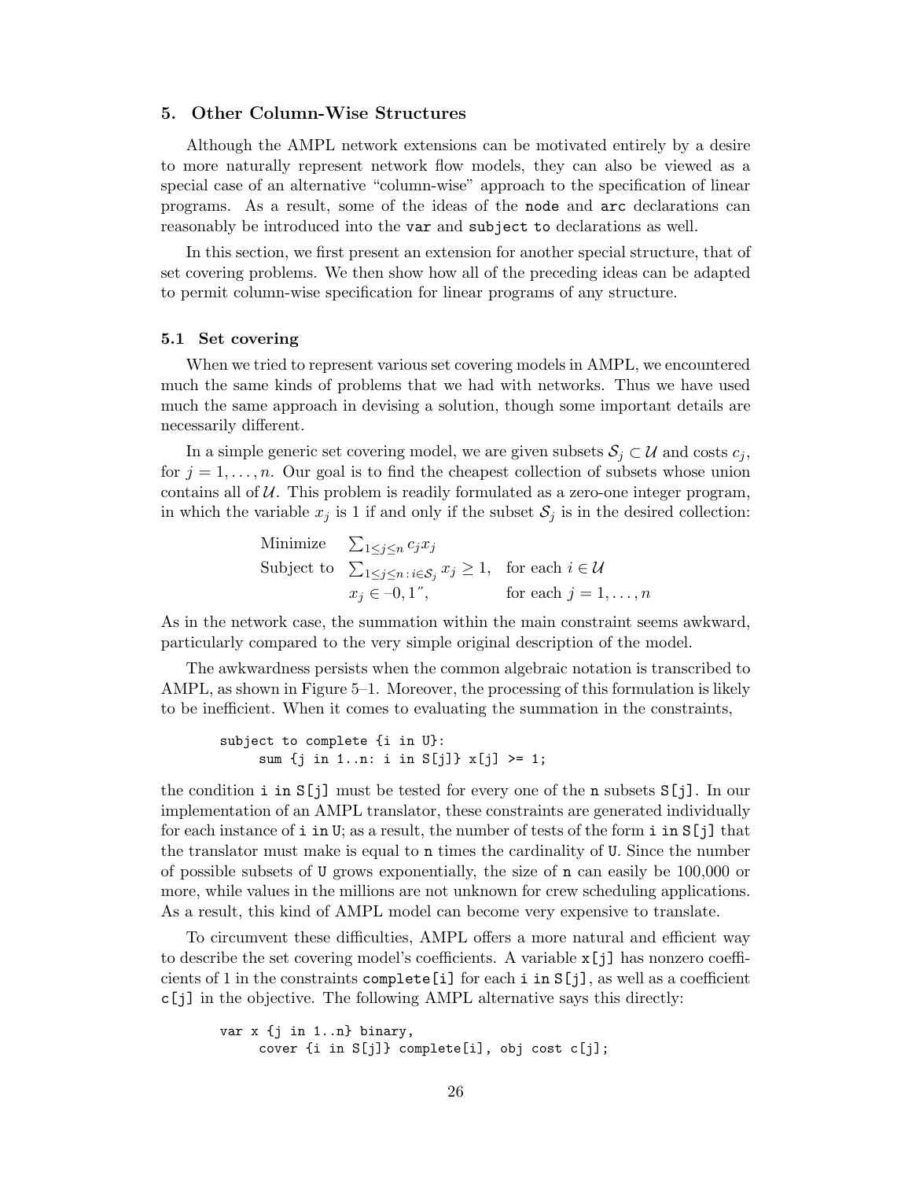## 5. Other Column-Wise Structures

Although the AMPL network extensions can be motivated entirely by a desire to more naturally represent network flow models, they can also be viewed as a special case of an alternative "column-wise" approach to the specification of linear programs. As a result, some of the ideas of the `node` and `arc` declarations can reasonably be introduced into the `var` and `subject to` declarations as well.

In this section, we first present an extension for another special structure, that of set covering problems. We then show how all of the preceding ideas can be adapted to permit column-wise specification for linear programs of any structure.

### 5.1 Set covering

When we tried to represent various set covering models in AMPL, we encountered much the same kinds of problems that we had with networks. Thus we have used much the same approach in devising a solution, though some important details are necessarily different.

In a simple generic set covering model, we are given subsets $\mathcal{S}_j \subset \mathcal{U}$ and costs $c_j$, for $j = 1, \ldots, n$. Our goal is to find the cheapest collection of subsets whose union contains all of $\mathcal{U}$. This problem is readily formulated as a zero-one integer program, in which the variable $x_j$ is 1 if and only if the subset $\mathcal{S}_j$ is in the desired collection:

$$
\begin{array}{lll}
\text{Minimize} & \sum_{1 \leq j \leq n} c_j x_j & \\
\text{Subject to} & \sum_{1 \leq j \leq n \,:\, i \in \mathcal{S}_j} x_j \geq 1, & \text{for each } i \in \mathcal{U} \\
& x_j \in \{0, 1\}, & \text{for each } j = 1, \ldots, n
\end{array}
$$

As in the network case, the summation within the main constraint seems awkward, particularly compared to the very simple original description of the model.

The awkwardness persists when the common algebraic notation is transcribed to AMPL, as shown in Figure 5–1. Moreover, the processing of this formulation is likely to be inefficient. When it comes to evaluating the summation in the constraints,

```
subject to complete {i in U}:
     sum {j in 1..n: i in S[j]} x[j] >= 1;
```

the condition `i in S[j]` must be tested for every one of the `n` subsets `S[j]`. In our implementation of an AMPL translator, these constraints are generated individually for each instance of `i in U`; as a result, the number of tests of the form `i in S[j]` that the translator must make is equal to `n` times the cardinality of `U`. Since the number of possible subsets of `U` grows exponentially, the size of `n` can easily be 100,000 or more, while values in the millions are not unknown for crew scheduling applications. As a result, this kind of AMPL model can become very expensive to translate.

To circumvent these difficulties, AMPL offers a more natural and efficient way to describe the set covering model's coefficients. A variable `x[j]` has nonzero coefficients of 1 in the constraints `complete[i]` for each `i in S[j]`, as well as a coefficient `c[j]` in the objective. The following AMPL alternative says this directly:

```
var x {j in 1..n} binary,
     cover {i in S[j]} complete[i], obj cost c[j];
```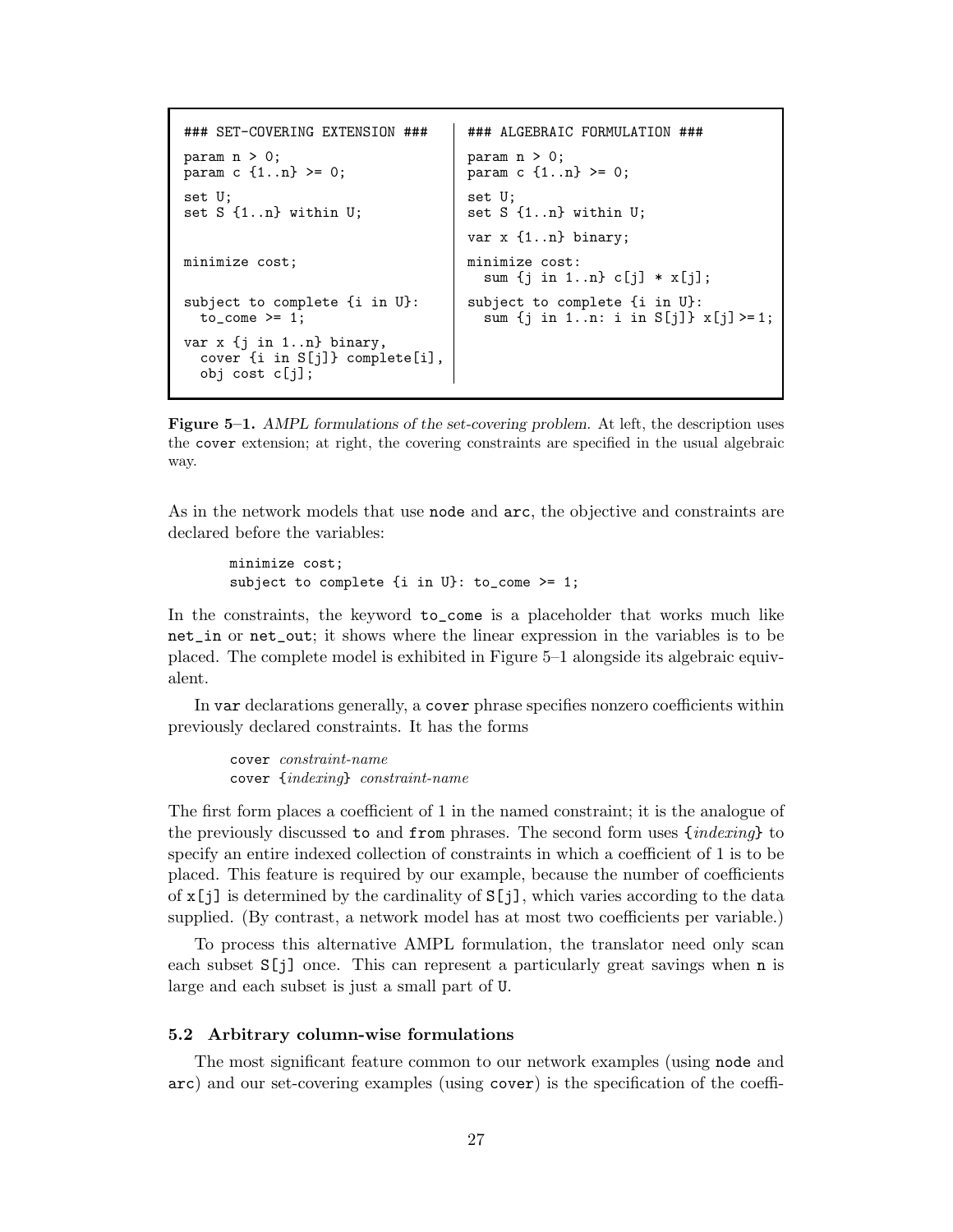```
### SET-COVERING EXTENSION ###

param n > 0;
param c {1..n} >= 0;

set U;
set S {1..n} within U;


minimize cost;


subject to complete {i in U}:
  to_come >= 1;

var x {j in 1..n} binary,
  cover {i in S[j]} complete[i],
  obj cost c[j];
```

```
### ALGEBRAIC FORMULATION ###

param n > 0;
param c {1..n} >= 0;

set U;
set S {1..n} within U;

var x {1..n} binary;

minimize cost:
  sum {j in 1..n} c[j] * x[j];

subject to complete {i in U}:
  sum {j in 1..n: i in S[j]} x[j] >= 1;
```

**Figure 5–1.** *AMPL formulations of the set-covering problem.* At left, the description uses the `cover` extension; at right, the covering constraints are specified in the usual algebraic way.

As in the network models that use `node` and `arc`, the objective and constraints are declared before the variables:

```
minimize cost;
subject to complete {i in U}: to_come >= 1;
```

In the constraints, the keyword `to_come` is a placeholder that works much like `net_in` or `net_out`; it shows where the linear expression in the variables is to be placed. The complete model is exhibited in Figure 5–1 alongside its algebraic equivalent.

In `var` declarations generally, a `cover` phrase specifies nonzero coefficients within previously declared constraints. It has the forms

`cover` *constraint-name*
`cover {`*indexing*`}` *constraint-name*

The first form places a coefficient of 1 in the named constraint; it is the analogue of the previously discussed `to` and `from` phrases. The second form uses `{`*indexing*`}` to specify an entire indexed collection of constraints in which a coefficient of 1 is to be placed. This feature is required by our example, because the number of coefficients of `x[j]` is determined by the cardinality of `S[j]`, which varies according to the data supplied. (By contrast, a network model has at most two coefficients per variable.)

To process this alternative AMPL formulation, the translator need only scan each subset `S[j]` once. This can represent a particularly great savings when `n` is large and each subset is just a small part of `U`.

### 5.2 Arbitrary column-wise formulations

The most significant feature common to our network examples (using `node` and `arc`) and our set-covering examples (using `cover`) is the specification of the coeffi-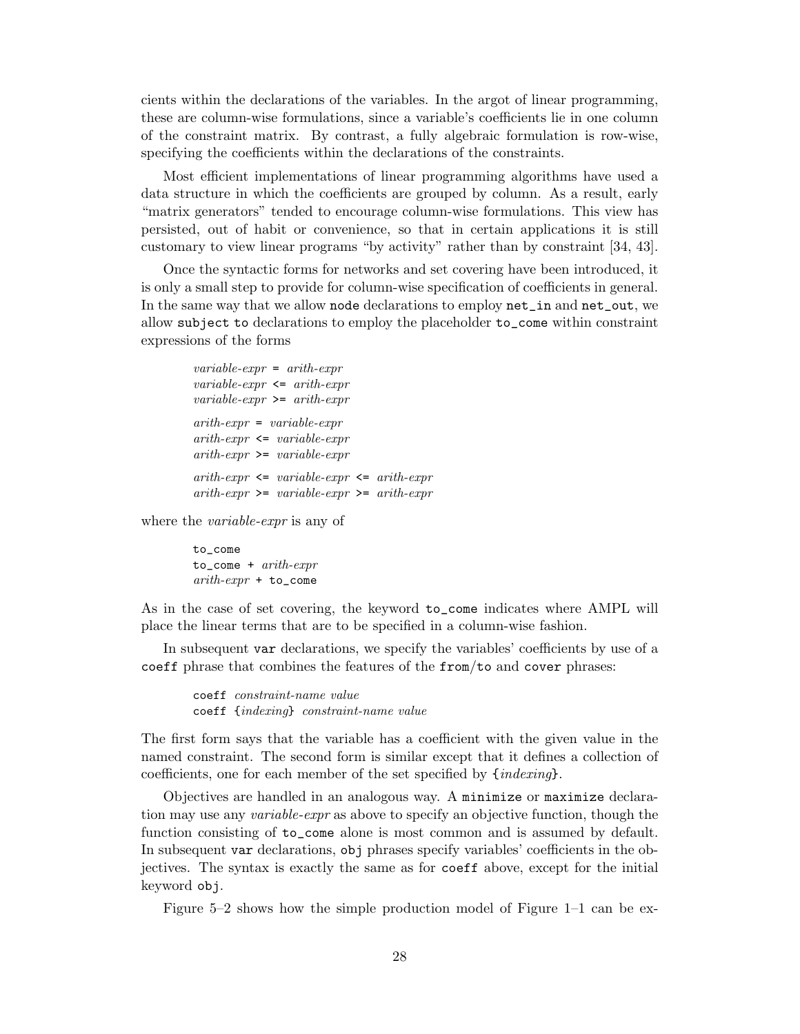cients within the declarations of the variables. In the argot of linear programming, these are column-wise formulations, since a variable's coefficients lie in one column of the constraint matrix. By contrast, a fully algebraic formulation is row-wise, specifying the coefficients within the declarations of the constraints.

Most efficient implementations of linear programming algorithms have used a data structure in which the coefficients are grouped by column. As a result, early "matrix generators" tended to encourage column-wise formulations. This view has persisted, out of habit or convenience, so that in certain applications it is still customary to view linear programs "by activity" rather than by constraint [34, 43].

Once the syntactic forms for networks and set covering have been introduced, it is only a small step to provide for column-wise specification of coefficients in general. In the same way that we allow `node` declarations to employ `net_in` and `net_out`, we allow `subject to` declarations to employ the placeholder `to_come` within constraint expressions of the forms

```
variable-expr = arith-expr
variable-expr <= arith-expr
variable-expr >= arith-expr

arith-expr = variable-expr
arith-expr <= variable-expr
arith-expr >= variable-expr

arith-expr <= variable-expr <= arith-expr
arith-expr >= variable-expr >= arith-expr
```

where the *variable-expr* is any of

```
to_come
to_come + arith-expr
arith-expr + to_come
```

As in the case of set covering, the keyword `to_come` indicates where AMPL will place the linear terms that are to be specified in a column-wise fashion.

In subsequent `var` declarations, we specify the variables' coefficients by use of a `coeff` phrase that combines the features of the `from`/`to` and `cover` phrases:

```
coeff constraint-name value
coeff {indexing} constraint-name value
```

The first form says that the variable has a coefficient with the given value in the named constraint. The second form is similar except that it defines a collection of coefficients, one for each member of the set specified by {*indexing*}.

Objectives are handled in an analogous way. A `minimize` or `maximize` declaration may use any *variable-expr* as above to specify an objective function, though the function consisting of `to_come` alone is most common and is assumed by default. In subsequent `var` declarations, `obj` phrases specify variables' coefficients in the objectives. The syntax is exactly the same as for `coeff` above, except for the initial keyword `obj`.

Figure 5–2 shows how the simple production model of Figure 1–1 can be ex-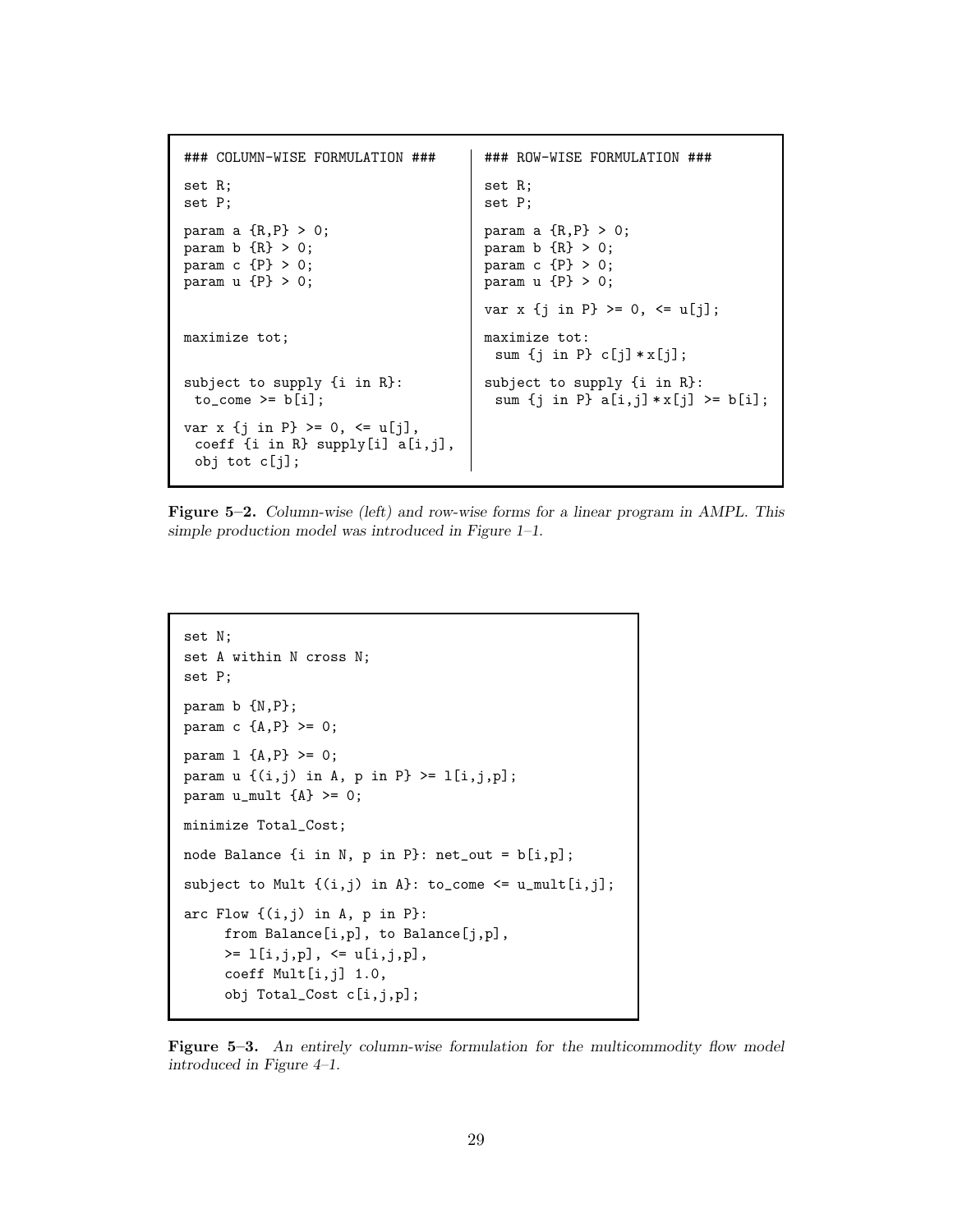```
### COLUMN-WISE FORMULATION ###

set R;
set P;

param a {R,P} > 0;
param b {R} > 0;
param c {P} > 0;
param u {P} > 0;


maximize tot;


subject to supply {i in R}:
 to_come >= b[i];

var x {j in P} >= 0, <= u[j],
 coeff {i in R} supply[i] a[i,j],
 obj tot c[j];
```

```
### ROW-WISE FORMULATION ###

set R;
set P;

param a {R,P} > 0;
param b {R} > 0;
param c {P} > 0;
param u {P} > 0;

var x {j in P} >= 0, <= u[j];

maximize tot:
 sum {j in P} c[j] * x[j];

subject to supply {i in R}:
 sum {j in P} a[i,j] * x[j] >= b[i];
```

**Figure 5–2.** *Column-wise (left) and row-wise forms for a linear program in AMPL. This simple production model was introduced in Figure 1–1.*

```
set N;
set A within N cross N;
set P;

param b {N,P};
param c {A,P} >= 0;

param l {A,P} >= 0;
param u {(i,j) in A, p in P} >= l[i,j,p];
param u_mult {A} >= 0;

minimize Total_Cost;

node Balance {i in N, p in P}: net_out = b[i,p];

subject to Mult {(i,j) in A}: to_come <= u_mult[i,j];

arc Flow {(i,j) in A, p in P}:
     from Balance[i,p], to Balance[j,p],
     >= l[i,j,p], <= u[i,j,p],
     coeff Mult[i,j] 1.0,
     obj Total_Cost c[i,j,p];
```

**Figure 5–3.** *An entirely column-wise formulation for the multicommodity flow model introduced in Figure 4–1.*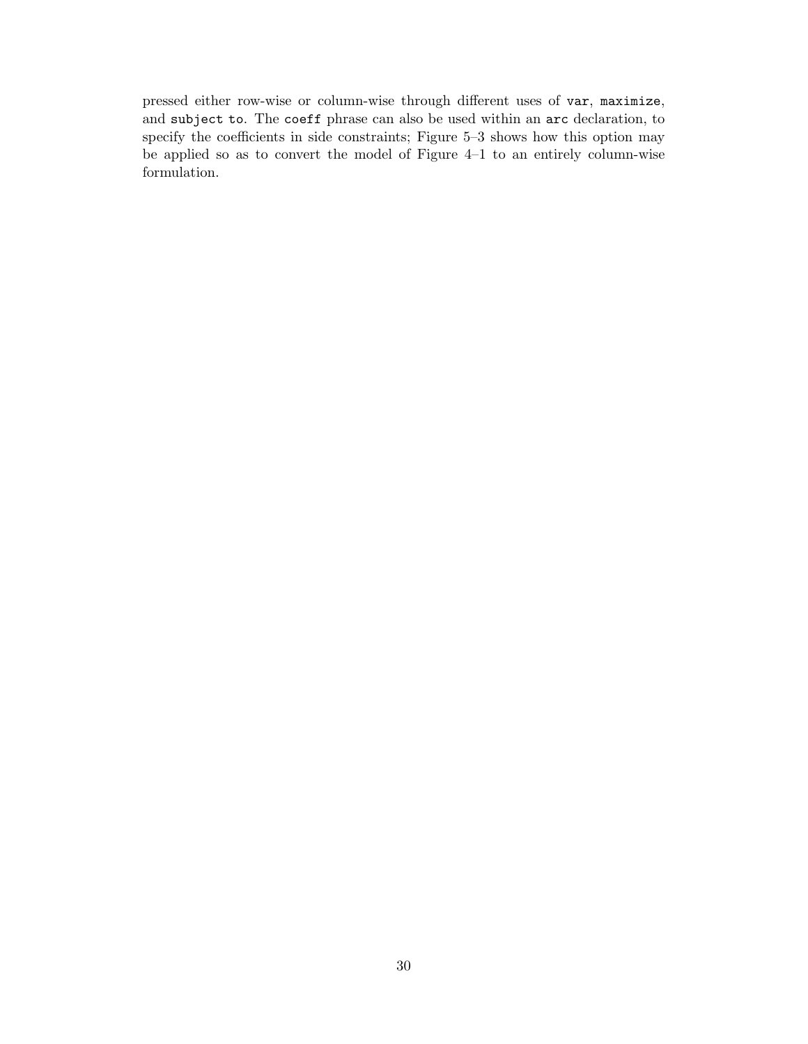pressed either row-wise or column-wise through different uses of `var`, `maximize`, and `subject to`. The `coeff` phrase can also be used within an `arc` declaration, to specify the coefficients in side constraints; Figure 5–3 shows how this option may be applied so as to convert the model of Figure 4–1 to an entirely column-wise formulation.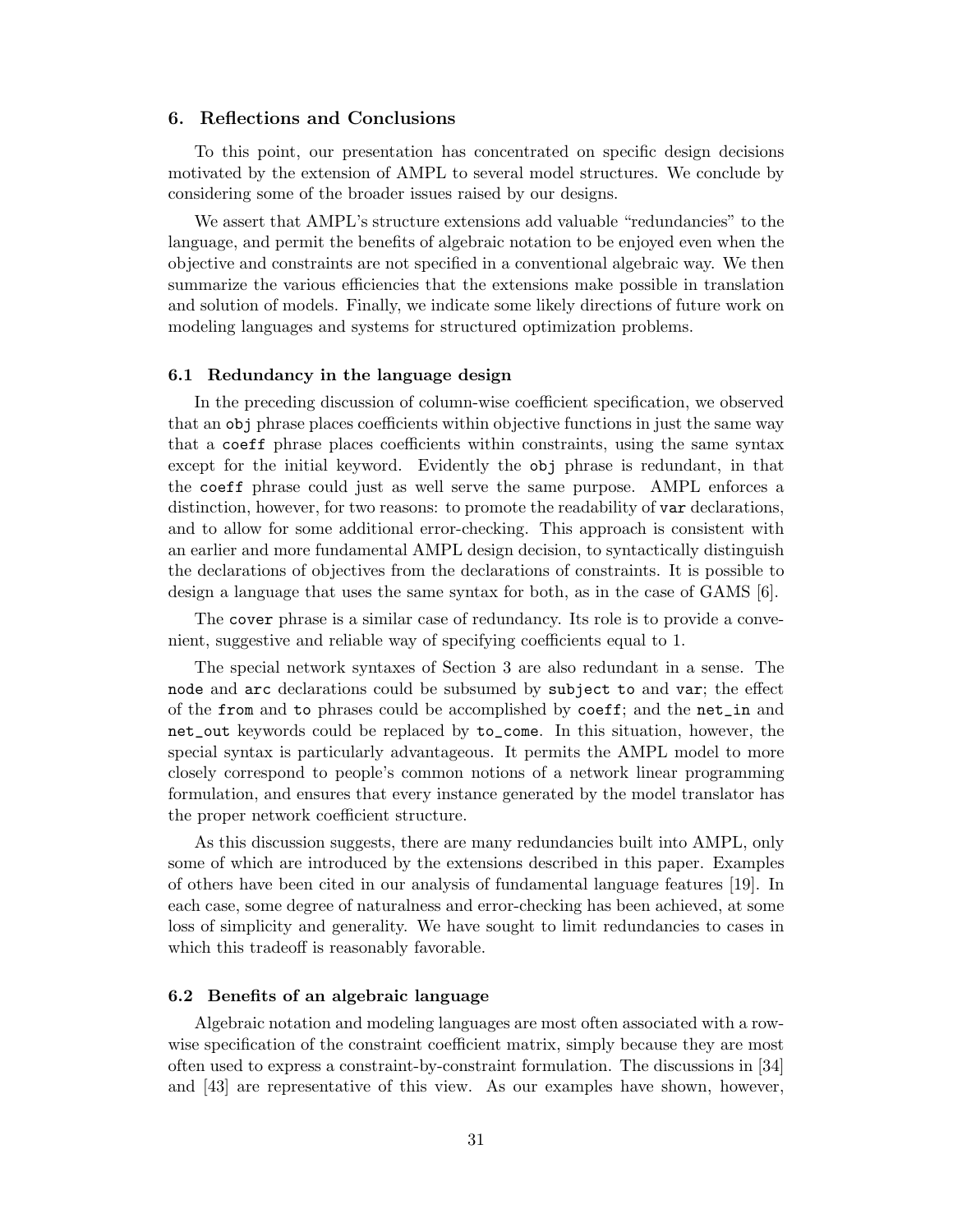## 6. Reflections and Conclusions

To this point, our presentation has concentrated on specific design decisions motivated by the extension of AMPL to several model structures. We conclude by considering some of the broader issues raised by our designs.

We assert that AMPL's structure extensions add valuable "redundancies" to the language, and permit the benefits of algebraic notation to be enjoyed even when the objective and constraints are not specified in a conventional algebraic way. We then summarize the various efficiencies that the extensions make possible in translation and solution of models. Finally, we indicate some likely directions of future work on modeling languages and systems for structured optimization problems.

### 6.1 Redundancy in the language design

In the preceding discussion of column-wise coefficient specification, we observed that an `obj` phrase places coefficients within objective functions in just the same way that a `coeff` phrase places coefficients within constraints, using the same syntax except for the initial keyword. Evidently the `obj` phrase is redundant, in that the `coeff` phrase could just as well serve the same purpose. AMPL enforces a distinction, however, for two reasons: to promote the readability of `var` declarations, and to allow for some additional error-checking. This approach is consistent with an earlier and more fundamental AMPL design decision, to syntactically distinguish the declarations of objectives from the declarations of constraints. It is possible to design a language that uses the same syntax for both, as in the case of GAMS [6].

The `cover` phrase is a similar case of redundancy. Its role is to provide a convenient, suggestive and reliable way of specifying coefficients equal to 1.

The special network syntaxes of Section 3 are also redundant in a sense. The `node` and `arc` declarations could be subsumed by `subject to` and `var`; the effect of the `from` and `to` phrases could be accomplished by `coeff`; and the `net_in` and `net_out` keywords could be replaced by `to_come`. In this situation, however, the special syntax is particularly advantageous. It permits the AMPL model to more closely correspond to people's common notions of a network linear programming formulation, and ensures that every instance generated by the model translator has the proper network coefficient structure.

As this discussion suggests, there are many redundancies built into AMPL, only some of which are introduced by the extensions described in this paper. Examples of others have been cited in our analysis of fundamental language features [19]. In each case, some degree of naturalness and error-checking has been achieved, at some loss of simplicity and generality. We have sought to limit redundancies to cases in which this tradeoff is reasonably favorable.

### 6.2 Benefits of an algebraic language

Algebraic notation and modeling languages are most often associated with a row-wise specification of the constraint coefficient matrix, simply because they are most often used to express a constraint-by-constraint formulation. The discussions in [34] and [43] are representative of this view. As our examples have shown, however,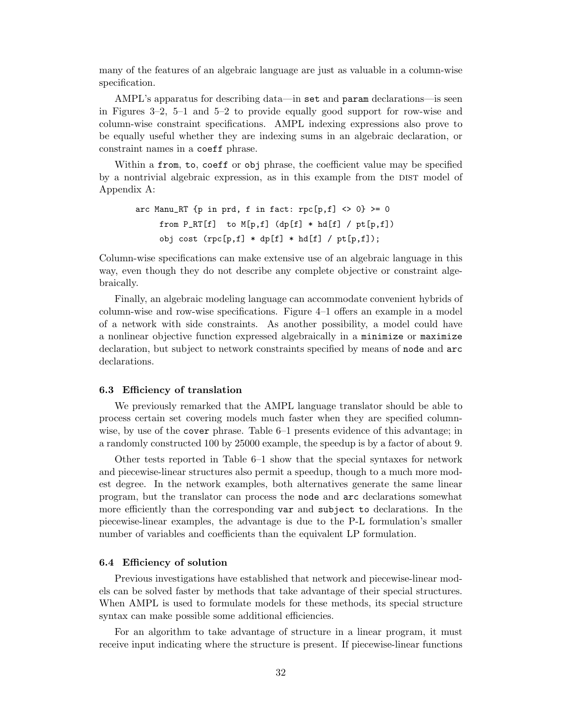many of the features of an algebraic language are just as valuable in a column-wise specification.

AMPL's apparatus for describing data—in `set` and `param` declarations—is seen in Figures 3–2, 5–1 and 5–2 to provide equally good support for row-wise and column-wise constraint specifications. AMPL indexing expressions also prove to be equally useful whether they are indexing sums in an algebraic declaration, or constraint names in a `coeff` phrase.

Within a `from`, `to`, `coeff` or `obj` phrase, the coefficient value may be specified by a nontrivial algebraic expression, as in this example from the DIST model of Appendix A:

```
arc Manu_RT {p in prd, f in fact: rpc[p,f] <> 0} >= 0
     from P_RT[f]  to M[p,f] (dp[f] * hd[f] / pt[p,f])
     obj cost (rpc[p,f] * dp[f] * hd[f] / pt[p,f]);
```

Column-wise specifications can make extensive use of an algebraic language in this way, even though they do not describe any complete objective or constraint algebraically.

Finally, an algebraic modeling language can accommodate convenient hybrids of column-wise and row-wise specifications. Figure 4–1 offers an example in a model of a network with side constraints. As another possibility, a model could have a nonlinear objective function expressed algebraically in a `minimize` or `maximize` declaration, but subject to network constraints specified by means of `node` and `arc` declarations.

### 6.3 Efficiency of translation

We previously remarked that the AMPL language translator should be able to process certain set covering models much faster when they are specified column-wise, by use of the `cover` phrase. Table 6–1 presents evidence of this advantage; in a randomly constructed 100 by 25000 example, the speedup is by a factor of about 9.

Other tests reported in Table 6–1 show that the special syntaxes for network and piecewise-linear structures also permit a speedup, though to a much more modest degree. In the network examples, both alternatives generate the same linear program, but the translator can process the `node` and `arc` declarations somewhat more efficiently than the corresponding `var` and `subject to` declarations. In the piecewise-linear examples, the advantage is due to the P-L formulation's smaller number of variables and coefficients than the equivalent LP formulation.

### 6.4 Efficiency of solution

Previous investigations have established that network and piecewise-linear models can be solved faster by methods that take advantage of their special structures. When AMPL is used to formulate models for these methods, its special structure syntax can make possible some additional efficiencies.

For an algorithm to take advantage of structure in a linear program, it must receive input indicating where the structure is present. If piecewise-linear functions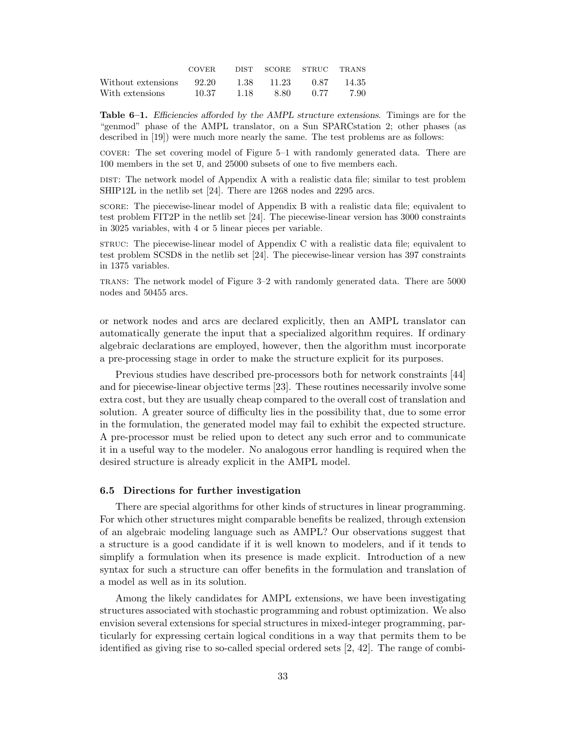| | COVER | DIST | SCORE | STRUC | TRANS |
|---|---|---|---|---|---|
| Without extensions | 92.20 | 1.38 | 11.23 | 0.87 | 14.35 |
| With extensions | 10.37 | 1.18 | 8.80 | 0.77 | 7.90 |

**Table 6–1.** *Efficiencies afforded by the AMPL structure extensions.* Timings are for the "genmod" phase of the AMPL translator, on a Sun SPARCstation 2; other phases (as described in [19]) were much more nearly the same. The test problems are as follows:

COVER: The set covering model of Figure 5–1 with randomly generated data. There are 100 members in the set `U`, and 25000 subsets of one to five members each.

DIST: The network model of Appendix A with a realistic data file; similar to test problem SHIP12L in the netlib set [24]. There are 1268 nodes and 2295 arcs.

SCORE: The piecewise-linear model of Appendix B with a realistic data file; equivalent to test problem FIT2P in the netlib set [24]. The piecewise-linear version has 3000 constraints in 3025 variables, with 4 or 5 linear pieces per variable.

STRUC: The piecewise-linear model of Appendix C with a realistic data file; equivalent to test problem SCSD8 in the netlib set [24]. The piecewise-linear version has 397 constraints in 1375 variables.

TRANS: The network model of Figure 3–2 with randomly generated data. There are 5000 nodes and 50455 arcs.

or network nodes and arcs are declared explicitly, then an AMPL translator can automatically generate the input that a specialized algorithm requires. If ordinary algebraic declarations are employed, however, then the algorithm must incorporate a pre-processing stage in order to make the structure explicit for its purposes.

Previous studies have described pre-processors both for network constraints [44] and for piecewise-linear objective terms [23]. These routines necessarily involve some extra cost, but they are usually cheap compared to the overall cost of translation and solution. A greater source of difficulty lies in the possibility that, due to some error in the formulation, the generated model may fail to exhibit the expected structure. A pre-processor must be relied upon to detect any such error and to communicate it in a useful way to the modeler. No analogous error handling is required when the desired structure is already explicit in the AMPL model.

### 6.5 Directions for further investigation

There are special algorithms for other kinds of structures in linear programming. For which other structures might comparable benefits be realized, through extension of an algebraic modeling language such as AMPL? Our observations suggest that a structure is a good candidate if it is well known to modelers, and if it tends to simplify a formulation when its presence is made explicit. Introduction of a new syntax for such a structure can offer benefits in the formulation and translation of a model as well as in its solution.

Among the likely candidates for AMPL extensions, we have been investigating structures associated with stochastic programming and robust optimization. We also envision several extensions for special structures in mixed-integer programming, particularly for expressing certain logical conditions in a way that permits them to be identified as giving rise to so-called special ordered sets [2, 42]. The range of combi-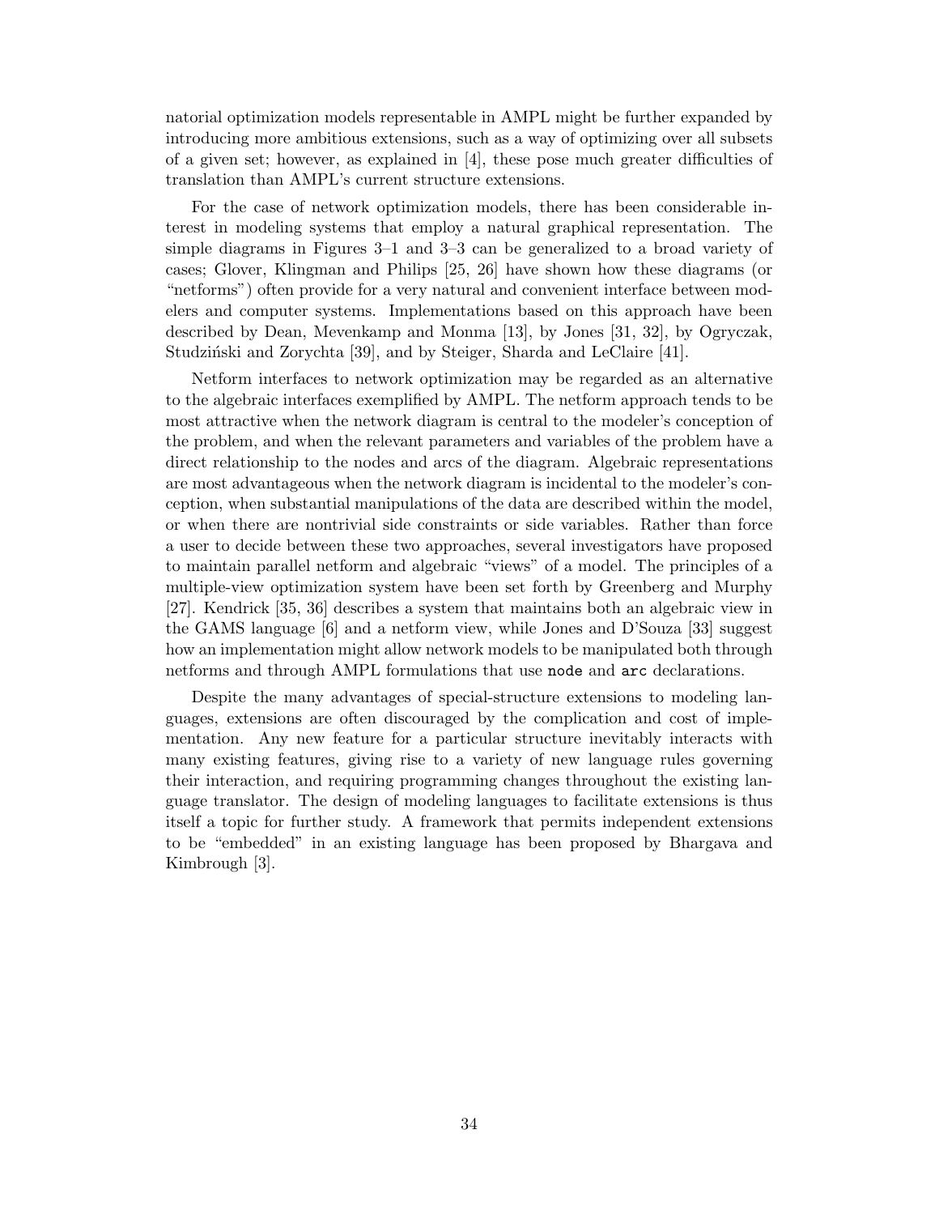natorial optimization models representable in AMPL might be further expanded by introducing more ambitious extensions, such as a way of optimizing over all subsets of a given set; however, as explained in [4], these pose much greater difficulties of translation than AMPL's current structure extensions.

For the case of network optimization models, there has been considerable interest in modeling systems that employ a natural graphical representation. The simple diagrams in Figures 3–1 and 3–3 can be generalized to a broad variety of cases; Glover, Klingman and Philips [25, 26] have shown how these diagrams (or "netforms") often provide for a very natural and convenient interface between modelers and computer systems. Implementations based on this approach have been described by Dean, Mevenkamp and Monma [13], by Jones [31, 32], by Ogryczak, Studziński and Zorychta [39], and by Steiger, Sharda and LeClaire [41].

Netform interfaces to network optimization may be regarded as an alternative to the algebraic interfaces exemplified by AMPL. The netform approach tends to be most attractive when the network diagram is central to the modeler's conception of the problem, and when the relevant parameters and variables of the problem have a direct relationship to the nodes and arcs of the diagram. Algebraic representations are most advantageous when the network diagram is incidental to the modeler's conception, when substantial manipulations of the data are described within the model, or when there are nontrivial side constraints or side variables. Rather than force a user to decide between these two approaches, several investigators have proposed to maintain parallel netform and algebraic "views" of a model. The principles of a multiple-view optimization system have been set forth by Greenberg and Murphy [27]. Kendrick [35, 36] describes a system that maintains both an algebraic view in the GAMS language [6] and a netform view, while Jones and D'Souza [33] suggest how an implementation might allow network models to be manipulated both through netforms and through AMPL formulations that use `node` and `arc` declarations.

Despite the many advantages of special-structure extensions to modeling languages, extensions are often discouraged by the complication and cost of implementation. Any new feature for a particular structure inevitably interacts with many existing features, giving rise to a variety of new language rules governing their interaction, and requiring programming changes throughout the existing language translator. The design of modeling languages to facilitate extensions is thus itself a topic for further study. A framework that permits independent extensions to be "embedded" in an existing language has been proposed by Bhargava and Kimbrough [3].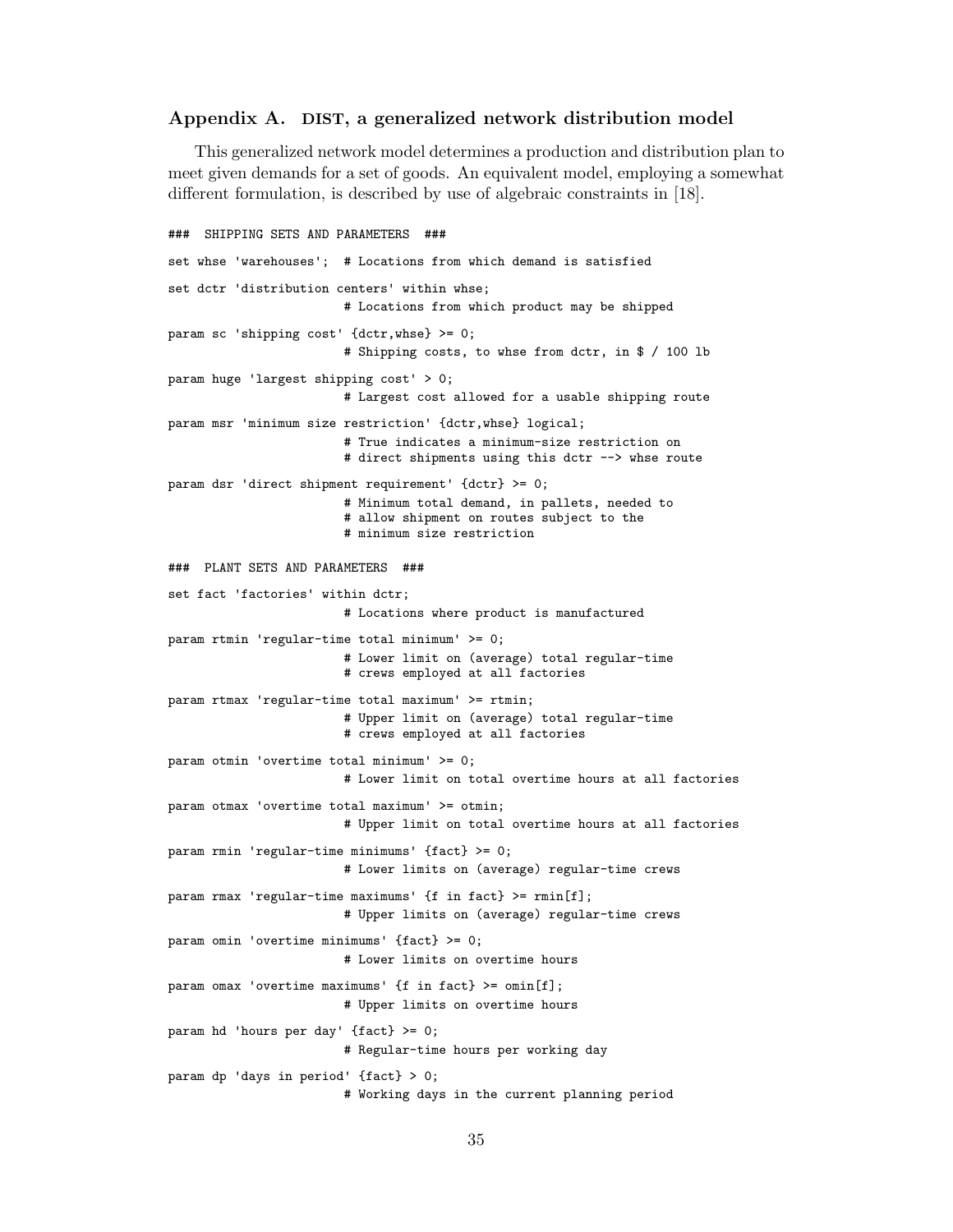## Appendix A. DIST, a generalized network distribution model

This generalized network model determines a production and distribution plan to meet given demands for a set of goods. An equivalent model, employing a somewhat different formulation, is described by use of algebraic constraints in [18].

```
###  SHIPPING SETS AND PARAMETERS  ###

set whse 'warehouses';  # Locations from which demand is satisfied

set dctr 'distribution centers' within whse;
                        # Locations from which product may be shipped

param sc 'shipping cost' {dctr,whse} >= 0;
                        # Shipping costs, to whse from dctr, in $ / 100 lb

param huge 'largest shipping cost' > 0;
                        # Largest cost allowed for a usable shipping route

param msr 'minimum size restriction' {dctr,whse} logical;
                        # True indicates a minimum-size restriction on
                        # direct shipments using this dctr --> whse route

param dsr 'direct shipment requirement' {dctr} >= 0;
                        # Minimum total demand, in pallets, needed to
                        # allow shipment on routes subject to the
                        # minimum size restriction

###  PLANT SETS AND PARAMETERS  ###

set fact 'factories' within dctr;
                        # Locations where product is manufactured

param rtmin 'regular-time total minimum' >= 0;
                        # Lower limit on (average) total regular-time
                        # crews employed at all factories

param rtmax 'regular-time total maximum' >= rtmin;
                        # Upper limit on (average) total regular-time
                        # crews employed at all factories

param otmin 'overtime total minimum' >= 0;
                        # Lower limit on total overtime hours at all factories

param otmax 'overtime total maximum' >= otmin;
                        # Upper limit on total overtime hours at all factories

param rmin 'regular-time minimums' {fact} >= 0;
                        # Lower limits on (average) regular-time crews

param rmax 'regular-time maximums' {f in fact} >= rmin[f];
                        # Upper limits on (average) regular-time crews

param omin 'overtime minimums' {fact} >= 0;
                        # Lower limits on overtime hours

param omax 'overtime maximums' {f in fact} >= omin[f];
                        # Upper limits on overtime hours

param hd 'hours per day' {fact} >= 0;
                        # Regular-time hours per working day

param dp 'days in period' {fact} > 0;
                        # Working days in the current planning period
```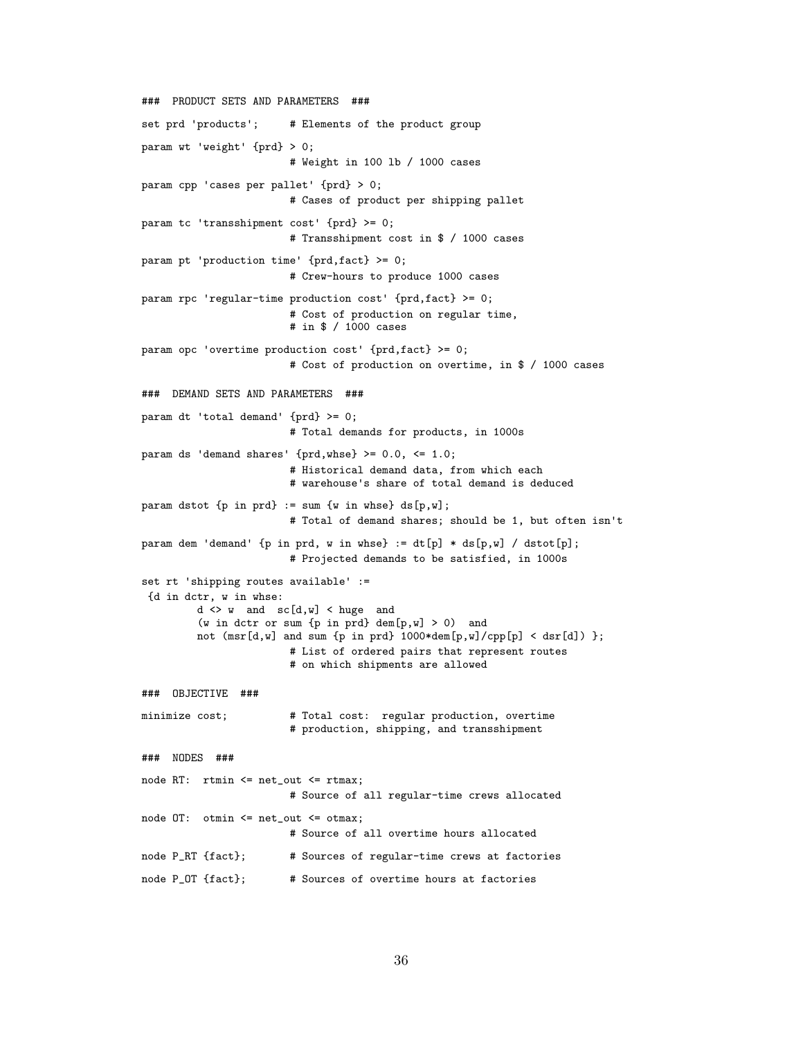```
### PRODUCT SETS AND PARAMETERS ###

set prd 'products';     # Elements of the product group

param wt 'weight' {prd} > 0;
                        # Weight in 100 lb / 1000 cases

param cpp 'cases per pallet' {prd} > 0;
                        # Cases of product per shipping pallet

param tc 'transshipment cost' {prd} >= 0;
                        # Transshipment cost in $ / 1000 cases

param pt 'production time' {prd,fact} >= 0;
                        # Crew-hours to produce 1000 cases

param rpc 'regular-time production cost' {prd,fact} >= 0;
                        # Cost of production on regular time,
                        # in $ / 1000 cases

param opc 'overtime production cost' {prd,fact} >= 0;
                        # Cost of production on overtime, in $ / 1000 cases

### DEMAND SETS AND PARAMETERS ###

param dt 'total demand' {prd} >= 0;
                        # Total demands for products, in 1000s

param ds 'demand shares' {prd,whse} >= 0.0, <= 1.0;
                        # Historical demand data, from which each
                        # warehouse's share of total demand is deduced

param dstot {p in prd} := sum {w in whse} ds[p,w];
                        # Total of demand shares; should be 1, but often isn't

param dem 'demand' {p in prd, w in whse} := dt[p] * ds[p,w] / dstot[p];
                        # Projected demands to be satisfied, in 1000s

set rt 'shipping routes available' :=
 {d in dctr, w in whse:
        d <> w  and  sc[d,w] < huge  and
        (w in dctr or sum {p in prd} dem[p,w] > 0)  and
        not (msr[d,w] and sum {p in prd} 1000*dem[p,w]/cpp[p] < dsr[d]) };
                        # List of ordered pairs that represent routes
                        # on which shipments are allowed

### OBJECTIVE ###

minimize cost;          # Total cost:  regular production, overtime
                        # production, shipping, and transshipment

### NODES ###

node RT:  rtmin <= net_out <= rtmax;
                        # Source of all regular-time crews allocated

node OT:  otmin <= net_out <= otmax;
                        # Source of all overtime hours allocated

node P_RT {fact};       # Sources of regular-time crews at factories

node P_OT {fact};       # Sources of overtime hours at factories
```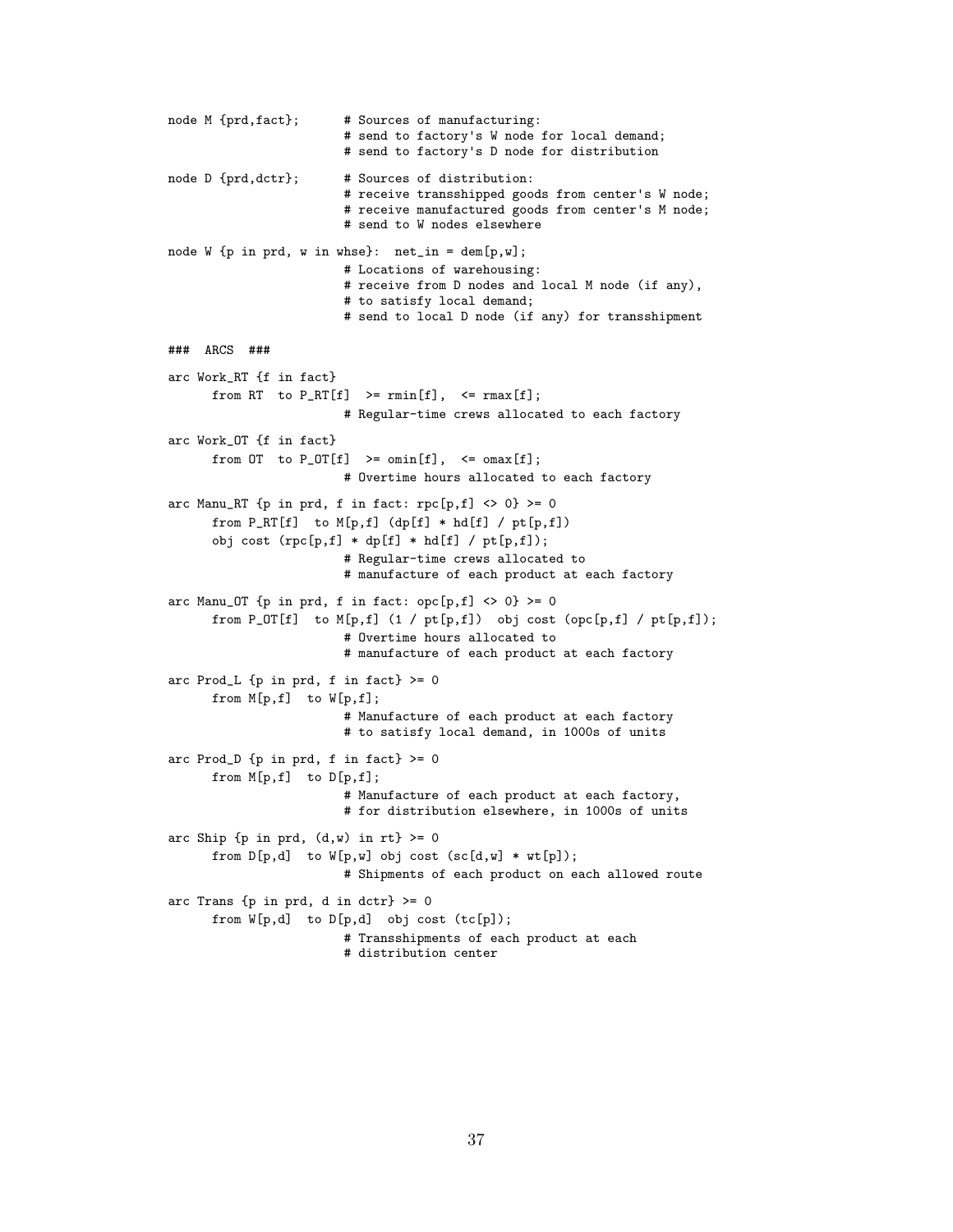```
node M {prd,fact};      # Sources of manufacturing:
                        # send to factory's W node for local demand;
                        # send to factory's D node for distribution

node D {prd,dctr};      # Sources of distribution:
                        # receive transshipped goods from center's W node;
                        # receive manufactured goods from center's M node;
                        # send to W nodes elsewhere

node W {p in prd, w in whse}:  net_in = dem[p,w];
                        # Locations of warehousing:
                        # receive from D nodes and local M node (if any),
                        # to satisfy local demand;
                        # send to local D node (if any) for transshipment

###  ARCS  ###

arc Work_RT {f in fact}
      from RT  to P_RT[f]  >= rmin[f],  <= rmax[f];
                        # Regular-time crews allocated to each factory

arc Work_OT {f in fact}
      from OT  to P_OT[f]  >= omin[f],  <= omax[f];
                        # Overtime hours allocated to each factory

arc Manu_RT {p in prd, f in fact: rpc[p,f] <> 0} >= 0
      from P_RT[f]  to M[p,f] (dp[f] * hd[f] / pt[p,f])
      obj cost (rpc[p,f] * dp[f] * hd[f] / pt[p,f]);
                        # Regular-time crews allocated to
                        # manufacture of each product at each factory

arc Manu_OT {p in prd, f in fact: opc[p,f] <> 0} >= 0
      from P_OT[f]  to M[p,f] (1 / pt[p,f])  obj cost (opc[p,f] / pt[p,f]);
                        # Overtime hours allocated to
                        # manufacture of each product at each factory

arc Prod_L {p in prd, f in fact} >= 0
      from M[p,f]  to W[p,f];
                        # Manufacture of each product at each factory
                        # to satisfy local demand, in 1000s of units

arc Prod_D {p in prd, f in fact} >= 0
      from M[p,f]  to D[p,f];
                        # Manufacture of each product at each factory,
                        # for distribution elsewhere, in 1000s of units

arc Ship {p in prd, (d,w) in rt} >= 0
      from D[p,d]  to W[p,w] obj cost (sc[d,w] * wt[p]);
                        # Shipments of each product on each allowed route

arc Trans {p in prd, d in dctr} >= 0
      from W[p,d]  to D[p,d]  obj cost (tc[p]);
                        # Transshipments of each product at each
                        # distribution center
```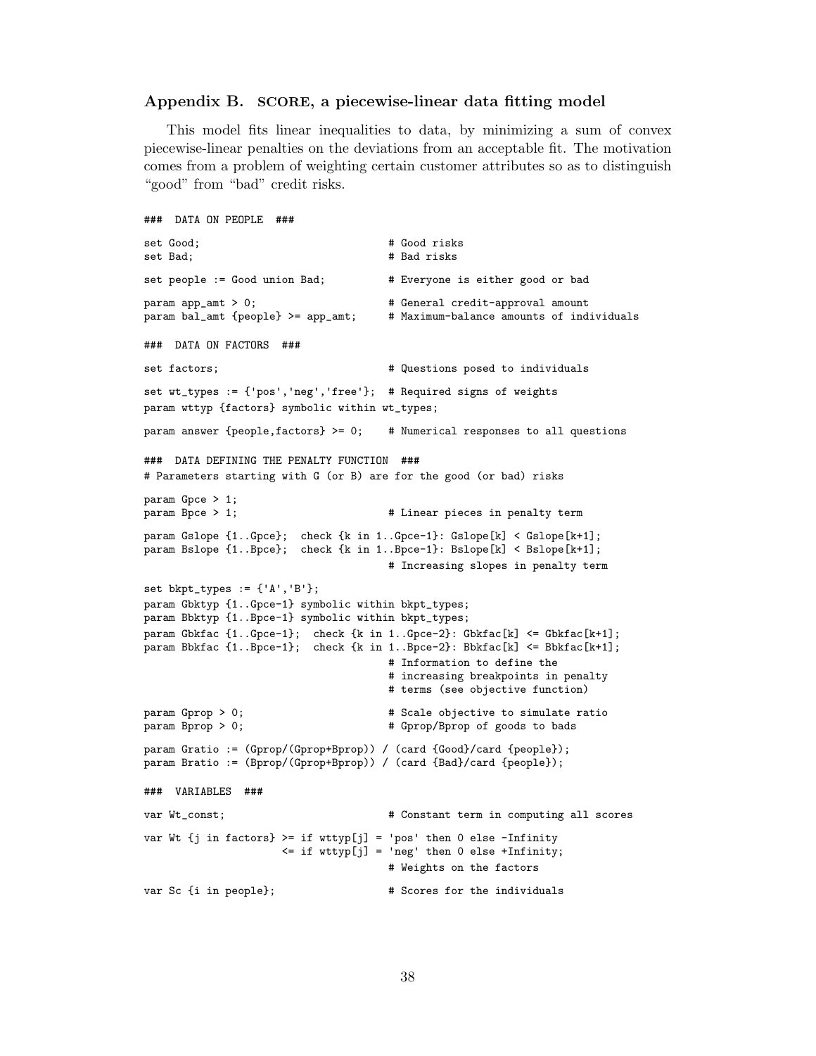## Appendix B. SCORE, a piecewise-linear data fitting model

This model fits linear inequalities to data, by minimizing a sum of convex piecewise-linear penalties on the deviations from an acceptable fit. The motivation comes from a problem of weighting certain customer attributes so as to distinguish "good" from "bad" credit risks.

```
###  DATA ON PEOPLE  ###

set Good;                               # Good risks
set Bad;                                # Bad risks

set people := Good union Bad;           # Everyone is either good or bad

param app_amt > 0;                      # General credit-approval amount
param bal_amt {people} >= app_amt;      # Maximum-balance amounts of individuals

###  DATA ON FACTORS  ###

set factors;                            # Questions posed to individuals

set wt_types := {'pos','neg','free'};  # Required signs of weights
param wttyp {factors} symbolic within wt_types;

param answer {people,factors} >= 0;    # Numerical responses to all questions

###  DATA DEFINING THE PENALTY FUNCTION  ###
# Parameters starting with G (or B) are for the good (or bad) risks

param Gpce > 1;
param Bpce > 1;                         # Linear pieces in penalty term

param Gslope {1..Gpce};  check {k in 1..Gpce-1}: Gslope[k] < Gslope[k+1];
param Bslope {1..Bpce};  check {k in 1..Bpce-1}: Bslope[k] < Bslope[k+1];
                                        # Increasing slopes in penalty term

set bkpt_types := {'A','B'};
param Gbktyp {1..Gpce-1} symbolic within bkpt_types;
param Bbktyp {1..Bpce-1} symbolic within bkpt_types;
param Gbkfac {1..Gpce-1};  check {k in 1..Gpce-2}: Gbkfac[k] <= Gbkfac[k+1];
param Bbkfac {1..Bpce-1};  check {k in 1..Bpce-2}: Bbkfac[k] <= Bbkfac[k+1];
                                        # Information to define the
                                        # increasing breakpoints in penalty
                                        # terms (see objective function)

param Gprop > 0;                        # Scale objective to simulate ratio
param Bprop > 0;                        # Gprop/Bprop of goods to bads

param Gratio := (Gprop/(Gprop+Bprop)) / (card {Good}/card {people});
param Bratio := (Bprop/(Gprop+Bprop)) / (card {Bad}/card {people});

###  VARIABLES  ###

var Wt_const;                           # Constant term in computing all scores

var Wt {j in factors} >= if wttyp[j] = 'pos' then 0 else -Infinity
                      <= if wttyp[j] = 'neg' then 0 else +Infinity;
                                        # Weights on the factors

var Sc {i in people};                   # Scores for the individuals
```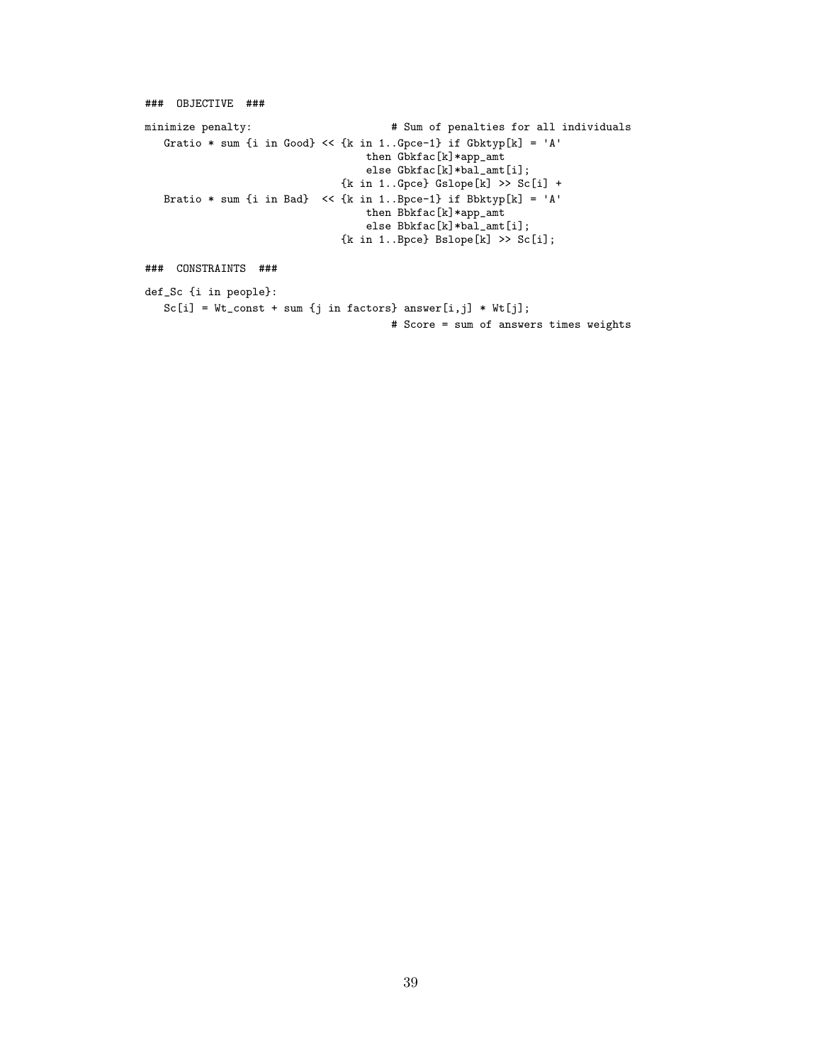```
### OBJECTIVE ###

minimize penalty:                      # Sum of penalties for all individuals
   Gratio * sum {i in Good} << {k in 1..Gpce-1} if Gbktyp[k] = 'A'
                                   then Gbkfac[k]*app_amt
                                   else Gbkfac[k]*bal_amt[i];
                               {k in 1..Gpce} Gslope[k] >> Sc[i] +
   Bratio * sum {i in Bad}  << {k in 1..Bpce-1} if Bbktyp[k] = 'A'
                                   then Bbkfac[k]*app_amt
                                   else Bbkfac[k]*bal_amt[i];
                               {k in 1..Bpce} Bslope[k] >> Sc[i];

### CONSTRAINTS ###

def_Sc {i in people}:
   Sc[i] = Wt_const + sum {j in factors} answer[i,j] * Wt[j];
                                       # Score = sum of answers times weights
```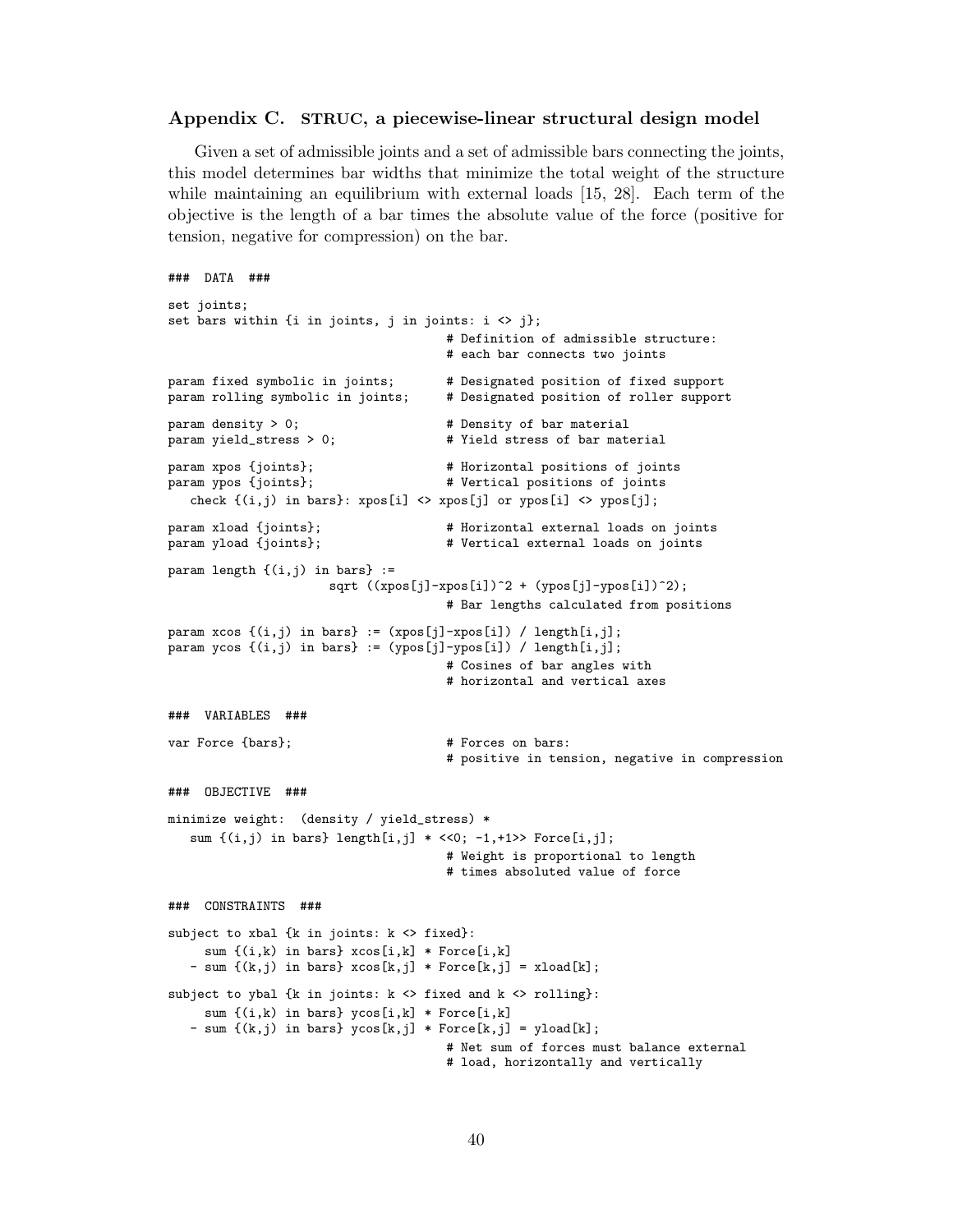## Appendix C. STRUC, a piecewise-linear structural design model

Given a set of admissible joints and a set of admissible bars connecting the joints, this model determines bar widths that minimize the total weight of the structure while maintaining an equilibrium with external loads [15, 28]. Each term of the objective is the length of a bar times the absolute value of the force (positive for tension, negative for compression) on the bar.

```
###  DATA  ###

set joints;
set bars within {i in joints, j in joints: i <> j};
                                     # Definition of admissible structure:
                                     # each bar connects two joints

param fixed symbolic in joints;      # Designated position of fixed support
param rolling symbolic in joints;    # Designated position of roller support

param density > 0;                   # Density of bar material
param yield_stress > 0;              # Yield stress of bar material

param xpos {joints};                 # Horizontal positions of joints
param ypos {joints};                 # Vertical positions of joints
   check {(i,j) in bars}: xpos[i] <> xpos[j] or ypos[i] <> ypos[j];

param xload {joints};                # Horizontal external loads on joints
param yload {joints};                # Vertical external loads on joints

param length {(i,j) in bars} :=
                     sqrt ((xpos[j]-xpos[i])^2 + (ypos[j]-ypos[i])^2);
                                     # Bar lengths calculated from positions

param xcos {(i,j) in bars} := (xpos[j]-xpos[i]) / length[i,j];
param ycos {(i,j) in bars} := (ypos[j]-ypos[i]) / length[i,j];
                                     # Cosines of bar angles with
                                     # horizontal and vertical axes

###  VARIABLES  ###

var Force {bars};                    # Forces on bars:
                                     # positive in tension, negative in compression

###  OBJECTIVE  ###

minimize weight:  (density / yield_stress) *
   sum {(i,j) in bars} length[i,j] * <<0; -1,+1>> Force[i,j];
                                     # Weight is proportional to length
                                     # times absoluted value of force

###  CONSTRAINTS  ###

subject to xbal {k in joints: k <> fixed}:
     sum {(i,k) in bars} xcos[i,k] * Force[i,k]
   - sum {(k,j) in bars} xcos[k,j] * Force[k,j] = xload[k];

subject to ybal {k in joints: k <> fixed and k <> rolling}:
     sum {(i,k) in bars} ycos[i,k] * Force[i,k]
   - sum {(k,j) in bars} ycos[k,j] * Force[k,j] = yload[k];
                                     # Net sum of forces must balance external
                                     # load, horizontally and vertically
```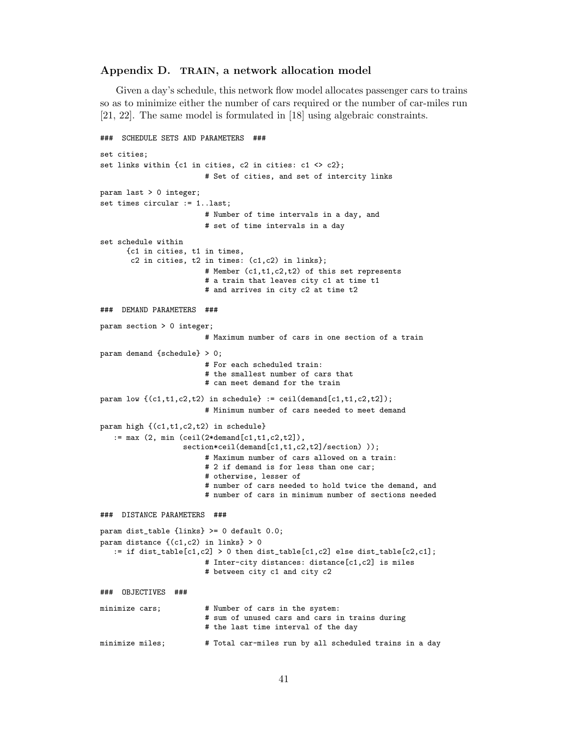### Appendix D. TRAIN, a network allocation model

Given a day's schedule, this network flow model allocates passenger cars to trains so as to minimize either the number of cars required or the number of car-miles run [21, 22]. The same model is formulated in [18] using algebraic constraints.

```
###  SCHEDULE SETS AND PARAMETERS  ###

set cities;
set links within {c1 in cities, c2 in cities: c1 <> c2};
                        # Set of cities, and set of intercity links

param last > 0 integer;
set times circular := 1..last;
                        # Number of time intervals in a day, and
                        # set of time intervals in a day

set schedule within
      {c1 in cities, t1 in times,
       c2 in cities, t2 in times: (c1,c2) in links};
                        # Member (c1,t1,c2,t2) of this set represents
                        # a train that leaves city c1 at time t1
                        # and arrives in city c2 at time t2

###  DEMAND PARAMETERS  ###

param section > 0 integer;
                        # Maximum number of cars in one section of a train

param demand {schedule} > 0;
                        # For each scheduled train:
                        # the smallest number of cars that
                        # can meet demand for the train

param low {(c1,t1,c2,t2) in schedule} := ceil(demand[c1,t1,c2,t2]);
                        # Minimum number of cars needed to meet demand

param high {(c1,t1,c2,t2) in schedule}
   := max (2, min (ceil(2*demand[c1,t1,c2,t2]),
                  section*ceil(demand[c1,t1,c2,t2]/section) ));
                        # Maximum number of cars allowed on a train:
                        # 2 if demand is for less than one car;
                        # otherwise, lesser of
                        # number of cars needed to hold twice the demand, and
                        # number of cars in minimum number of sections needed

###  DISTANCE PARAMETERS  ###

param dist_table {links} >= 0 default 0.0;
param distance {(c1,c2) in links} > 0
   := if dist_table[c1,c2] > 0 then dist_table[c1,c2] else dist_table[c2,c1];
                        # Inter-city distances: distance[c1,c2] is miles
                        # between city c1 and city c2

###  OBJECTIVES  ###

minimize cars;          # Number of cars in the system:
                        # sum of unused cars and cars in trains during
                        # the last time interval of the day

minimize miles;         # Total car-miles run by all scheduled trains in a day
```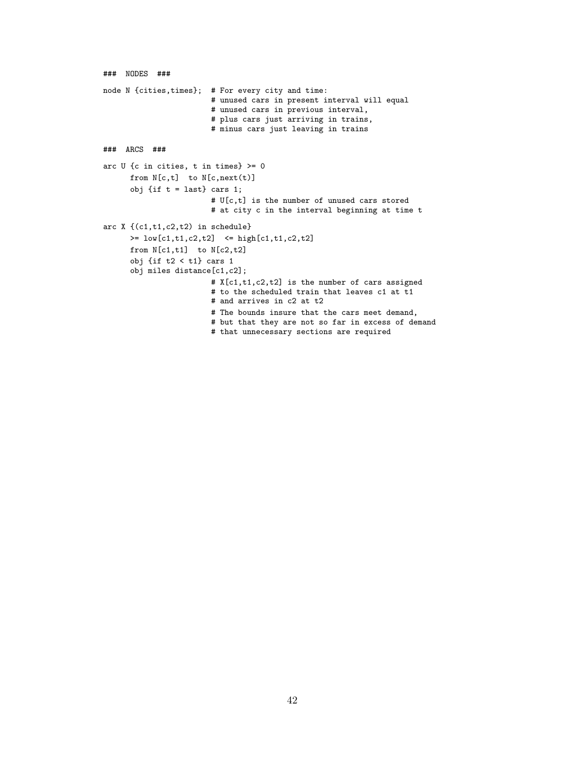```
### NODES ###

node N {cities,times};  # For every city and time:
                        # unused cars in present interval will equal
                        # unused cars in previous interval,
                        # plus cars just arriving in trains,
                        # minus cars just leaving in trains

### ARCS ###

arc U {c in cities, t in times} >= 0
      from N[c,t]  to N[c,next(t)]
      obj {if t = last} cars 1;
                        # U[c,t] is the number of unused cars stored
                        # at city c in the interval beginning at time t

arc X {(c1,t1,c2,t2) in schedule}
      >= low[c1,t1,c2,t2]  <= high[c1,t1,c2,t2]
      from N[c1,t1]  to N[c2,t2]
      obj {if t2 < t1} cars 1
      obj miles distance[c1,c2];
                        # X[c1,t1,c2,t2] is the number of cars assigned
                        # to the scheduled train that leaves c1 at t1
                        # and arrives in c2 at t2
                        # The bounds insure that the cars meet demand,
                        # but that they are not so far in excess of demand
                        # that unnecessary sections are required
```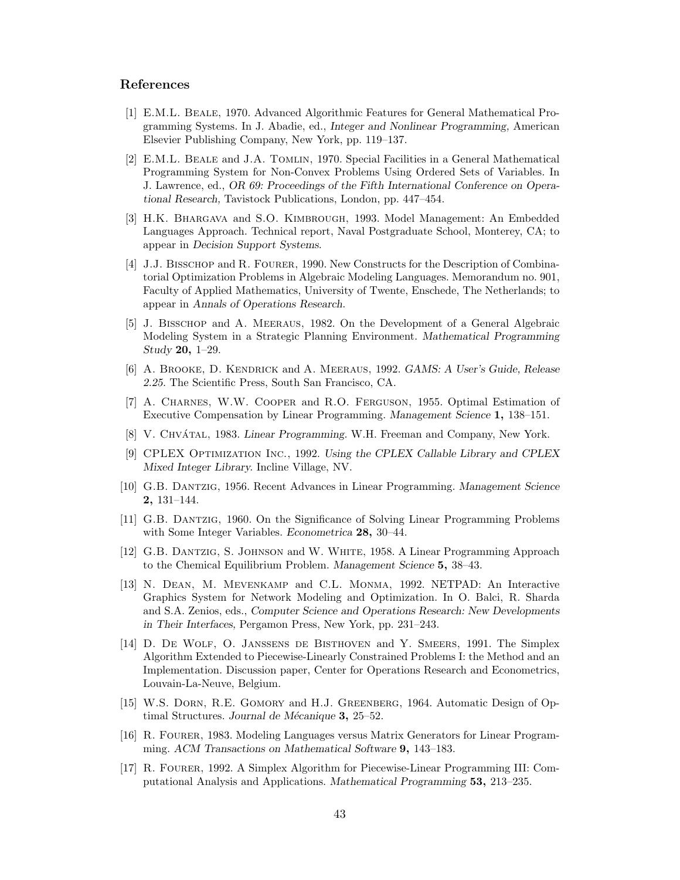## References

[1] E.M.L. Beale, 1970. Advanced Algorithmic Features for General Mathematical Programming Systems. In J. Abadie, ed., *Integer and Nonlinear Programming,* American Elsevier Publishing Company, New York, pp. 119–137.

[2] E.M.L. Beale and J.A. Tomlin, 1970. Special Facilities in a General Mathematical Programming System for Non-Convex Problems Using Ordered Sets of Variables. In J. Lawrence, ed., *OR 69: Proceedings of the Fifth International Conference on Operational Research,* Tavistock Publications, London, pp. 447–454.

[3] H.K. Bhargava and S.O. Kimbrough, 1993. Model Management: An Embedded Languages Approach. Technical report, Naval Postgraduate School, Monterey, CA; to appear in *Decision Support Systems*.

[4] J.J. Bisschop and R. Fourer, 1990. New Constructs for the Description of Combinatorial Optimization Problems in Algebraic Modeling Languages. Memorandum no. 901, Faculty of Applied Mathematics, University of Twente, Enschede, The Netherlands; to appear in *Annals of Operations Research*.

[5] J. Bisschop and A. Meeraus, 1982. On the Development of a General Algebraic Modeling System in a Strategic Planning Environment. *Mathematical Programming Study* **20,** 1–29.

[6] A. Brooke, D. Kendrick and A. Meeraus, 1992. *GAMS: A User's Guide, Release 2.25.* The Scientific Press, South San Francisco, CA.

[7] A. Charnes, W.W. Cooper and R.O. Ferguson, 1955. Optimal Estimation of Executive Compensation by Linear Programming. *Management Science* **1,** 138–151.

[8] V. Chvátal, 1983. *Linear Programming.* W.H. Freeman and Company, New York.

[9] CPLEX Optimization Inc., 1992. *Using the CPLEX Callable Library and CPLEX Mixed Integer Library.* Incline Village, NV.

[10] G.B. Dantzig, 1956. Recent Advances in Linear Programming. *Management Science* **2,** 131–144.

[11] G.B. Dantzig, 1960. On the Significance of Solving Linear Programming Problems with Some Integer Variables. *Econometrica* **28,** 30–44.

[12] G.B. Dantzig, S. Johnson and W. White, 1958. A Linear Programming Approach to the Chemical Equilibrium Problem. *Management Science* **5,** 38–43.

[13] N. Dean, M. Mevenkamp and C.L. Monma, 1992. NETPAD: An Interactive Graphics System for Network Modeling and Optimization. In O. Balci, R. Sharda and S.A. Zenios, eds., *Computer Science and Operations Research: New Developments in Their Interfaces,* Pergamon Press, New York, pp. 231–243.

[14] D. De Wolf, O. Janssens de Bisthoven and Y. Smeers, 1991. The Simplex Algorithm Extended to Piecewise-Linearly Constrained Problems I: the Method and an Implementation. Discussion paper, Center for Operations Research and Econometrics, Louvain-La-Neuve, Belgium.

[15] W.S. Dorn, R.E. Gomory and H.J. Greenberg, 1964. Automatic Design of Optimal Structures. *Journal de Mécanique* **3,** 25–52.

[16] R. Fourer, 1983. Modeling Languages versus Matrix Generators for Linear Programming. *ACM Transactions on Mathematical Software* **9,** 143–183.

[17] R. Fourer, 1992. A Simplex Algorithm for Piecewise-Linear Programming III: Computational Analysis and Applications. *Mathematical Programming* **53,** 213–235.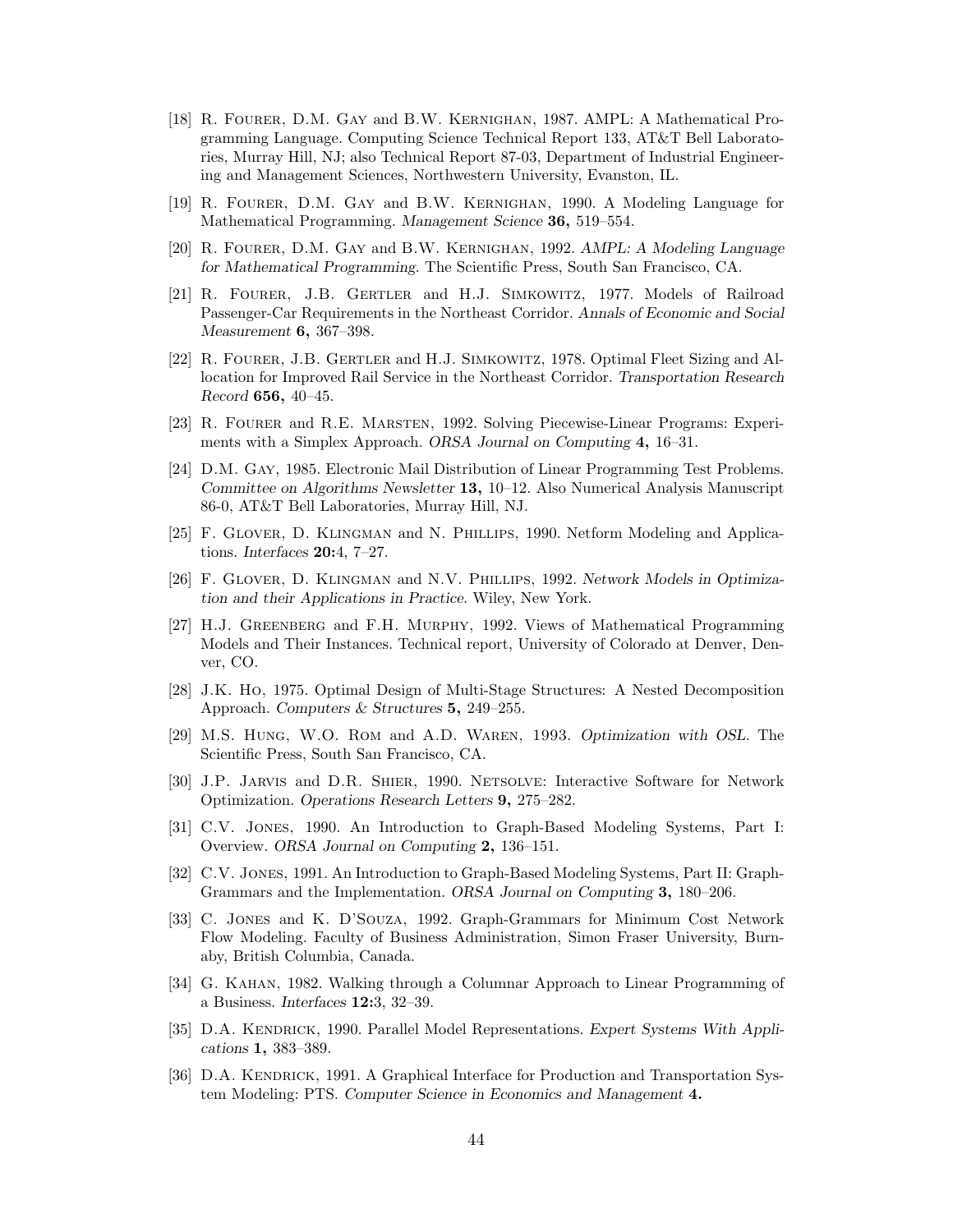[18] R. Fourer, D.M. Gay and B.W. Kernighan, 1987. AMPL: A Mathematical Programming Language. Computing Science Technical Report 133, AT&T Bell Laboratories, Murray Hill, NJ; also Technical Report 87-03, Department of Industrial Engineering and Management Sciences, Northwestern University, Evanston, IL.

[19] R. Fourer, D.M. Gay and B.W. Kernighan, 1990. A Modeling Language for Mathematical Programming. *Management Science* **36,** 519–554.

[20] R. Fourer, D.M. Gay and B.W. Kernighan, 1992. *AMPL: A Modeling Language for Mathematical Programming*. The Scientific Press, South San Francisco, CA.

[21] R. Fourer, J.B. Gertler and H.J. Simkowitz, 1977. Models of Railroad Passenger-Car Requirements in the Northeast Corridor. *Annals of Economic and Social Measurement* **6,** 367–398.

[22] R. Fourer, J.B. Gertler and H.J. Simkowitz, 1978. Optimal Fleet Sizing and Allocation for Improved Rail Service in the Northeast Corridor. *Transportation Research Record* **656,** 40–45.

[23] R. Fourer and R.E. Marsten, 1992. Solving Piecewise-Linear Programs: Experiments with a Simplex Approach. *ORSA Journal on Computing* **4,** 16–31.

[24] D.M. Gay, 1985. Electronic Mail Distribution of Linear Programming Test Problems. *Committee on Algorithms Newsletter* **13,** 10–12. Also Numerical Analysis Manuscript 86-0, AT&T Bell Laboratories, Murray Hill, NJ.

[25] F. Glover, D. Klingman and N. Phillips, 1990. Netform Modeling and Applications. *Interfaces* **20:**4, 7–27.

[26] F. Glover, D. Klingman and N.V. Phillips, 1992. *Network Models in Optimization and their Applications in Practice*. Wiley, New York.

[27] H.J. Greenberg and F.H. Murphy, 1992. Views of Mathematical Programming Models and Their Instances. Technical report, University of Colorado at Denver, Denver, CO.

[28] J.K. Ho, 1975. Optimal Design of Multi-Stage Structures: A Nested Decomposition Approach. *Computers & Structures* **5,** 249–255.

[29] M.S. Hung, W.O. Rom and A.D. Waren, 1993. *Optimization with OSL*. The Scientific Press, South San Francisco, CA.

[30] J.P. Jarvis and D.R. Shier, 1990. Netsolve: Interactive Software for Network Optimization. *Operations Research Letters* **9,** 275–282.

[31] C.V. Jones, 1990. An Introduction to Graph-Based Modeling Systems, Part I: Overview. *ORSA Journal on Computing* **2,** 136–151.

[32] C.V. Jones, 1991. An Introduction to Graph-Based Modeling Systems, Part II: Graph-Grammars and the Implementation. *ORSA Journal on Computing* **3,** 180–206.

[33] C. Jones and K. D'Souza, 1992. Graph-Grammars for Minimum Cost Network Flow Modeling. Faculty of Business Administration, Simon Fraser University, Burnaby, British Columbia, Canada.

[34] G. Kahan, 1982. Walking through a Columnar Approach to Linear Programming of a Business. *Interfaces* **12:**3, 32–39.

[35] D.A. Kendrick, 1990. Parallel Model Representations. *Expert Systems With Applications* **1,** 383–389.

[36] D.A. Kendrick, 1991. A Graphical Interface for Production and Transportation System Modeling: PTS. *Computer Science in Economics and Management* **4.**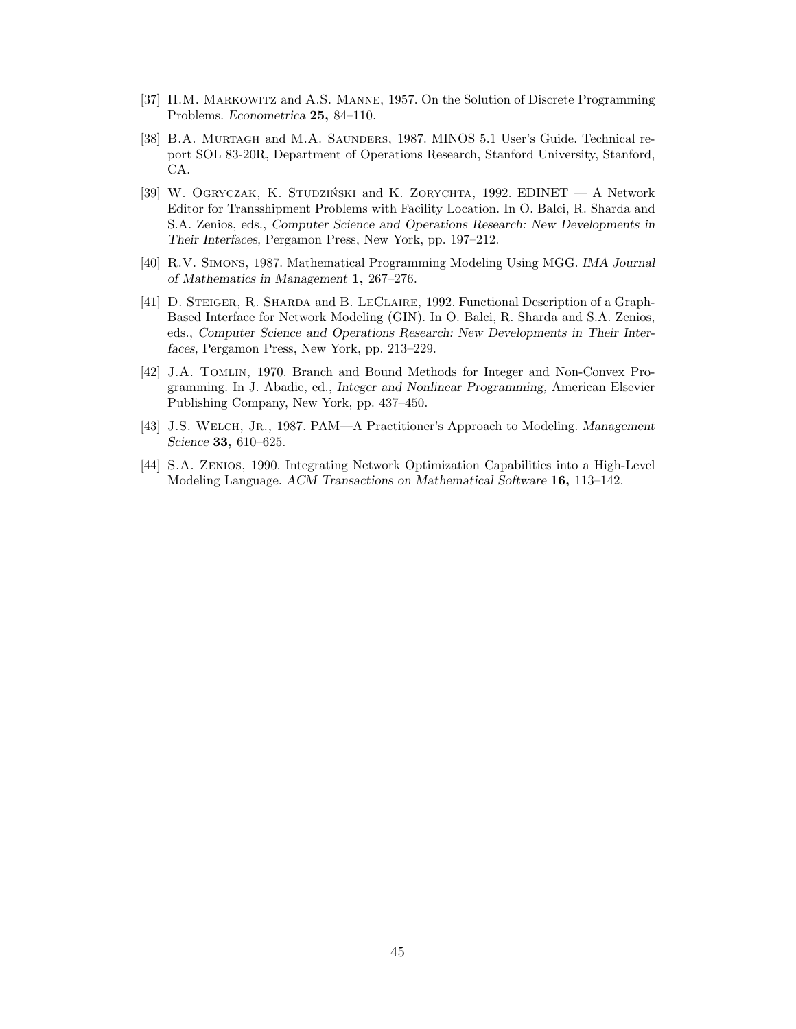[37] H.M. Markowitz and A.S. Manne, 1957. On the Solution of Discrete Programming Problems. *Econometrica* **25,** 84–110.

[38] B.A. Murtagh and M.A. Saunders, 1987. MINOS 5.1 User's Guide. Technical report SOL 83-20R, Department of Operations Research, Stanford University, Stanford, CA.

[39] W. Ogryczak, K. Studziński and K. Zorychta, 1992. EDINET — A Network Editor for Transshipment Problems with Facility Location. In O. Balci, R. Sharda and S.A. Zenios, eds., *Computer Science and Operations Research: New Developments in Their Interfaces,* Pergamon Press, New York, pp. 197–212.

[40] R.V. Simons, 1987. Mathematical Programming Modeling Using MGG. *IMA Journal of Mathematics in Management* **1,** 267–276.

[41] D. Steiger, R. Sharda and B. LeClaire, 1992. Functional Description of a Graph-Based Interface for Network Modeling (GIN). In O. Balci, R. Sharda and S.A. Zenios, eds., *Computer Science and Operations Research: New Developments in Their Interfaces,* Pergamon Press, New York, pp. 213–229.

[42] J.A. Tomlin, 1970. Branch and Bound Methods for Integer and Non-Convex Programming. In J. Abadie, ed., *Integer and Nonlinear Programming,* American Elsevier Publishing Company, New York, pp. 437–450.

[43] J.S. Welch, Jr., 1987. PAM—A Practitioner's Approach to Modeling. *Management Science* **33,** 610–625.

[44] S.A. Zenios, 1990. Integrating Network Optimization Capabilities into a High-Level Modeling Language. *ACM Transactions on Mathematical Software* **16,** 113–142.